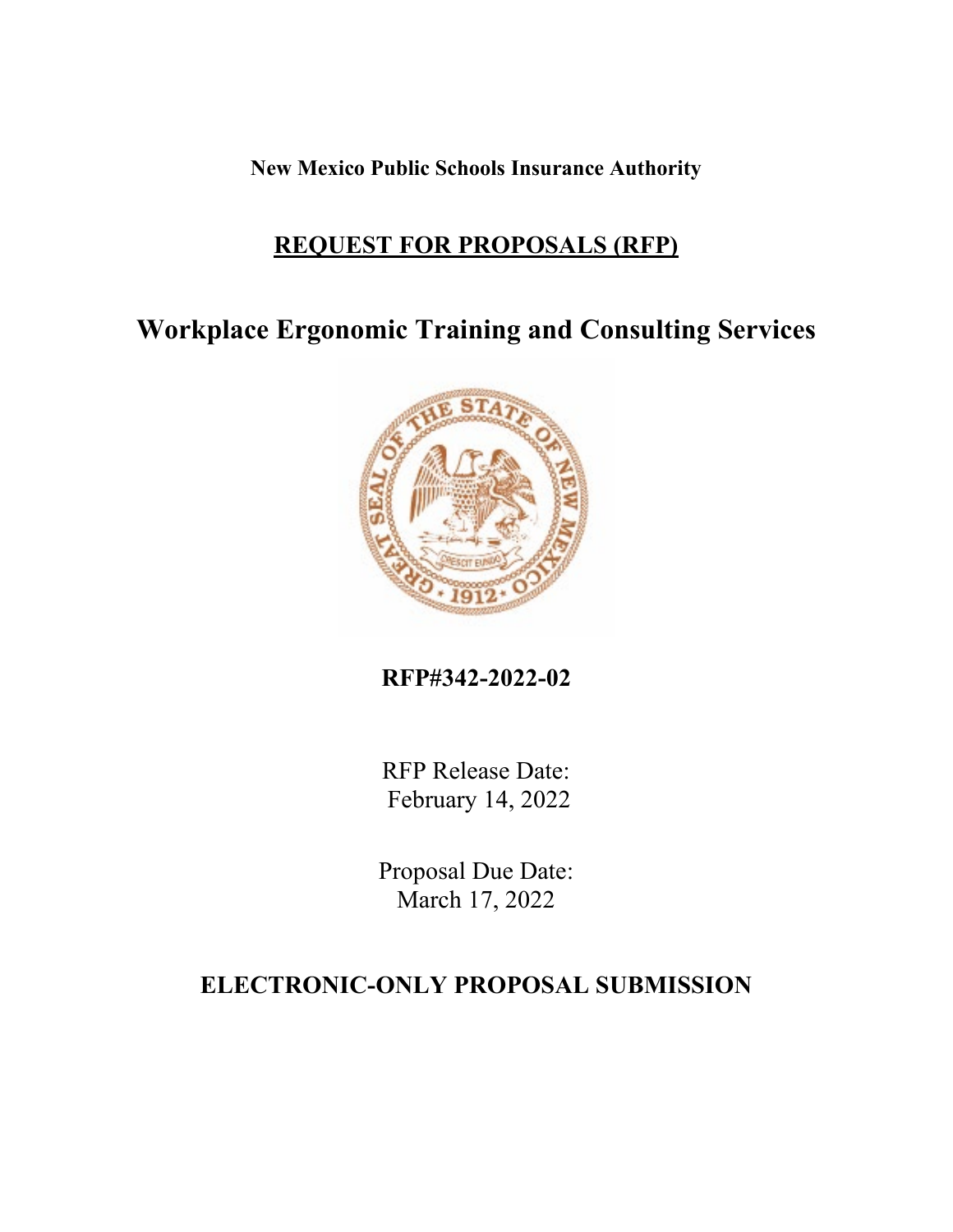**New Mexico Public Schools Insurance Authority**

## REQUEST FOR PROPOSALS (RFP)

# Workplace Ergonomic Training and Consulting Services

**RFP#342-2022-02**

RFP Release Date:
February 14, 2022

Proposal Due Date:
March 17, 2022

## ELECTRONIC-ONLY PROPOSAL SUBMISSION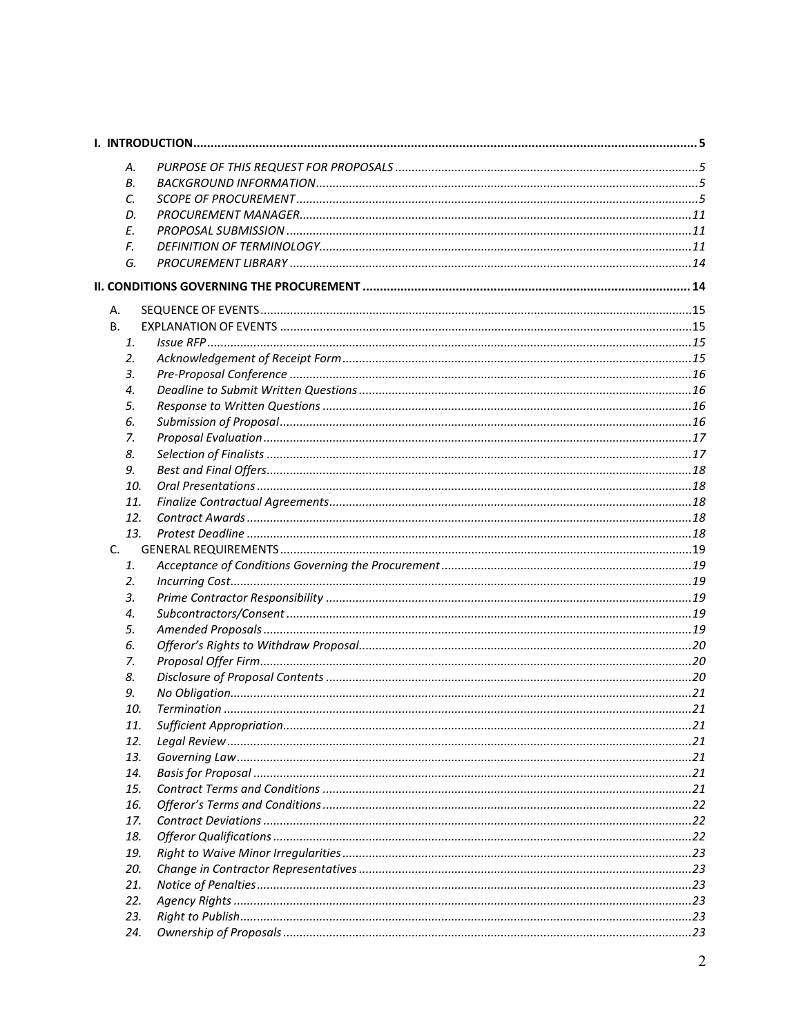**I. INTRODUCTION** ..... **5**

- *A. PURPOSE OF THIS REQUEST FOR PROPOSALS* ..... *5*
- *B. BACKGROUND INFORMATION* ..... *5*
- *C. SCOPE OF PROCUREMENT* ..... *5*
- *D. PROCUREMENT MANAGER* ..... *11*
- *E. PROPOSAL SUBMISSION* ..... *11*
- *F. DEFINITION OF TERMINOLOGY* ..... *11*
- *G. PROCUREMENT LIBRARY* ..... *14*

**II. CONDITIONS GOVERNING THE PROCUREMENT** ..... **14**

- A. SEQUENCE OF EVENTS ..... 15
- B. EXPLANATION OF EVENTS ..... 15
  1. *Issue RFP* ..... *15*
  2. *Acknowledgement of Receipt Form* ..... *15*
  3. *Pre-Proposal Conference* ..... *16*
  4. *Deadline to Submit Written Questions* ..... *16*
  5. *Response to Written Questions* ..... *16*
  6. *Submission of Proposal* ..... *16*
  7. *Proposal Evaluation* ..... *17*
  8. *Selection of Finalists* ..... *17*
  9. *Best and Final Offers* ..... *18*
  10. *Oral Presentations* ..... *18*
  11. *Finalize Contractual Agreements* ..... *18*
  12. *Contract Awards* ..... *18*
  13. *Protest Deadline* ..... *18*
- C. GENERAL REQUIREMENTS ..... 19
  1. *Acceptance of Conditions Governing the Procurement* ..... *19*
  2. *Incurring Cost* ..... *19*
  3. *Prime Contractor Responsibility* ..... *19*
  4. *Subcontractors/Consent* ..... *19*
  5. *Amended Proposals* ..... *19*
  6. *Offeror's Rights to Withdraw Proposal* ..... *20*
  7. *Proposal Offer Firm* ..... *20*
  8. *Disclosure of Proposal Contents* ..... *20*
  9. *No Obligation* ..... *21*
  10. *Termination* ..... *21*
  11. *Sufficient Appropriation* ..... *21*
  12. *Legal Review* ..... *21*
  13. *Governing Law* ..... *21*
  14. *Basis for Proposal* ..... *21*
  15. *Contract Terms and Conditions* ..... *21*
  16. *Offeror's Terms and Conditions* ..... *22*
  17. *Contract Deviations* ..... *22*
  18. *Offeror Qualifications* ..... *22*
  19. *Right to Waive Minor Irregularities* ..... *23*
  20. *Change in Contractor Representatives* ..... *23*
  21. *Notice of Penalties* ..... *23*
  22. *Agency Rights* ..... *23*
  23. *Right to Publish* ..... *23*
  24. *Ownership of Proposals* ..... *23*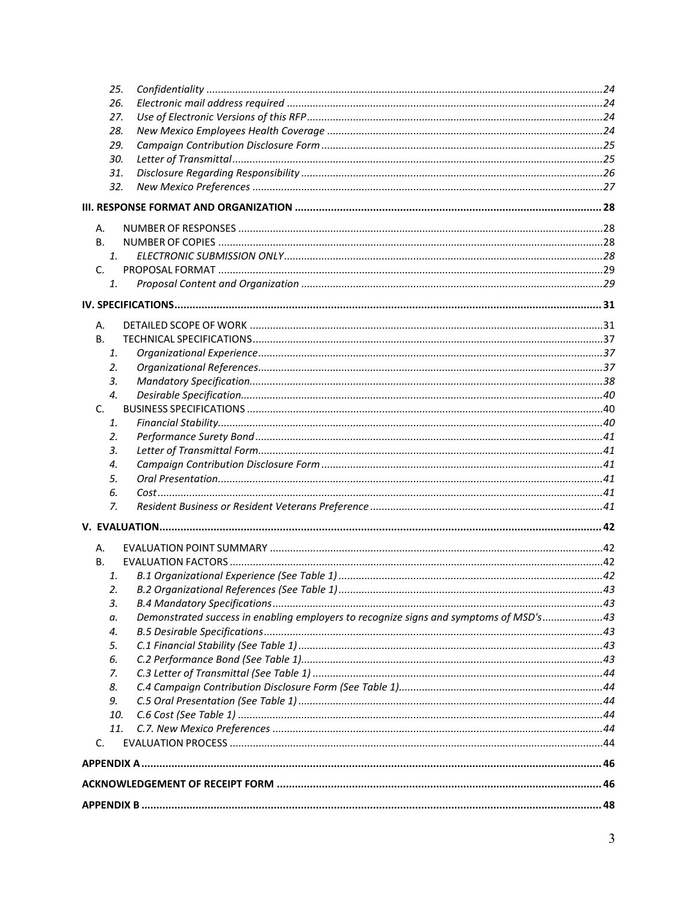25. *Confidentiality* ......................................................................................................................24
26. *Electronic mail address required* ..........................................................................................24
27. *Use of Electronic Versions of this RFP* ...................................................................................24
28. *New Mexico Employees Health Coverage* ................................................................................24
29. *Campaign Contribution Disclosure Form* ................................................................................25
30. *Letter of Transmittal* ..............................................................................................................25
31. *Disclosure Regarding Responsibility* ......................................................................................26
32. *New Mexico Preferences* .......................................................................................................27

**III. RESPONSE FORMAT AND ORGANIZATION** ................................................................................ **28**

A. NUMBER OF RESPONSES .............................................................................................................28
B. NUMBER OF COPIES .....................................................................................................................28
   1. *ELECTRONIC SUBMISSION ONLY* ..............................................................................................28
C. PROPOSAL FORMAT .....................................................................................................................29
   1. *Proposal Content and Organization* .........................................................................................29

**IV. SPECIFICATIONS** ........................................................................................................................ **31**

A. DETAILED SCOPE OF WORK ..........................................................................................................31
B. TECHNICAL SPECIFICATIONS .........................................................................................................37
   1. *Organizational Experience* ......................................................................................................37
   2. *Organizational References* .......................................................................................................37
   3. *Mandatory Specification* ..........................................................................................................38
   4. *Desirable Specification* .............................................................................................................40
C. BUSINESS SPECIFICATIONS ...........................................................................................................40
   1. *Financial Stability* .....................................................................................................................40
   2. *Performance Surety Bond* ........................................................................................................41
   3. *Letter of Transmittal Form* .......................................................................................................41
   4. *Campaign Contribution Disclosure Form* .................................................................................41
   5. *Oral Presentation* .....................................................................................................................41
   6. *Cost* ..........................................................................................................................................41
   7. *Resident Business or Resident Veterans Preference* ...............................................................41

**V. EVALUATION** ................................................................................................................................ **42**

A. EVALUATION POINT SUMMARY ...................................................................................................42
B. EVALUATION FACTORS .................................................................................................................42
   1. *B.1 Organizational Experience (See Table 1)* .............................................................................42
   2. *B.2 Organizational References (See Table 1)* ............................................................................43
   3. *B.4 Mandatory Specifications* ...................................................................................................43
   a. *Demonstrated success in enabling employers to recognize signs and symptoms of MSD's* ......................43
   4. *B.5 Desirable Specifications* ......................................................................................................43
   5. *C.1 Financial Stability (See Table 1)* ..........................................................................................43
   6. *C.2 Performance Bond (See Table 1)* .........................................................................................43
   7. *C.3 Letter of Transmittal (See Table 1)* ......................................................................................44
   8. *C.4 Campaign Contribution Disclosure Form (See Table 1)* ........................................................44
   9. *C.5 Oral Presentation (See Table 1)* ...........................................................................................44
   10. *C.6 Cost (See Table 1)* ...............................................................................................................44
   11. *C.7. New Mexico Preferences* ...................................................................................................44
C. EVALUATION PROCESS .................................................................................................................44

**APPENDIX A** .................................................................................................................................... **46**

**ACKNOWLEDGEMENT OF RECEIPT FORM** ........................................................................................ **46**

**APPENDIX B** .................................................................................................................................... **48**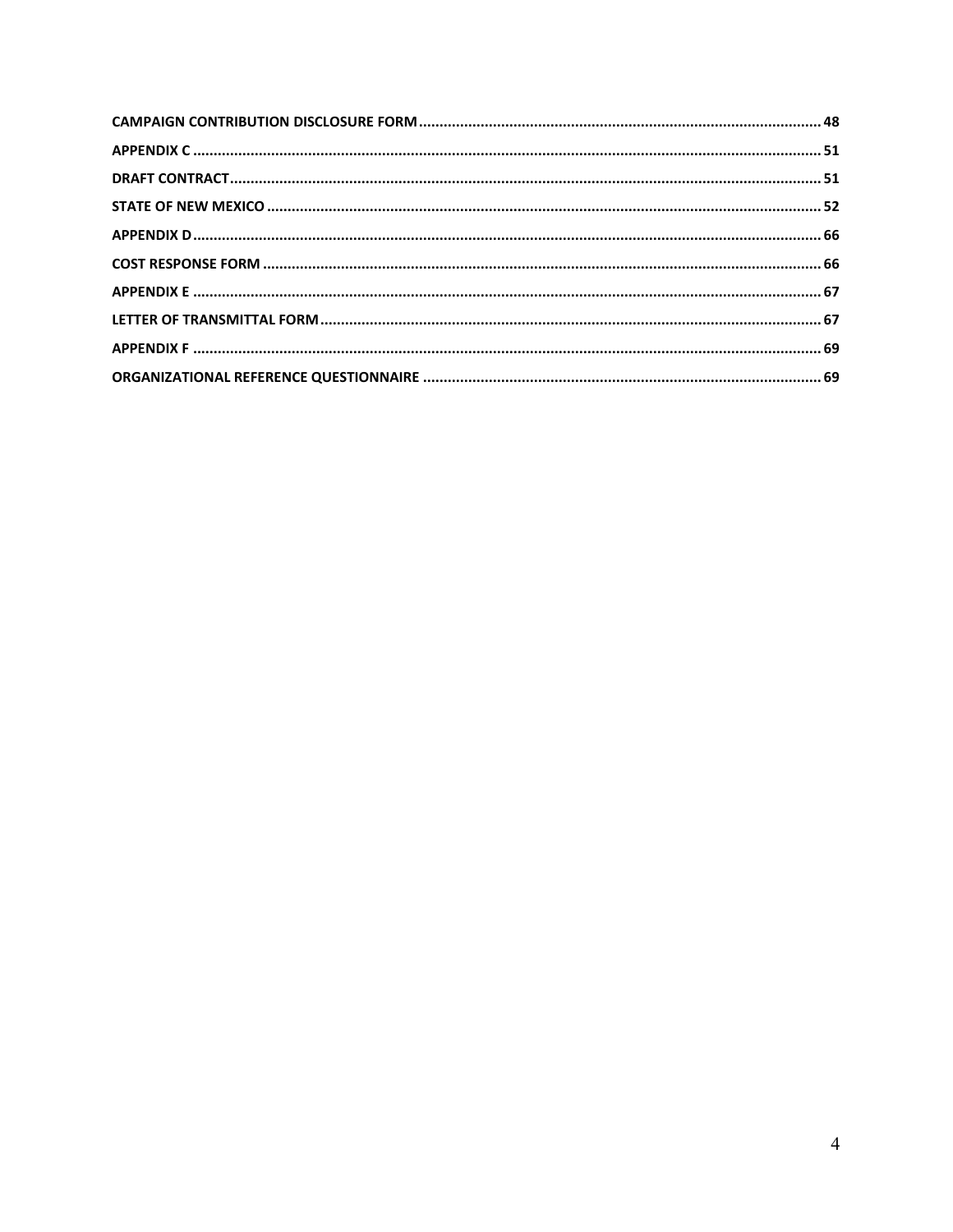CAMPAIGN CONTRIBUTION DISCLOSURE FORM ........................................................................................ 48
APPENDIX C ........................................................................................................................................ 51
DRAFT CONTRACT ................................................................................................................................ 51
STATE OF NEW MEXICO ...................................................................................................................... 52
APPENDIX D ........................................................................................................................................ 66
COST RESPONSE FORM ....................................................................................................................... 66
APPENDIX E ........................................................................................................................................ 67
LETTER OF TRANSMITTAL FORM .......................................................................................................... 67
APPENDIX F ........................................................................................................................................ 69
ORGANIZATIONAL REFERENCE QUESTIONNAIRE ................................................................................ 69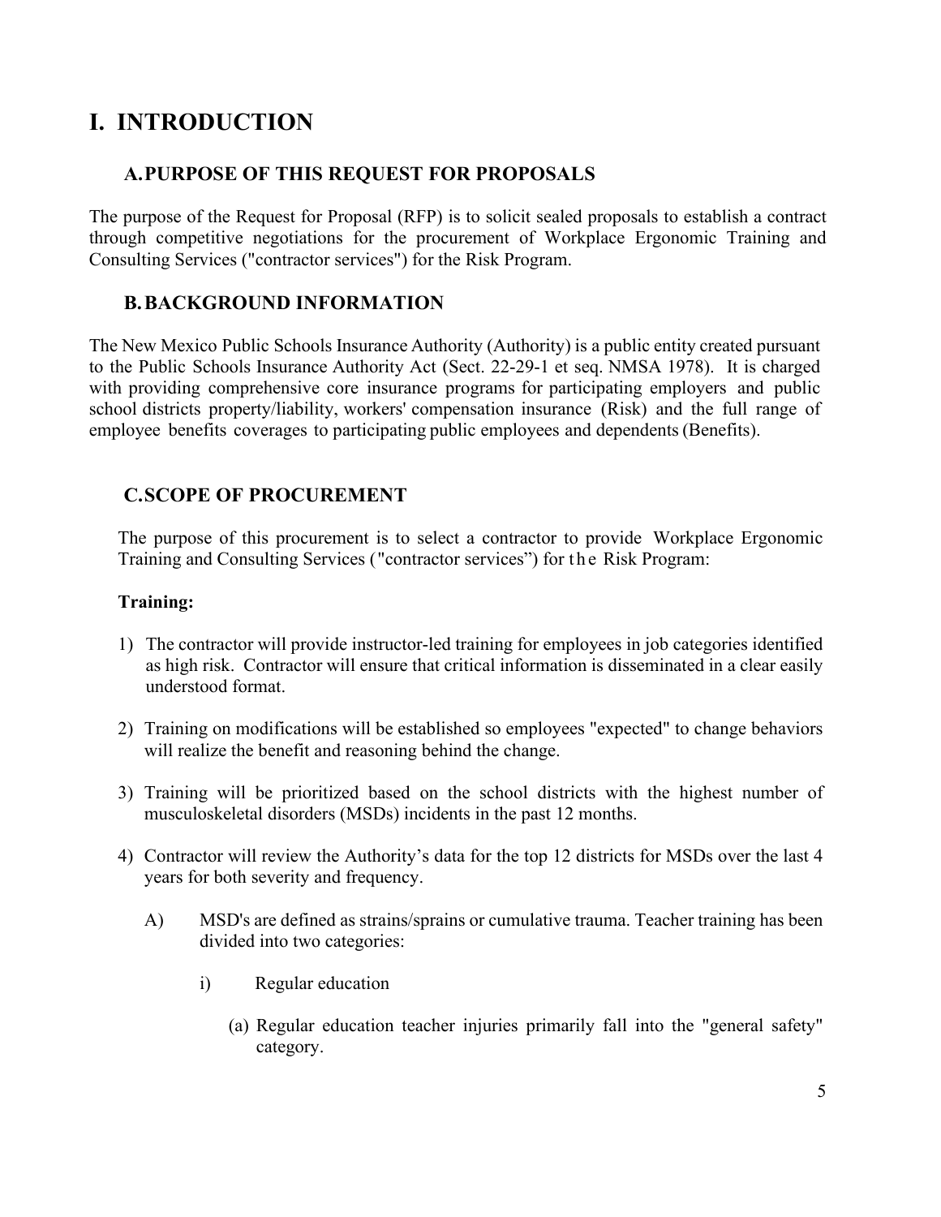# I. INTRODUCTION

## A. PURPOSE OF THIS REQUEST FOR PROPOSALS

The purpose of the Request for Proposal (RFP) is to solicit sealed proposals to establish a contract through competitive negotiations for the procurement of Workplace Ergonomic Training and Consulting Services ("contractor services") for the Risk Program.

## B. BACKGROUND INFORMATION

The New Mexico Public Schools Insurance Authority (Authority) is a public entity created pursuant to the Public Schools Insurance Authority Act (Sect. 22-29-1 et seq. NMSA 1978). It is charged with providing comprehensive core insurance programs for participating employers and public school districts property/liability, workers' compensation insurance (Risk) and the full range of employee benefits coverages to participating public employees and dependents (Benefits).

## C. SCOPE OF PROCUREMENT

The purpose of this procurement is to select a contractor to provide Workplace Ergonomic Training and Consulting Services ("contractor services") for the Risk Program:

**Training:**

1) The contractor will provide instructor-led training for employees in job categories identified as high risk. Contractor will ensure that critical information is disseminated in a clear easily understood format.

2) Training on modifications will be established so employees "expected" to change behaviors will realize the benefit and reasoning behind the change.

3) Training will be prioritized based on the school districts with the highest number of musculoskeletal disorders (MSDs) incidents in the past 12 months.

4) Contractor will review the Authority's data for the top 12 districts for MSDs over the last 4 years for both severity and frequency.

   A) MSD's are defined as strains/sprains or cumulative trauma. Teacher training has been divided into two categories:

      i) Regular education

         (a) Regular education teacher injuries primarily fall into the "general safety" category.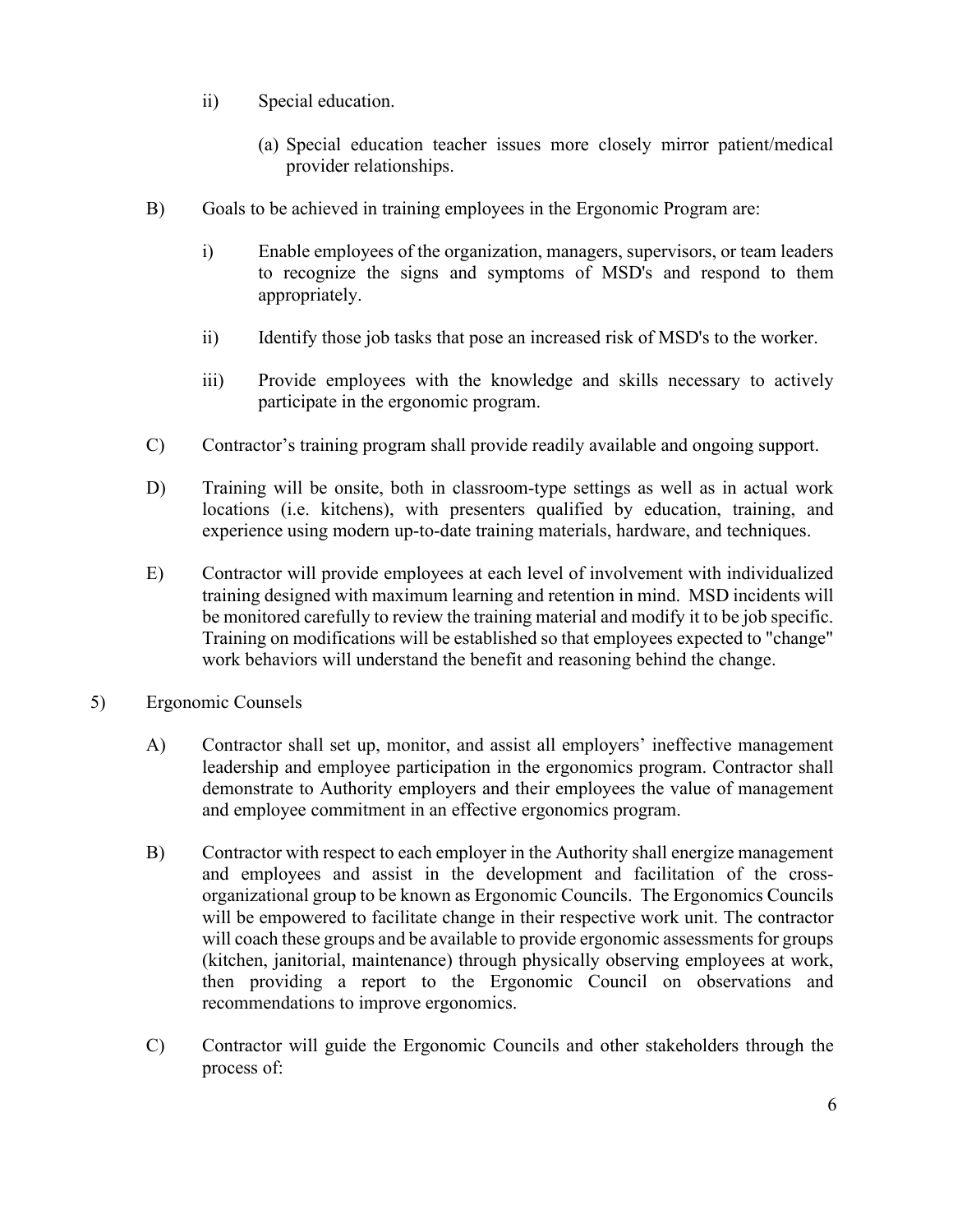ii) Special education.

(a) Special education teacher issues more closely mirror patient/medical provider relationships.

B) Goals to be achieved in training employees in the Ergonomic Program are:

i) Enable employees of the organization, managers, supervisors, or team leaders to recognize the signs and symptoms of MSD's and respond to them appropriately.

ii) Identify those job tasks that pose an increased risk of MSD's to the worker.

iii) Provide employees with the knowledge and skills necessary to actively participate in the ergonomic program.

C) Contractor's training program shall provide readily available and ongoing support.

D) Training will be onsite, both in classroom-type settings as well as in actual work locations (i.e. kitchens), with presenters qualified by education, training, and experience using modern up-to-date training materials, hardware, and techniques.

E) Contractor will provide employees at each level of involvement with individualized training designed with maximum learning and retention in mind. MSD incidents will be monitored carefully to review the training material and modify it to be job specific. Training on modifications will be established so that employees expected to "change" work behaviors will understand the benefit and reasoning behind the change.

5) Ergonomic Counsels

A) Contractor shall set up, monitor, and assist all employers' ineffective management leadership and employee participation in the ergonomics program. Contractor shall demonstrate to Authority employers and their employees the value of management and employee commitment in an effective ergonomics program.

B) Contractor with respect to each employer in the Authority shall energize management and employees and assist in the development and facilitation of the cross-organizational group to be known as Ergonomic Councils. The Ergonomics Councils will be empowered to facilitate change in their respective work unit. The contractor will coach these groups and be available to provide ergonomic assessments for groups (kitchen, janitorial, maintenance) through physically observing employees at work, then providing a report to the Ergonomic Council on observations and recommendations to improve ergonomics.

C) Contractor will guide the Ergonomic Councils and other stakeholders through the process of: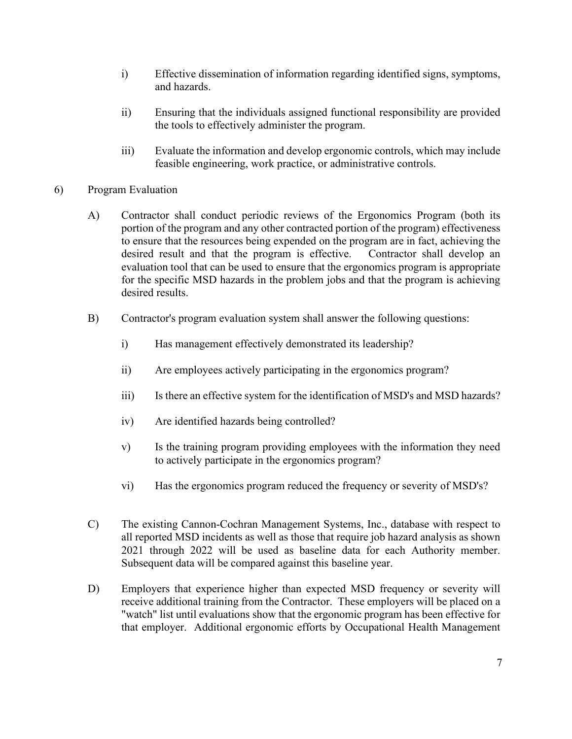i) Effective dissemination of information regarding identified signs, symptoms, and hazards.

ii) Ensuring that the individuals assigned functional responsibility are provided the tools to effectively administer the program.

iii) Evaluate the information and develop ergonomic controls, which may include feasible engineering, work practice, or administrative controls.

6) Program Evaluation

A) Contractor shall conduct periodic reviews of the Ergonomics Program (both its portion of the program and any other contracted portion of the program) effectiveness to ensure that the resources being expended on the program are in fact, achieving the desired result and that the program is effective. Contractor shall develop an evaluation tool that can be used to ensure that the ergonomics program is appropriate for the specific MSD hazards in the problem jobs and that the program is achieving desired results.

B) Contractor's program evaluation system shall answer the following questions:

i) Has management effectively demonstrated its leadership?

ii) Are employees actively participating in the ergonomics program?

iii) Is there an effective system for the identification of MSD's and MSD hazards?

iv) Are identified hazards being controlled?

v) Is the training program providing employees with the information they need to actively participate in the ergonomics program?

vi) Has the ergonomics program reduced the frequency or severity of MSD's?

C) The existing Cannon-Cochran Management Systems, Inc., database with respect to all reported MSD incidents as well as those that require job hazard analysis as shown 2021 through 2022 will be used as baseline data for each Authority member. Subsequent data will be compared against this baseline year.

D) Employers that experience higher than expected MSD frequency or severity will receive additional training from the Contractor. These employers will be placed on a "watch" list until evaluations show that the ergonomic program has been effective for that employer. Additional ergonomic efforts by Occupational Health Management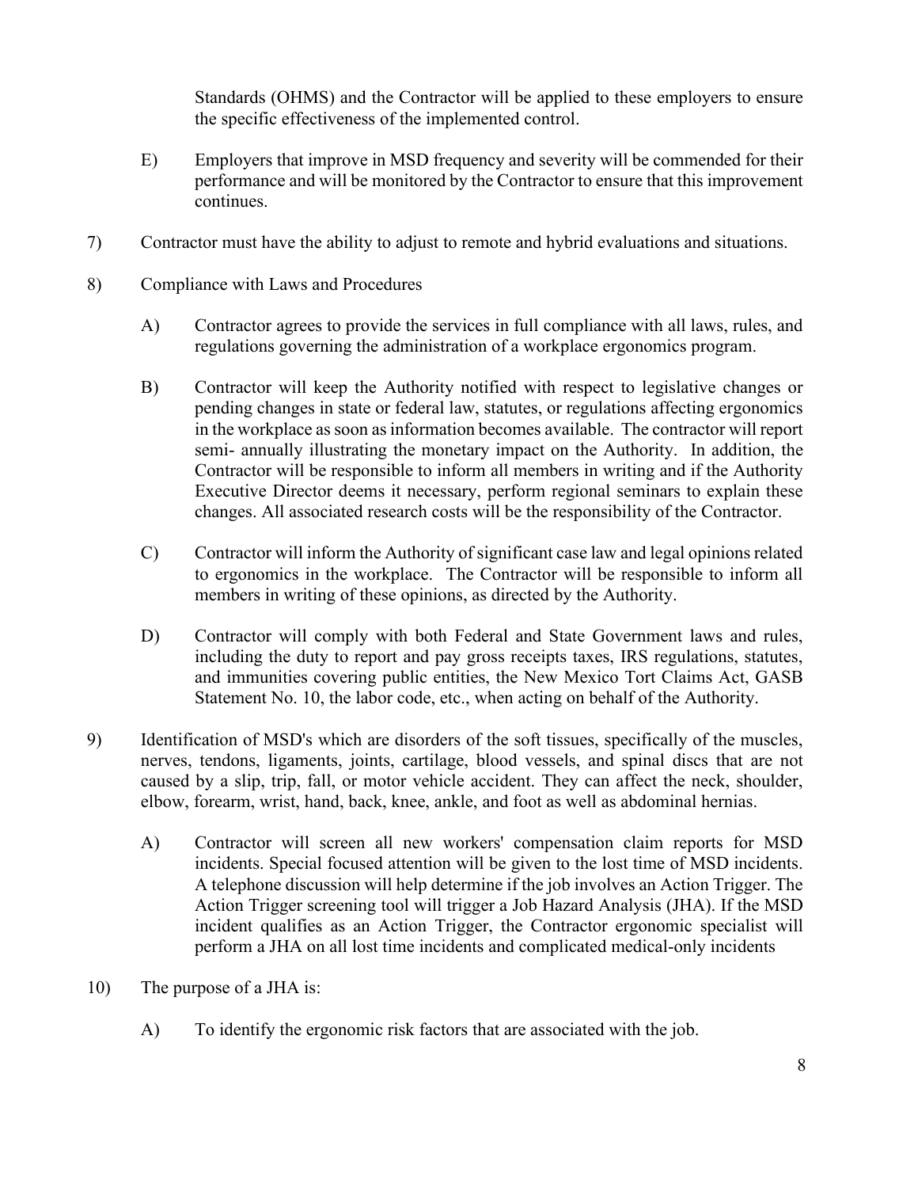Standards (OHMS) and the Contractor will be applied to these employers to ensure the specific effectiveness of the implemented control.

E) Employers that improve in MSD frequency and severity will be commended for their performance and will be monitored by the Contractor to ensure that this improvement continues.

7) Contractor must have the ability to adjust to remote and hybrid evaluations and situations.

8) Compliance with Laws and Procedures

A) Contractor agrees to provide the services in full compliance with all laws, rules, and regulations governing the administration of a workplace ergonomics program.

B) Contractor will keep the Authority notified with respect to legislative changes or pending changes in state or federal law, statutes, or regulations affecting ergonomics in the workplace as soon as information becomes available. The contractor will report semi- annually illustrating the monetary impact on the Authority. In addition, the Contractor will be responsible to inform all members in writing and if the Authority Executive Director deems it necessary, perform regional seminars to explain these changes. All associated research costs will be the responsibility of the Contractor.

C) Contractor will inform the Authority of significant case law and legal opinions related to ergonomics in the workplace. The Contractor will be responsible to inform all members in writing of these opinions, as directed by the Authority.

D) Contractor will comply with both Federal and State Government laws and rules, including the duty to report and pay gross receipts taxes, IRS regulations, statutes, and immunities covering public entities, the New Mexico Tort Claims Act, GASB Statement No. 10, the labor code, etc., when acting on behalf of the Authority.

9) Identification of MSD's which are disorders of the soft tissues, specifically of the muscles, nerves, tendons, ligaments, joints, cartilage, blood vessels, and spinal discs that are not caused by a slip, trip, fall, or motor vehicle accident. They can affect the neck, shoulder, elbow, forearm, wrist, hand, back, knee, ankle, and foot as well as abdominal hernias.

A) Contractor will screen all new workers' compensation claim reports for MSD incidents. Special focused attention will be given to the lost time of MSD incidents. A telephone discussion will help determine if the job involves an Action Trigger. The Action Trigger screening tool will trigger a Job Hazard Analysis (JHA). If the MSD incident qualifies as an Action Trigger, the Contractor ergonomic specialist will perform a JHA on all lost time incidents and complicated medical-only incidents

10) The purpose of a JHA is:

A) To identify the ergonomic risk factors that are associated with the job.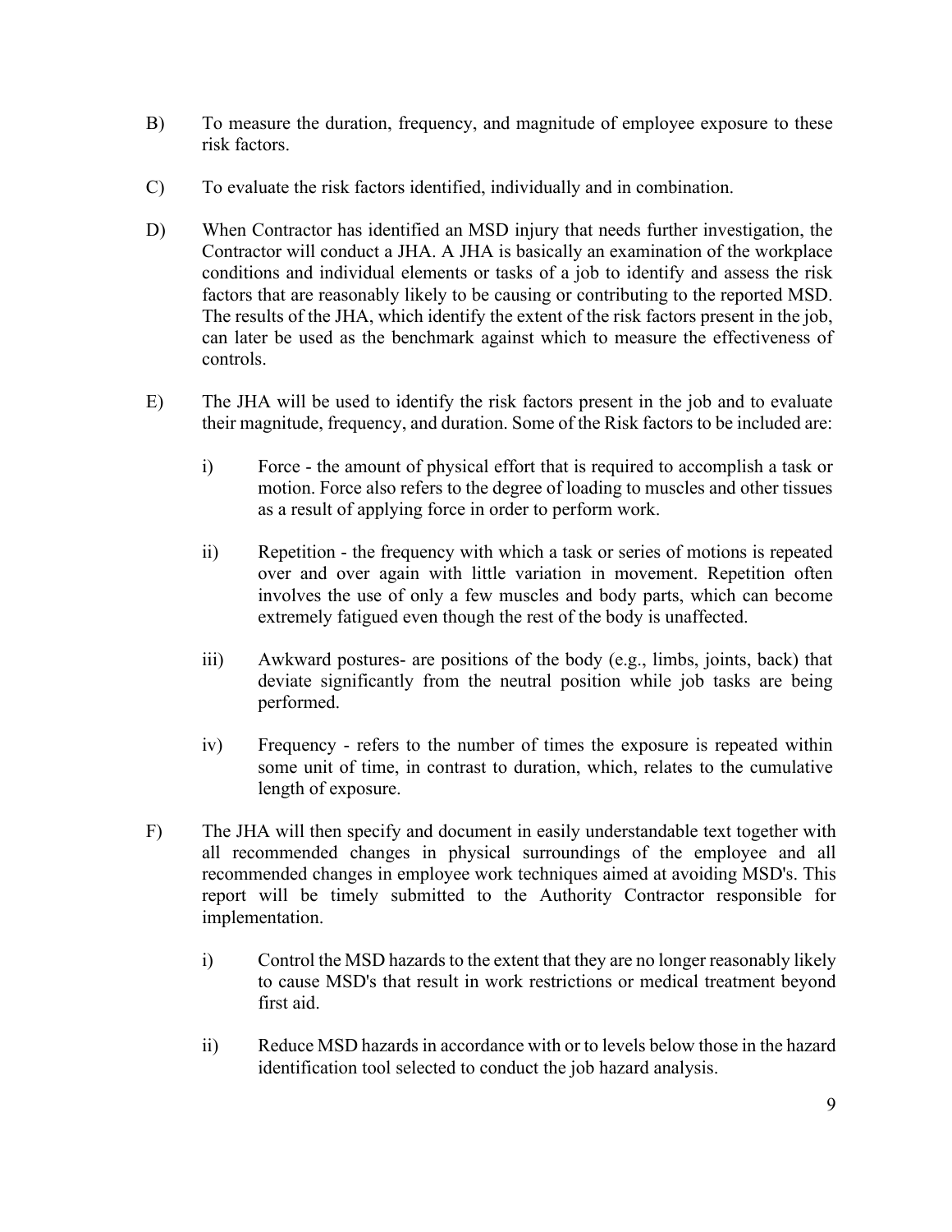B) To measure the duration, frequency, and magnitude of employee exposure to these risk factors.

C) To evaluate the risk factors identified, individually and in combination.

D) When Contractor has identified an MSD injury that needs further investigation, the Contractor will conduct a JHA. A JHA is basically an examination of the workplace conditions and individual elements or tasks of a job to identify and assess the risk factors that are reasonably likely to be causing or contributing to the reported MSD. The results of the JHA, which identify the extent of the risk factors present in the job, can later be used as the benchmark against which to measure the effectiveness of controls.

E) The JHA will be used to identify the risk factors present in the job and to evaluate their magnitude, frequency, and duration. Some of the Risk factors to be included are:

   i) Force - the amount of physical effort that is required to accomplish a task or motion. Force also refers to the degree of loading to muscles and other tissues as a result of applying force in order to perform work.

   ii) Repetition - the frequency with which a task or series of motions is repeated over and over again with little variation in movement. Repetition often involves the use of only a few muscles and body parts, which can become extremely fatigued even though the rest of the body is unaffected.

   iii) Awkward postures- are positions of the body (e.g., limbs, joints, back) that deviate significantly from the neutral position while job tasks are being performed.

   iv) Frequency - refers to the number of times the exposure is repeated within some unit of time, in contrast to duration, which, relates to the cumulative length of exposure.

F) The JHA will then specify and document in easily understandable text together with all recommended changes in physical surroundings of the employee and all recommended changes in employee work techniques aimed at avoiding MSD's. This report will be timely submitted to the Authority Contractor responsible for implementation.

   i) Control the MSD hazards to the extent that they are no longer reasonably likely to cause MSD's that result in work restrictions or medical treatment beyond first aid.

   ii) Reduce MSD hazards in accordance with or to levels below those in the hazard identification tool selected to conduct the job hazard analysis.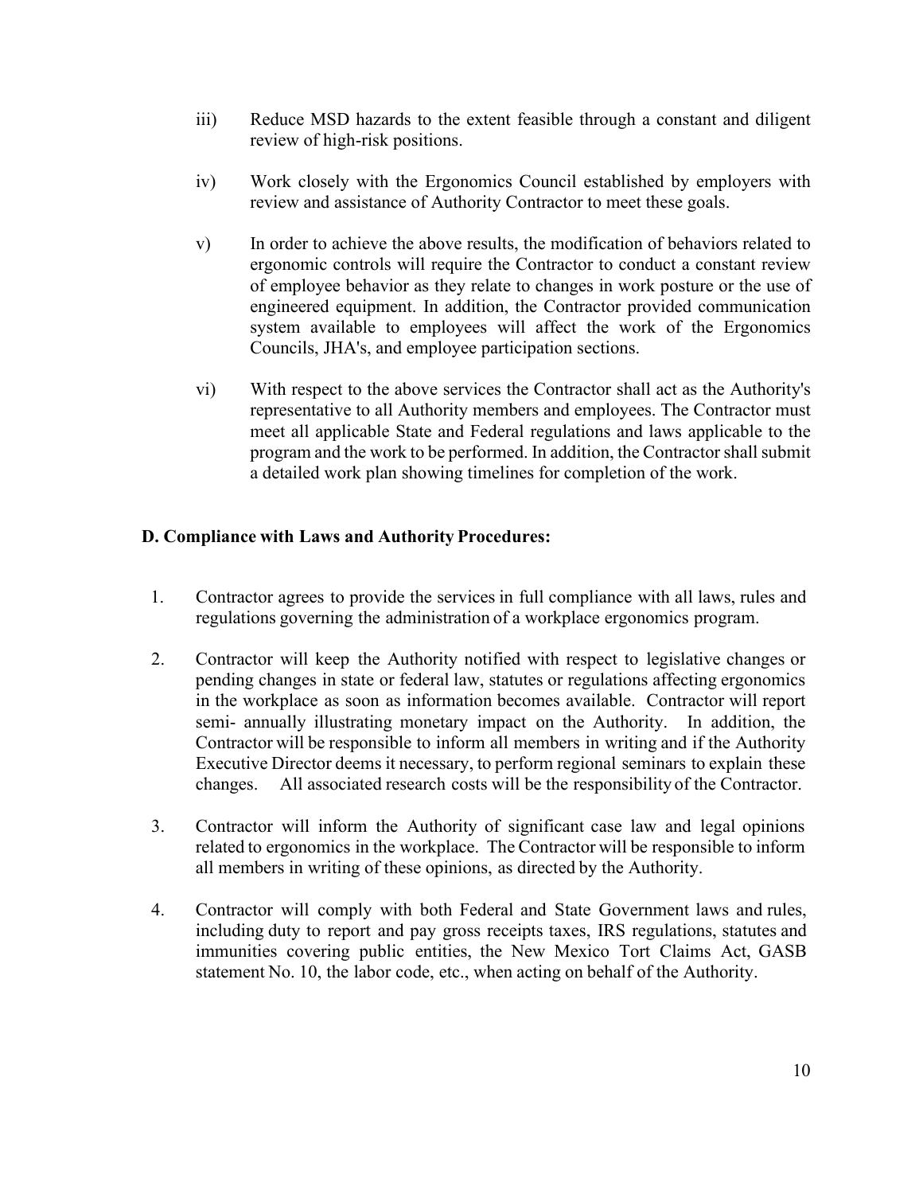iii) Reduce MSD hazards to the extent feasible through a constant and diligent review of high-risk positions.

iv) Work closely with the Ergonomics Council established by employers with review and assistance of Authority Contractor to meet these goals.

v) In order to achieve the above results, the modification of behaviors related to ergonomic controls will require the Contractor to conduct a constant review of employee behavior as they relate to changes in work posture or the use of engineered equipment. In addition, the Contractor provided communication system available to employees will affect the work of the Ergonomics Councils, JHA's, and employee participation sections.

vi) With respect to the above services the Contractor shall act as the Authority's representative to all Authority members and employees. The Contractor must meet all applicable State and Federal regulations and laws applicable to the program and the work to be performed. In addition, the Contractor shall submit a detailed work plan showing timelines for completion of the work.

**D. Compliance with Laws and Authority Procedures:**

1. Contractor agrees to provide the services in full compliance with all laws, rules and regulations governing the administration of a workplace ergonomics program.

2. Contractor will keep the Authority notified with respect to legislative changes or pending changes in state or federal law, statutes or regulations affecting ergonomics in the workplace as soon as information becomes available. Contractor will report semi- annually illustrating monetary impact on the Authority. In addition, the Contractor will be responsible to inform all members in writing and if the Authority Executive Director deems it necessary, to perform regional seminars to explain these changes. All associated research costs will be the responsibility of the Contractor.

3. Contractor will inform the Authority of significant case law and legal opinions related to ergonomics in the workplace. The Contractor will be responsible to inform all members in writing of these opinions, as directed by the Authority.

4. Contractor will comply with both Federal and State Government laws and rules, including duty to report and pay gross receipts taxes, IRS regulations, statutes and immunities covering public entities, the New Mexico Tort Claims Act, GASB statement No. 10, the labor code, etc., when acting on behalf of the Authority.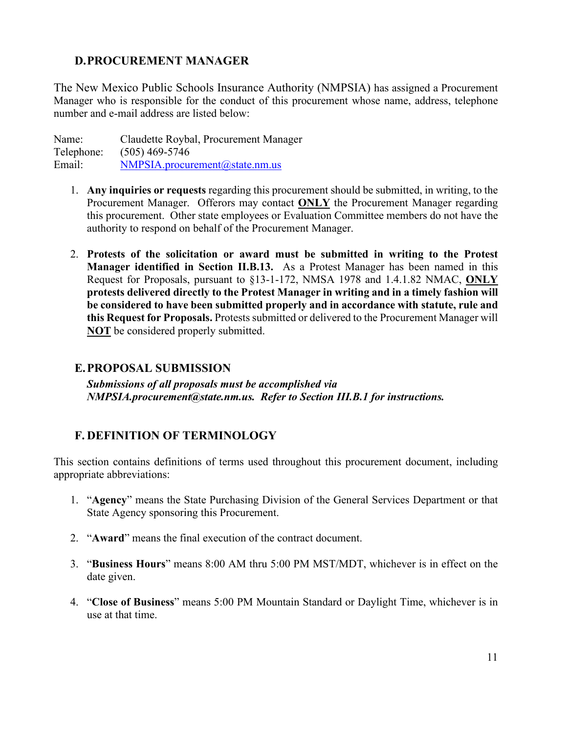## D. PROCUREMENT MANAGER

The New Mexico Public Schools Insurance Authority (NMPSIA) has assigned a Procurement Manager who is responsible for the conduct of this procurement whose name, address, telephone number and e-mail address are listed below:

Name: Claudette Roybal, Procurement Manager
Telephone: (505) 469-5746
Email: NMPSIA.procurement@state.nm.us

1. **Any inquiries or requests** regarding this procurement should be submitted, in writing, to the Procurement Manager. Offerors may contact **ONLY** the Procurement Manager regarding this procurement. Other state employees or Evaluation Committee members do not have the authority to respond on behalf of the Procurement Manager.

2. **Protests of the solicitation or award must be submitted in writing to the Protest Manager identified in Section II.B.13.** As a Protest Manager has been named in this Request for Proposals, pursuant to §13-1-172, NMSA 1978 and 1.4.1.82 NMAC, **ONLY protests delivered directly to the Protest Manager in writing and in a timely fashion will be considered to have been submitted properly and in accordance with statute, rule and this Request for Proposals.** Protests submitted or delivered to the Procurement Manager will **NOT** be considered properly submitted.

## E. PROPOSAL SUBMISSION

***Submissions of all proposals must be accomplished via NMPSIA.procurement@state.nm.us. Refer to Section III.B.1 for instructions.***

## F. DEFINITION OF TERMINOLOGY

This section contains definitions of terms used throughout this procurement document, including appropriate abbreviations:

1. "**Agency**" means the State Purchasing Division of the General Services Department or that State Agency sponsoring this Procurement.

2. "**Award**" means the final execution of the contract document.

3. "**Business Hours**" means 8:00 AM thru 5:00 PM MST/MDT, whichever is in effect on the date given.

4. "**Close of Business**" means 5:00 PM Mountain Standard or Daylight Time, whichever is in use at that time.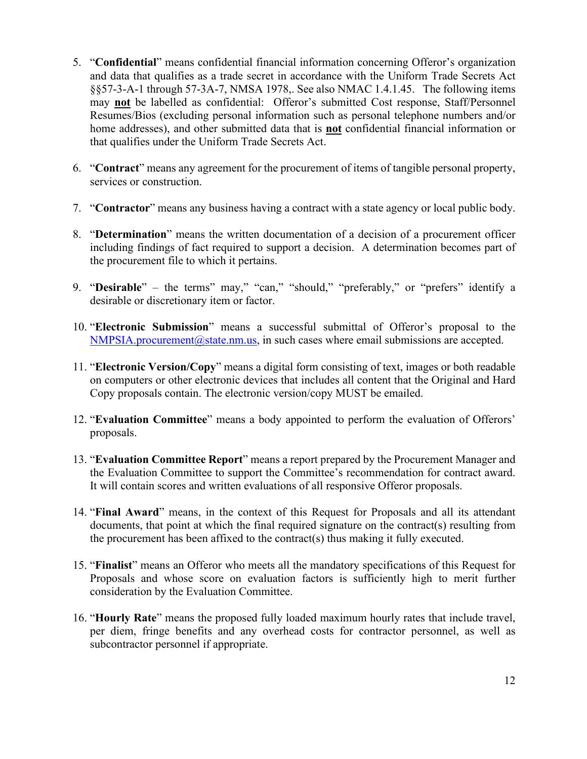5. "**Confidential**" means confidential financial information concerning Offeror's organization and data that qualifies as a trade secret in accordance with the Uniform Trade Secrets Act §§57-3-A-1 through 57-3A-7, NMSA 1978,. See also NMAC 1.4.1.45. The following items may **not** be labelled as confidential: Offeror's submitted Cost response, Staff/Personnel Resumes/Bios (excluding personal information such as personal telephone numbers and/or home addresses), and other submitted data that is **not** confidential financial information or that qualifies under the Uniform Trade Secrets Act.

6. "**Contract**" means any agreement for the procurement of items of tangible personal property, services or construction.

7. "**Contractor**" means any business having a contract with a state agency or local public body.

8. "**Determination**" means the written documentation of a decision of a procurement officer including findings of fact required to support a decision. A determination becomes part of the procurement file to which it pertains.

9. "**Desirable**" – the terms" may," "can," "should," "preferably," or "prefers" identify a desirable or discretionary item or factor.

10. "**Electronic Submission**" means a successful submittal of Offeror's proposal to the NMPSIA.procurement@state.nm.us, in such cases where email submissions are accepted.

11. "**Electronic Version/Copy**" means a digital form consisting of text, images or both readable on computers or other electronic devices that includes all content that the Original and Hard Copy proposals contain. The electronic version/copy MUST be emailed.

12. "**Evaluation Committee**" means a body appointed to perform the evaluation of Offerors' proposals.

13. "**Evaluation Committee Report**" means a report prepared by the Procurement Manager and the Evaluation Committee to support the Committee's recommendation for contract award. It will contain scores and written evaluations of all responsive Offeror proposals.

14. "**Final Award**" means, in the context of this Request for Proposals and all its attendant documents, that point at which the final required signature on the contract(s) resulting from the procurement has been affixed to the contract(s) thus making it fully executed.

15. "**Finalist**" means an Offeror who meets all the mandatory specifications of this Request for Proposals and whose score on evaluation factors is sufficiently high to merit further consideration by the Evaluation Committee.

16. "**Hourly Rate**" means the proposed fully loaded maximum hourly rates that include travel, per diem, fringe benefits and any overhead costs for contractor personnel, as well as subcontractor personnel if appropriate.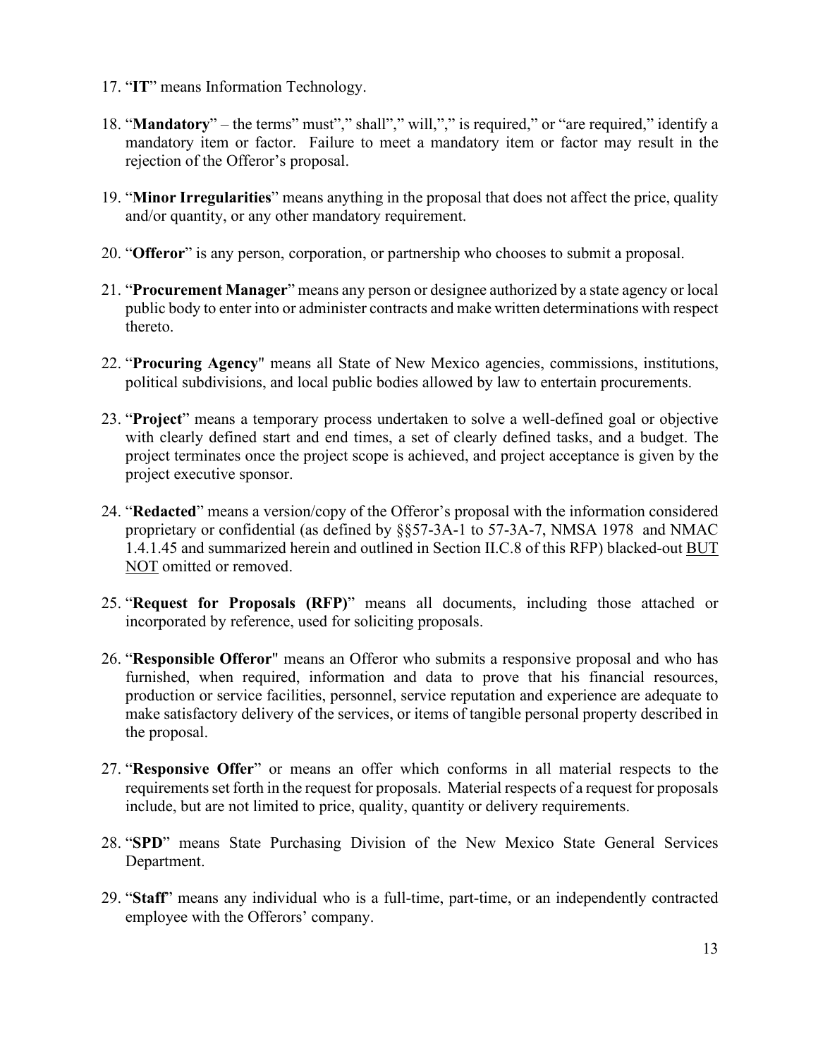17. "**IT**" means Information Technology.

18. "**Mandatory**" – the terms" must"," shall"," will,"," is required," or "are required," identify a mandatory item or factor. Failure to meet a mandatory item or factor may result in the rejection of the Offeror's proposal.

19. "**Minor Irregularities**" means anything in the proposal that does not affect the price, quality and/or quantity, or any other mandatory requirement.

20. "**Offeror**" is any person, corporation, or partnership who chooses to submit a proposal.

21. "**Procurement Manager**" means any person or designee authorized by a state agency or local public body to enter into or administer contracts and make written determinations with respect thereto.

22. "**Procuring Agency**" means all State of New Mexico agencies, commissions, institutions, political subdivisions, and local public bodies allowed by law to entertain procurements.

23. "**Project**" means a temporary process undertaken to solve a well-defined goal or objective with clearly defined start and end times, a set of clearly defined tasks, and a budget. The project terminates once the project scope is achieved, and project acceptance is given by the project executive sponsor.

24. "**Redacted**" means a version/copy of the Offeror's proposal with the information considered proprietary or confidential (as defined by §§57-3A-1 to 57-3A-7, NMSA 1978 and NMAC 1.4.1.45 and summarized herein and outlined in Section II.C.8 of this RFP) blacked-out <u>BUT NOT</u> omitted or removed.

25. "**Request for Proposals (RFP)**" means all documents, including those attached or incorporated by reference, used for soliciting proposals.

26. "**Responsible Offeror**" means an Offeror who submits a responsive proposal and who has furnished, when required, information and data to prove that his financial resources, production or service facilities, personnel, service reputation and experience are adequate to make satisfactory delivery of the services, or items of tangible personal property described in the proposal.

27. "**Responsive Offer**" or means an offer which conforms in all material respects to the requirements set forth in the request for proposals. Material respects of a request for proposals include, but are not limited to price, quality, quantity or delivery requirements.

28. "**SPD**" means State Purchasing Division of the New Mexico State General Services Department.

29. "**Staff**" means any individual who is a full-time, part-time, or an independently contracted employee with the Offerors' company.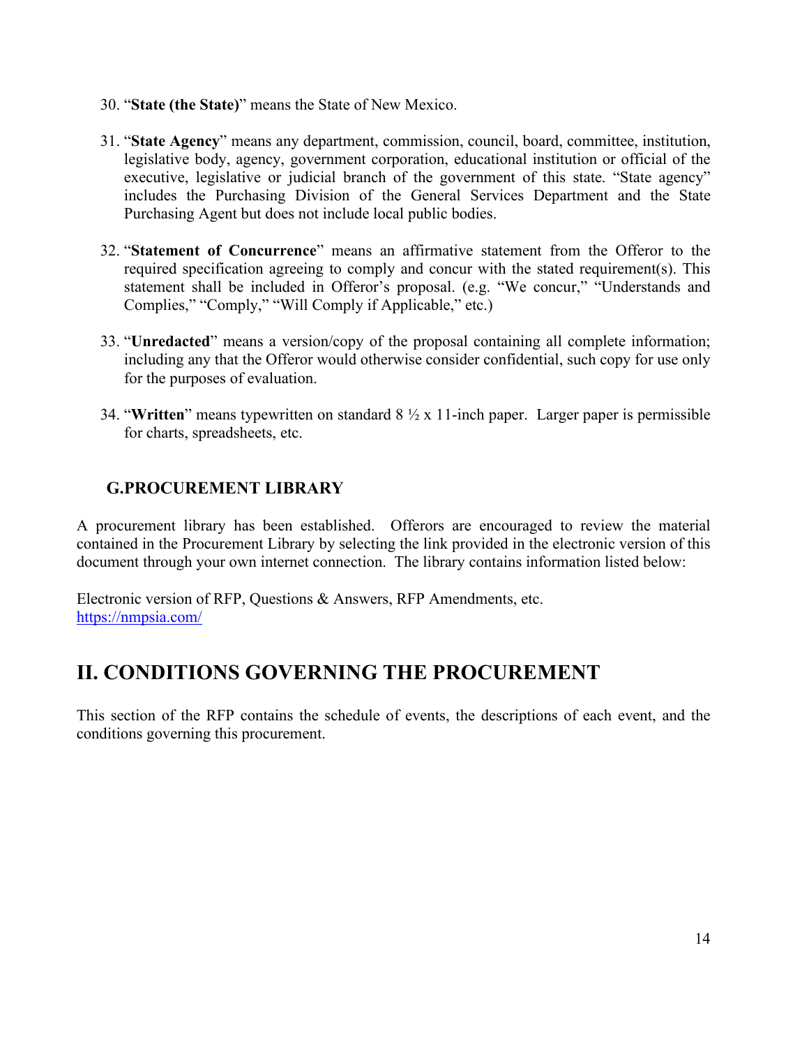30. "**State (the State)**" means the State of New Mexico.

31. "**State Agency**" means any department, commission, council, board, committee, institution, legislative body, agency, government corporation, educational institution or official of the executive, legislative or judicial branch of the government of this state. "State agency" includes the Purchasing Division of the General Services Department and the State Purchasing Agent but does not include local public bodies.

32. "**Statement of Concurrence**" means an affirmative statement from the Offeror to the required specification agreeing to comply and concur with the stated requirement(s). This statement shall be included in Offeror's proposal. (e.g. "We concur," "Understands and Complies," "Comply," "Will Comply if Applicable," etc.)

33. "**Unredacted**" means a version/copy of the proposal containing all complete information; including any that the Offeror would otherwise consider confidential, such copy for use only for the purposes of evaluation.

34. "**Written**" means typewritten on standard 8 ½ x 11-inch paper. Larger paper is permissible for charts, spreadsheets, etc.

### G. PROCUREMENT LIBRARY

A procurement library has been established. Offerors are encouraged to review the material contained in the Procurement Library by selecting the link provided in the electronic version of this document through your own internet connection. The library contains information listed below:

Electronic version of RFP, Questions & Answers, RFP Amendments, etc.
[https://nmpsia.com/](https://nmpsia.com/)

## II. CONDITIONS GOVERNING THE PROCUREMENT

This section of the RFP contains the schedule of events, the descriptions of each event, and the conditions governing this procurement.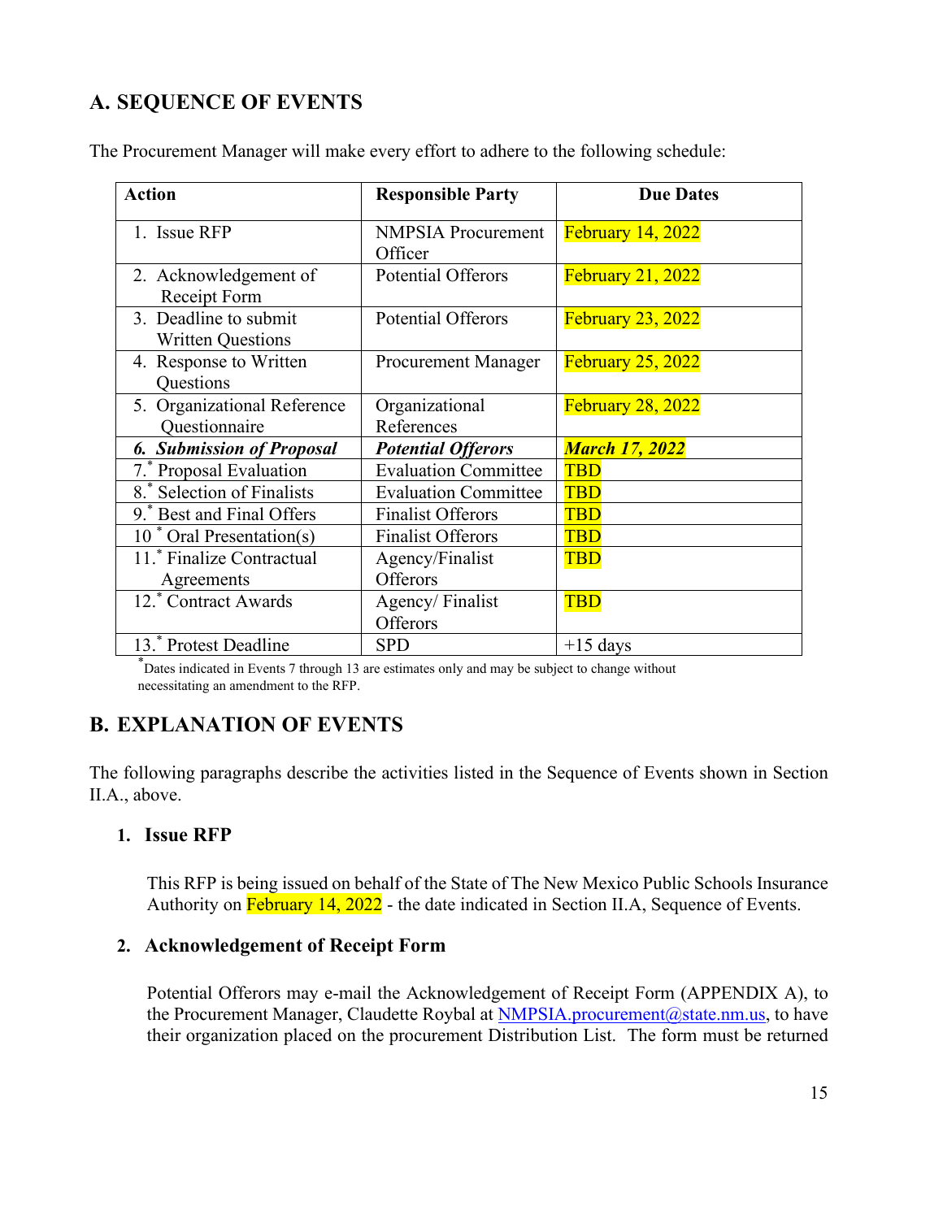## A. SEQUENCE OF EVENTS

The Procurement Manager will make every effort to adhere to the following schedule:

| Action | Responsible Party | Due Dates |
|---|---|---|
| 1. Issue RFP | NMPSIA Procurement Officer | February 14, 2022 |
| 2. Acknowledgement of Receipt Form | Potential Offerors | February 21, 2022 |
| 3. Deadline to submit Written Questions | Potential Offerors | February 23, 2022 |
| 4. Response to Written Questions | Procurement Manager | February 25, 2022 |
| 5. Organizational Reference Questionnaire | Organizational References | February 28, 2022 |
| ***6. Submission of Proposal*** | ***Potential Offerors*** | ***March 17, 2022*** |
| 7.* Proposal Evaluation | Evaluation Committee | TBD |
| 8.* Selection of Finalists | Evaluation Committee | TBD |
| 9.* Best and Final Offers | Finalist Offerors | TBD |
| 10 * Oral Presentation(s) | Finalist Offerors | TBD |
| 11.* Finalize Contractual Agreements | Agency/Finalist Offerors | TBD |
| 12.* Contract Awards | Agency/ Finalist Offerors | TBD |
| 13.* Protest Deadline | SPD | +15 days |

*Dates indicated in Events 7 through 13 are estimates only and may be subject to change without necessitating an amendment to the RFP.

## B. EXPLANATION OF EVENTS

The following paragraphs describe the activities listed in the Sequence of Events shown in Section II.A., above.

### 1. Issue RFP

This RFP is being issued on behalf of the State of The New Mexico Public Schools Insurance Authority on February 14, 2022 - the date indicated in Section II.A, Sequence of Events.

### 2. Acknowledgement of Receipt Form

Potential Offerors may e-mail the Acknowledgement of Receipt Form (APPENDIX A), to the Procurement Manager, Claudette Roybal at NMPSIA.procurement@state.nm.us, to have their organization placed on the procurement Distribution List. The form must be returned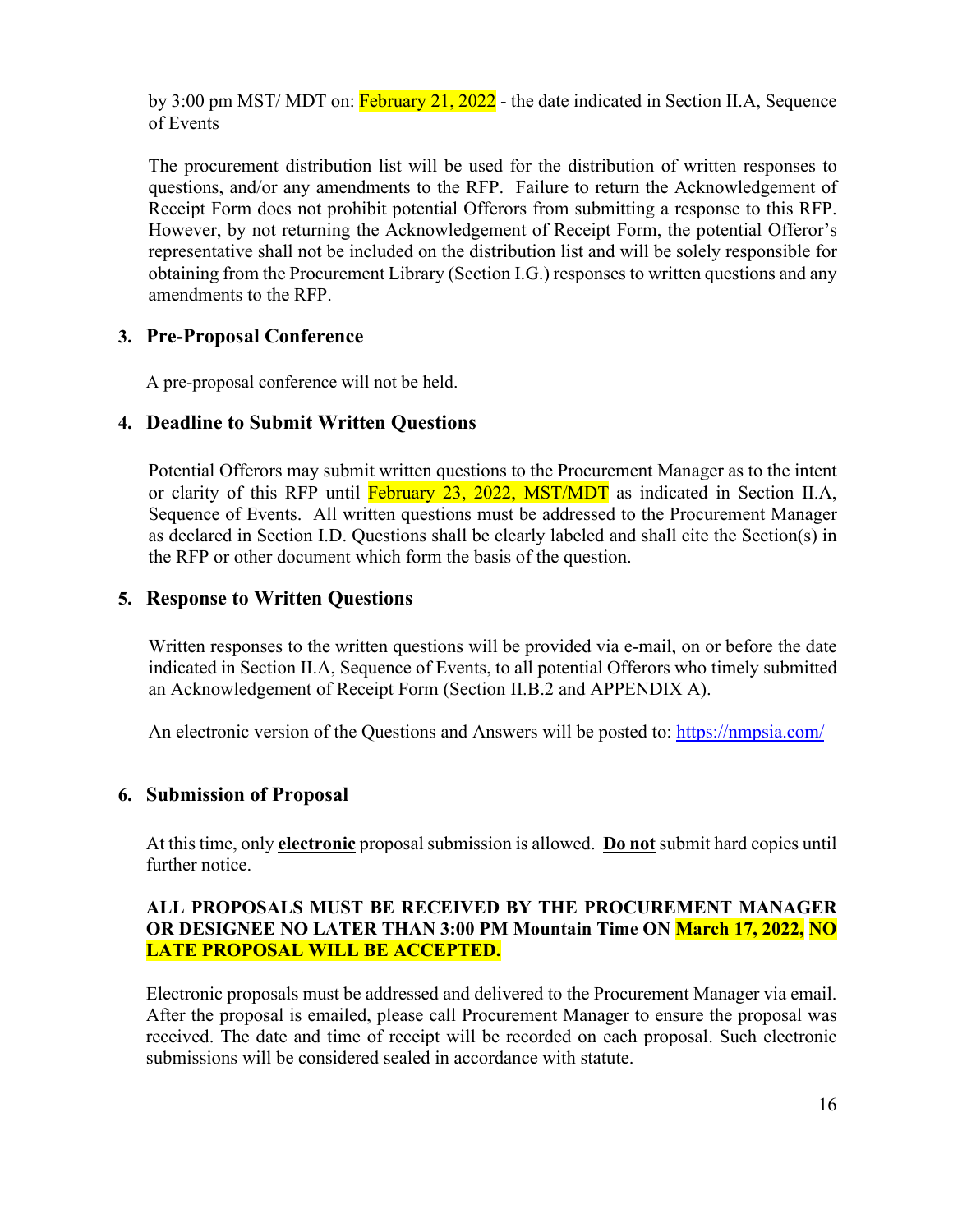by 3:00 pm MST/ MDT on: February 21, 2022 - the date indicated in Section II.A, Sequence of Events

The procurement distribution list will be used for the distribution of written responses to questions, and/or any amendments to the RFP. Failure to return the Acknowledgement of Receipt Form does not prohibit potential Offerors from submitting a response to this RFP. However, by not returning the Acknowledgement of Receipt Form, the potential Offeror's representative shall not be included on the distribution list and will be solely responsible for obtaining from the Procurement Library (Section I.G.) responses to written questions and any amendments to the RFP.

### 3. Pre-Proposal Conference

A pre-proposal conference will not be held.

### 4. Deadline to Submit Written Questions

Potential Offerors may submit written questions to the Procurement Manager as to the intent or clarity of this RFP until February 23, 2022, MST/MDT as indicated in Section II.A, Sequence of Events. All written questions must be addressed to the Procurement Manager as declared in Section I.D. Questions shall be clearly labeled and shall cite the Section(s) in the RFP or other document which form the basis of the question.

### 5. Response to Written Questions

Written responses to the written questions will be provided via e-mail, on or before the date indicated in Section II.A, Sequence of Events, to all potential Offerors who timely submitted an Acknowledgement of Receipt Form (Section II.B.2 and APPENDIX A).

An electronic version of the Questions and Answers will be posted to: https://nmpsia.com/

### 6. Submission of Proposal

At this time, only **electronic** proposal submission is allowed. **Do not** submit hard copies until further notice.

**ALL PROPOSALS MUST BE RECEIVED BY THE PROCUREMENT MANAGER OR DESIGNEE NO LATER THAN 3:00 PM Mountain Time ON March 17, 2022, NO LATE PROPOSAL WILL BE ACCEPTED.**

Electronic proposals must be addressed and delivered to the Procurement Manager via email. After the proposal is emailed, please call Procurement Manager to ensure the proposal was received. The date and time of receipt will be recorded on each proposal. Such electronic submissions will be considered sealed in accordance with statute.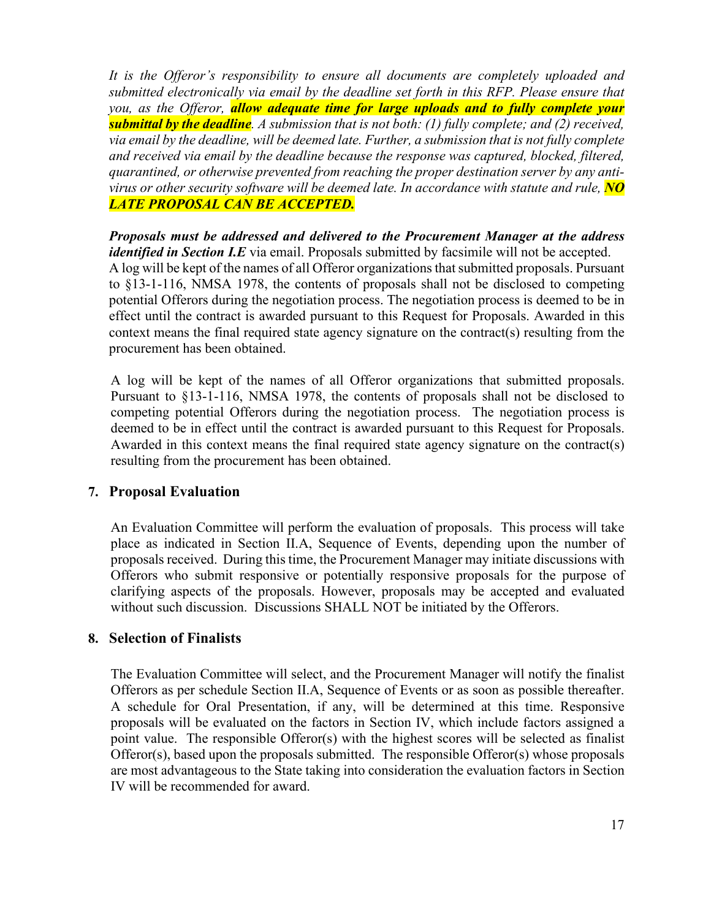*It is the Offeror's responsibility to ensure all documents are completely uploaded and submitted electronically via email by the deadline set forth in this RFP. Please ensure that you, as the Offeror,* ***allow adequate time for large uploads and to fully complete your submittal by the deadline****. A submission that is not both: (1) fully complete; and (2) received, via email by the deadline, will be deemed late. Further, a submission that is not fully complete and received via email by the deadline because the response was captured, blocked, filtered, quarantined, or otherwise prevented from reaching the proper destination server by any anti-virus or other security software will be deemed late. In accordance with statute and rule,* ***NO LATE PROPOSAL CAN BE ACCEPTED.***

***Proposals must be addressed and delivered to the Procurement Manager at the address identified in Section I.E*** via email. Proposals submitted by facsimile will not be accepted. A log will be kept of the names of all Offeror organizations that submitted proposals. Pursuant to §13-1-116, NMSA 1978, the contents of proposals shall not be disclosed to competing potential Offerors during the negotiation process. The negotiation process is deemed to be in effect until the contract is awarded pursuant to this Request for Proposals. Awarded in this context means the final required state agency signature on the contract(s) resulting from the procurement has been obtained.

A log will be kept of the names of all Offeror organizations that submitted proposals. Pursuant to §13-1-116, NMSA 1978, the contents of proposals shall not be disclosed to competing potential Offerors during the negotiation process. The negotiation process is deemed to be in effect until the contract is awarded pursuant to this Request for Proposals. Awarded in this context means the final required state agency signature on the contract(s) resulting from the procurement has been obtained.

## 7. Proposal Evaluation

An Evaluation Committee will perform the evaluation of proposals. This process will take place as indicated in Section II.A, Sequence of Events, depending upon the number of proposals received. During this time, the Procurement Manager may initiate discussions with Offerors who submit responsive or potentially responsive proposals for the purpose of clarifying aspects of the proposals. However, proposals may be accepted and evaluated without such discussion. Discussions SHALL NOT be initiated by the Offerors.

## 8. Selection of Finalists

The Evaluation Committee will select, and the Procurement Manager will notify the finalist Offerors as per schedule Section II.A, Sequence of Events or as soon as possible thereafter. A schedule for Oral Presentation, if any, will be determined at this time. Responsive proposals will be evaluated on the factors in Section IV, which include factors assigned a point value. The responsible Offeror(s) with the highest scores will be selected as finalist Offeror(s), based upon the proposals submitted. The responsible Offeror(s) whose proposals are most advantageous to the State taking into consideration the evaluation factors in Section IV will be recommended for award.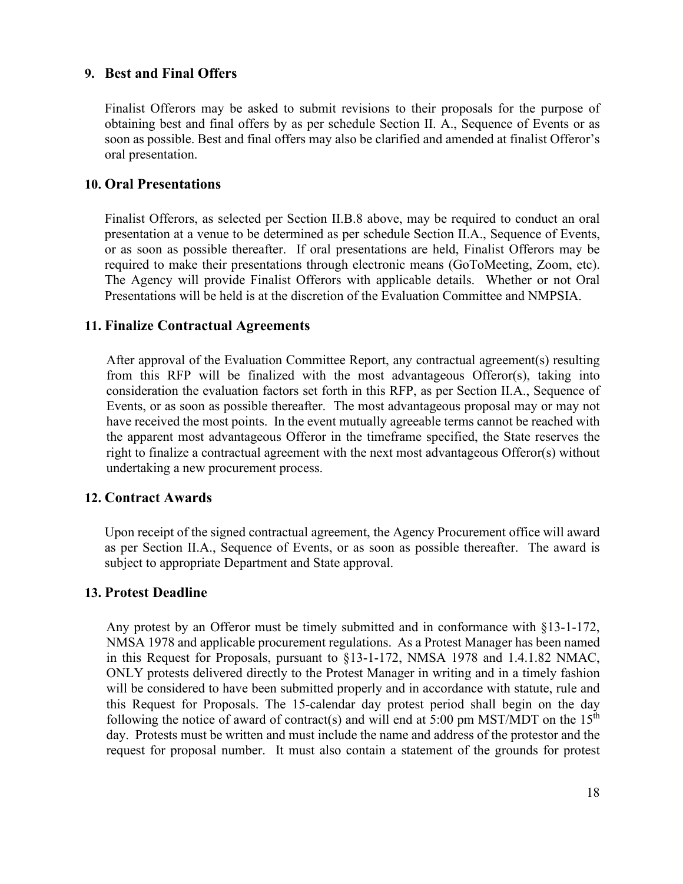### 9. Best and Final Offers

Finalist Offerors may be asked to submit revisions to their proposals for the purpose of obtaining best and final offers by as per schedule Section II. A., Sequence of Events or as soon as possible. Best and final offers may also be clarified and amended at finalist Offeror's oral presentation.

### 10. Oral Presentations

Finalist Offerors, as selected per Section II.B.8 above, may be required to conduct an oral presentation at a venue to be determined as per schedule Section II.A., Sequence of Events, or as soon as possible thereafter. If oral presentations are held, Finalist Offerors may be required to make their presentations through electronic means (GoToMeeting, Zoom, etc). The Agency will provide Finalist Offerors with applicable details. Whether or not Oral Presentations will be held is at the discretion of the Evaluation Committee and NMPSIA.

### 11. Finalize Contractual Agreements

After approval of the Evaluation Committee Report, any contractual agreement(s) resulting from this RFP will be finalized with the most advantageous Offeror(s), taking into consideration the evaluation factors set forth in this RFP, as per Section II.A., Sequence of Events, or as soon as possible thereafter. The most advantageous proposal may or may not have received the most points. In the event mutually agreeable terms cannot be reached with the apparent most advantageous Offeror in the timeframe specified, the State reserves the right to finalize a contractual agreement with the next most advantageous Offeror(s) without undertaking a new procurement process.

### 12. Contract Awards

Upon receipt of the signed contractual agreement, the Agency Procurement office will award as per Section II.A., Sequence of Events, or as soon as possible thereafter. The award is subject to appropriate Department and State approval.

### 13. Protest Deadline

Any protest by an Offeror must be timely submitted and in conformance with §13-1-172, NMSA 1978 and applicable procurement regulations. As a Protest Manager has been named in this Request for Proposals, pursuant to §13-1-172, NMSA 1978 and 1.4.1.82 NMAC, ONLY protests delivered directly to the Protest Manager in writing and in a timely fashion will be considered to have been submitted properly and in accordance with statute, rule and this Request for Proposals. The 15-calendar day protest period shall begin on the day following the notice of award of contract(s) and will end at 5:00 pm MST/MDT on the 15th day. Protests must be written and must include the name and address of the protestor and the request for proposal number. It must also contain a statement of the grounds for protest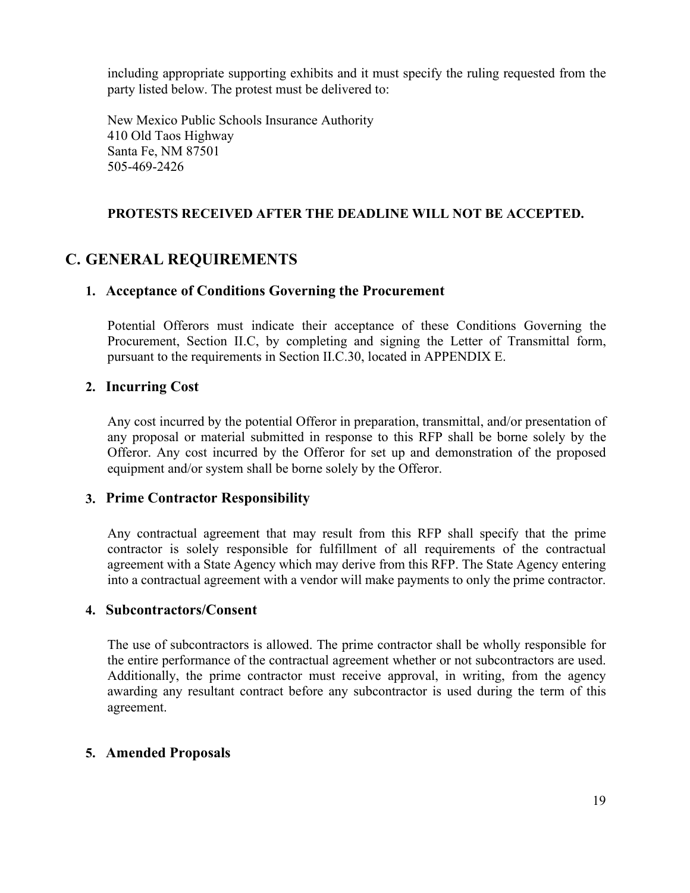including appropriate supporting exhibits and it must specify the ruling requested from the party listed below. The protest must be delivered to:

New Mexico Public Schools Insurance Authority
410 Old Taos Highway
Santa Fe, NM 87501
505-469-2426

**PROTESTS RECEIVED AFTER THE DEADLINE WILL NOT BE ACCEPTED.**

## C. GENERAL REQUIREMENTS

### 1. Acceptance of Conditions Governing the Procurement

Potential Offerors must indicate their acceptance of these Conditions Governing the Procurement, Section II.C, by completing and signing the Letter of Transmittal form, pursuant to the requirements in Section II.C.30, located in APPENDIX E.

### 2. Incurring Cost

Any cost incurred by the potential Offeror in preparation, transmittal, and/or presentation of any proposal or material submitted in response to this RFP shall be borne solely by the Offeror. Any cost incurred by the Offeror for set up and demonstration of the proposed equipment and/or system shall be borne solely by the Offeror.

### 3. Prime Contractor Responsibility

Any contractual agreement that may result from this RFP shall specify that the prime contractor is solely responsible for fulfillment of all requirements of the contractual agreement with a State Agency which may derive from this RFP. The State Agency entering into a contractual agreement with a vendor will make payments to only the prime contractor.

### 4. Subcontractors/Consent

The use of subcontractors is allowed. The prime contractor shall be wholly responsible for the entire performance of the contractual agreement whether or not subcontractors are used. Additionally, the prime contractor must receive approval, in writing, from the agency awarding any resultant contract before any subcontractor is used during the term of this agreement.

### 5. Amended Proposals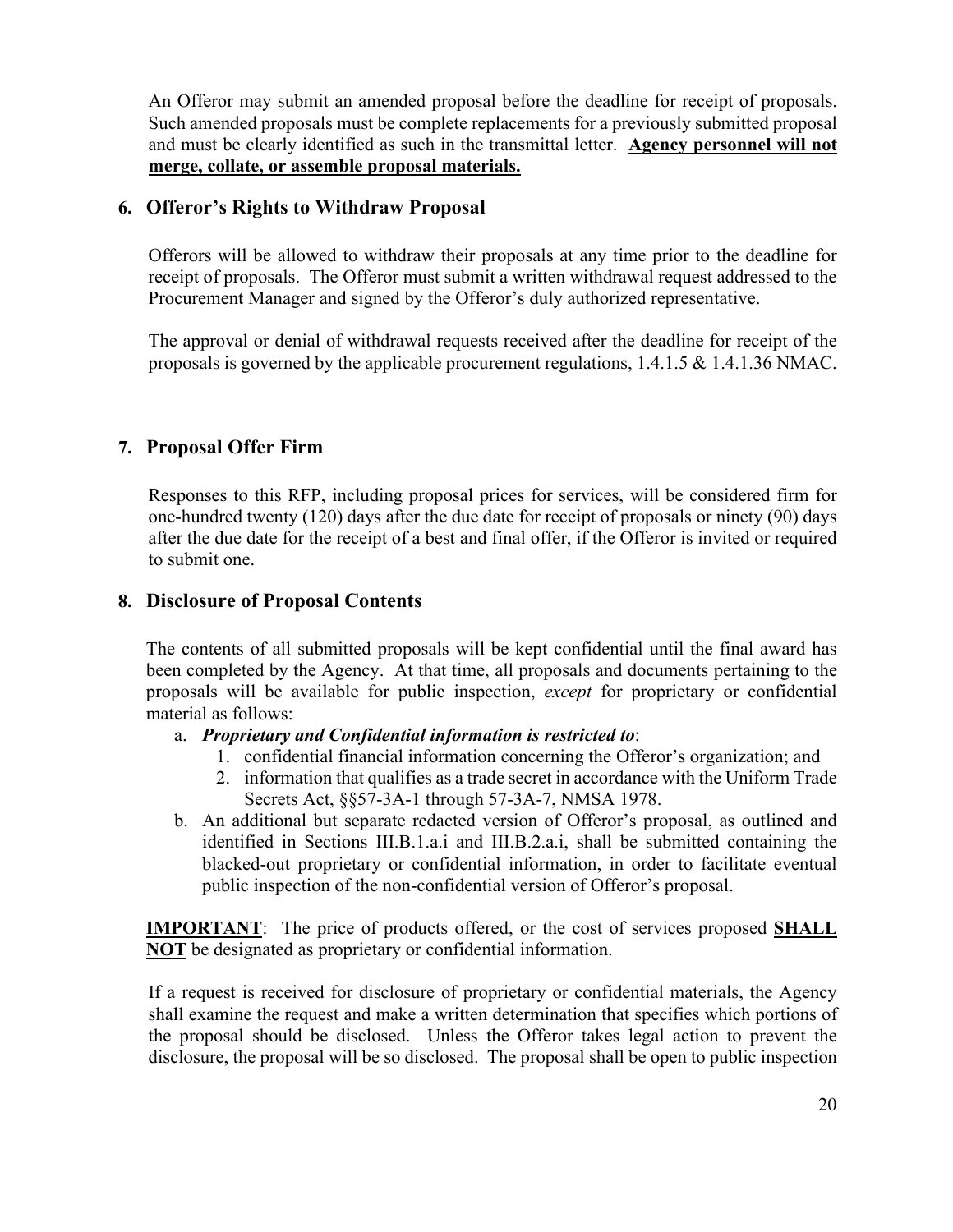An Offeror may submit an amended proposal before the deadline for receipt of proposals. Such amended proposals must be complete replacements for a previously submitted proposal and must be clearly identified as such in the transmittal letter. **Agency personnel will not merge, collate, or assemble proposal materials.**

### 6. Offeror's Rights to Withdraw Proposal

Offerors will be allowed to withdraw their proposals at any time prior to the deadline for receipt of proposals. The Offeror must submit a written withdrawal request addressed to the Procurement Manager and signed by the Offeror's duly authorized representative.

The approval or denial of withdrawal requests received after the deadline for receipt of the proposals is governed by the applicable procurement regulations, 1.4.1.5 & 1.4.1.36 NMAC.

### 7. Proposal Offer Firm

Responses to this RFP, including proposal prices for services, will be considered firm for one-hundred twenty (120) days after the due date for receipt of proposals or ninety (90) days after the due date for the receipt of a best and final offer, if the Offeror is invited or required to submit one.

### 8. Disclosure of Proposal Contents

The contents of all submitted proposals will be kept confidential until the final award has been completed by the Agency. At that time, all proposals and documents pertaining to the proposals will be available for public inspection, *except* for proprietary or confidential material as follows:

a. ***Proprietary and Confidential information is restricted to***:
   1. confidential financial information concerning the Offeror's organization; and
   2. information that qualifies as a trade secret in accordance with the Uniform Trade Secrets Act, §§57-3A-1 through 57-3A-7, NMSA 1978.

b. An additional but separate redacted version of Offeror's proposal, as outlined and identified in Sections III.B.1.a.i and III.B.2.a.i, shall be submitted containing the blacked-out proprietary or confidential information, in order to facilitate eventual public inspection of the non-confidential version of Offeror's proposal.

**IMPORTANT**: The price of products offered, or the cost of services proposed **SHALL NOT** be designated as proprietary or confidential information.

If a request is received for disclosure of proprietary or confidential materials, the Agency shall examine the request and make a written determination that specifies which portions of the proposal should be disclosed. Unless the Offeror takes legal action to prevent the disclosure, the proposal will be so disclosed. The proposal shall be open to public inspection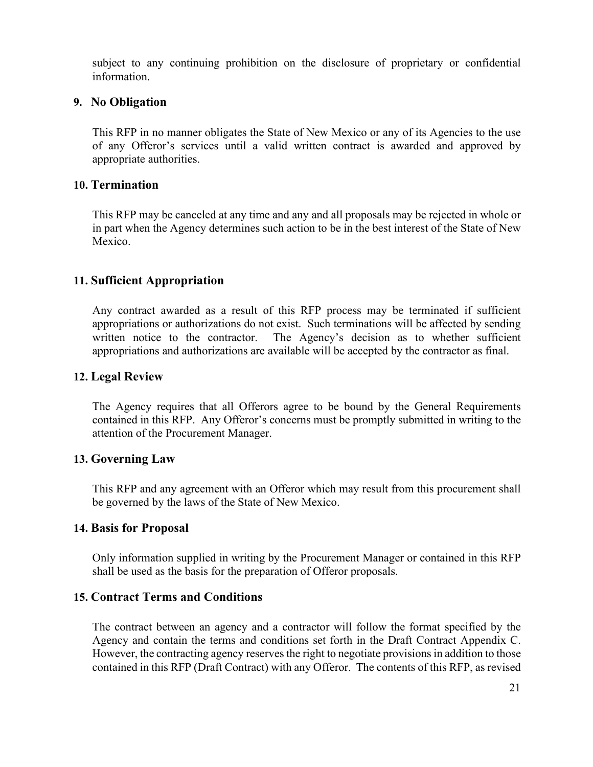subject to any continuing prohibition on the disclosure of proprietary or confidential information.

### 9. No Obligation

This RFP in no manner obligates the State of New Mexico or any of its Agencies to the use of any Offeror's services until a valid written contract is awarded and approved by appropriate authorities.

### 10. Termination

This RFP may be canceled at any time and any and all proposals may be rejected in whole or in part when the Agency determines such action to be in the best interest of the State of New Mexico.

### 11. Sufficient Appropriation

Any contract awarded as a result of this RFP process may be terminated if sufficient appropriations or authorizations do not exist. Such terminations will be affected by sending written notice to the contractor. The Agency's decision as to whether sufficient appropriations and authorizations are available will be accepted by the contractor as final.

### 12. Legal Review

The Agency requires that all Offerors agree to be bound by the General Requirements contained in this RFP. Any Offeror's concerns must be promptly submitted in writing to the attention of the Procurement Manager.

### 13. Governing Law

This RFP and any agreement with an Offeror which may result from this procurement shall be governed by the laws of the State of New Mexico.

### 14. Basis for Proposal

Only information supplied in writing by the Procurement Manager or contained in this RFP shall be used as the basis for the preparation of Offeror proposals.

### 15. Contract Terms and Conditions

The contract between an agency and a contractor will follow the format specified by the Agency and contain the terms and conditions set forth in the Draft Contract Appendix C. However, the contracting agency reserves the right to negotiate provisions in addition to those contained in this RFP (Draft Contract) with any Offeror. The contents of this RFP, as revised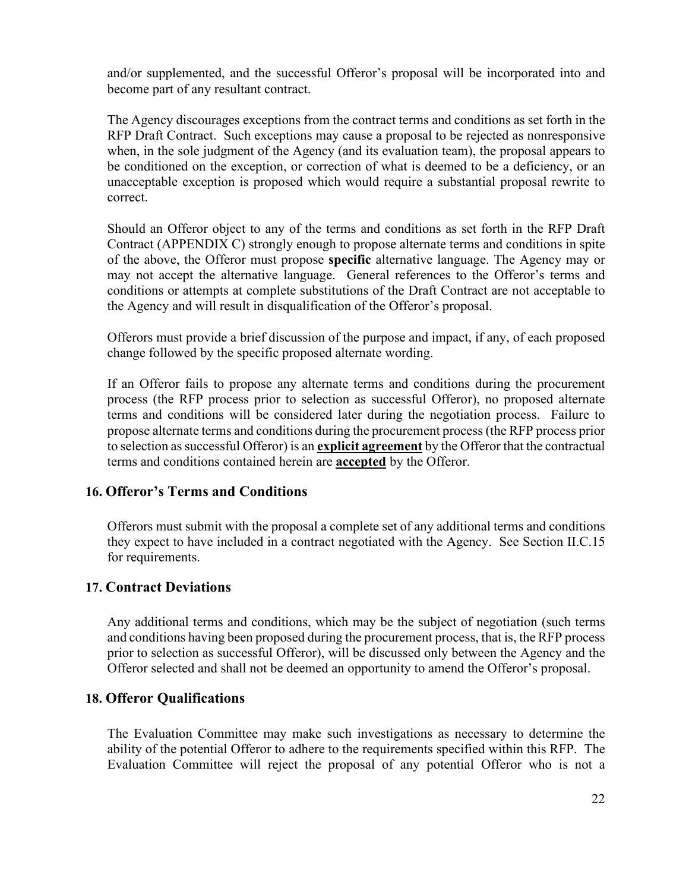and/or supplemented, and the successful Offeror's proposal will be incorporated into and become part of any resultant contract.

The Agency discourages exceptions from the contract terms and conditions as set forth in the RFP Draft Contract. Such exceptions may cause a proposal to be rejected as nonresponsive when, in the sole judgment of the Agency (and its evaluation team), the proposal appears to be conditioned on the exception, or correction of what is deemed to be a deficiency, or an unacceptable exception is proposed which would require a substantial proposal rewrite to correct.

Should an Offeror object to any of the terms and conditions as set forth in the RFP Draft Contract (APPENDIX C) strongly enough to propose alternate terms and conditions in spite of the above, the Offeror must propose **specific** alternative language. The Agency may or may not accept the alternative language. General references to the Offeror's terms and conditions or attempts at complete substitutions of the Draft Contract are not acceptable to the Agency and will result in disqualification of the Offeror's proposal.

Offerors must provide a brief discussion of the purpose and impact, if any, of each proposed change followed by the specific proposed alternate wording.

If an Offeror fails to propose any alternate terms and conditions during the procurement process (the RFP process prior to selection as successful Offeror), no proposed alternate terms and conditions will be considered later during the negotiation process. Failure to propose alternate terms and conditions during the procurement process (the RFP process prior to selection as successful Offeror) is an **explicit agreement** by the Offeror that the contractual terms and conditions contained herein are **accepted** by the Offeror.

## 16. Offeror's Terms and Conditions

Offerors must submit with the proposal a complete set of any additional terms and conditions they expect to have included in a contract negotiated with the Agency. See Section II.C.15 for requirements.

## 17. Contract Deviations

Any additional terms and conditions, which may be the subject of negotiation (such terms and conditions having been proposed during the procurement process, that is, the RFP process prior to selection as successful Offeror), will be discussed only between the Agency and the Offeror selected and shall not be deemed an opportunity to amend the Offeror's proposal.

## 18. Offeror Qualifications

The Evaluation Committee may make such investigations as necessary to determine the ability of the potential Offeror to adhere to the requirements specified within this RFP. The Evaluation Committee will reject the proposal of any potential Offeror who is not a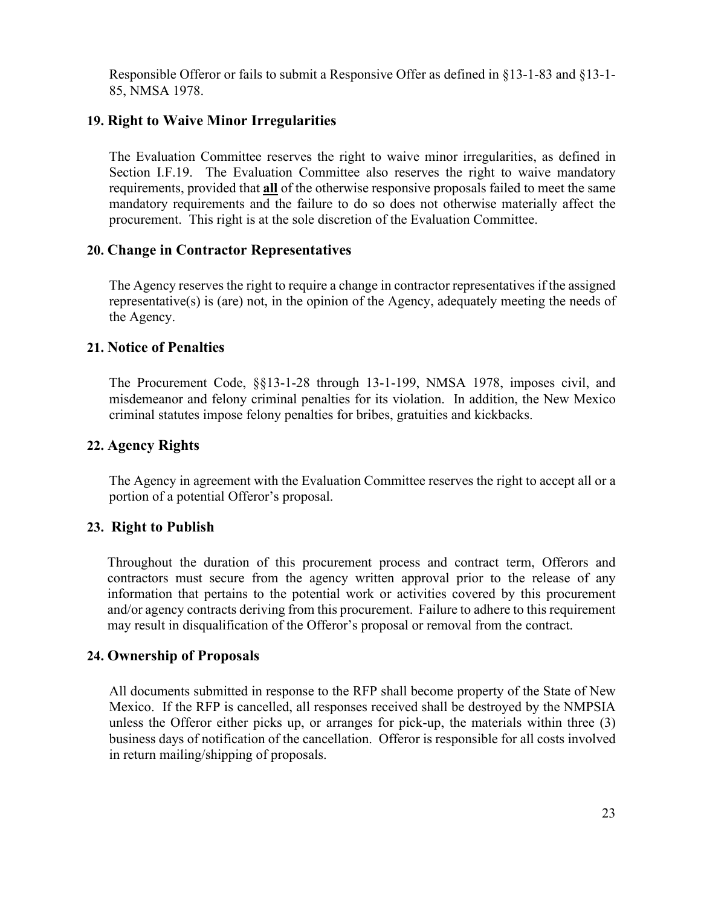Responsible Offeror or fails to submit a Responsive Offer as defined in §13-1-83 and §13-1-85, NMSA 1978.

### 19. Right to Waive Minor Irregularities

The Evaluation Committee reserves the right to waive minor irregularities, as defined in Section I.F.19. The Evaluation Committee also reserves the right to waive mandatory requirements, provided that **all** of the otherwise responsive proposals failed to meet the same mandatory requirements and the failure to do so does not otherwise materially affect the procurement. This right is at the sole discretion of the Evaluation Committee.

### 20. Change in Contractor Representatives

The Agency reserves the right to require a change in contractor representatives if the assigned representative(s) is (are) not, in the opinion of the Agency, adequately meeting the needs of the Agency.

### 21. Notice of Penalties

The Procurement Code, §§13-1-28 through 13-1-199, NMSA 1978, imposes civil, and misdemeanor and felony criminal penalties for its violation. In addition, the New Mexico criminal statutes impose felony penalties for bribes, gratuities and kickbacks.

### 22. Agency Rights

The Agency in agreement with the Evaluation Committee reserves the right to accept all or a portion of a potential Offeror's proposal.

### 23. Right to Publish

Throughout the duration of this procurement process and contract term, Offerors and contractors must secure from the agency written approval prior to the release of any information that pertains to the potential work or activities covered by this procurement and/or agency contracts deriving from this procurement. Failure to adhere to this requirement may result in disqualification of the Offeror's proposal or removal from the contract.

### 24. Ownership of Proposals

All documents submitted in response to the RFP shall become property of the State of New Mexico. If the RFP is cancelled, all responses received shall be destroyed by the NMPSIA unless the Offeror either picks up, or arranges for pick-up, the materials within three (3) business days of notification of the cancellation. Offeror is responsible for all costs involved in return mailing/shipping of proposals.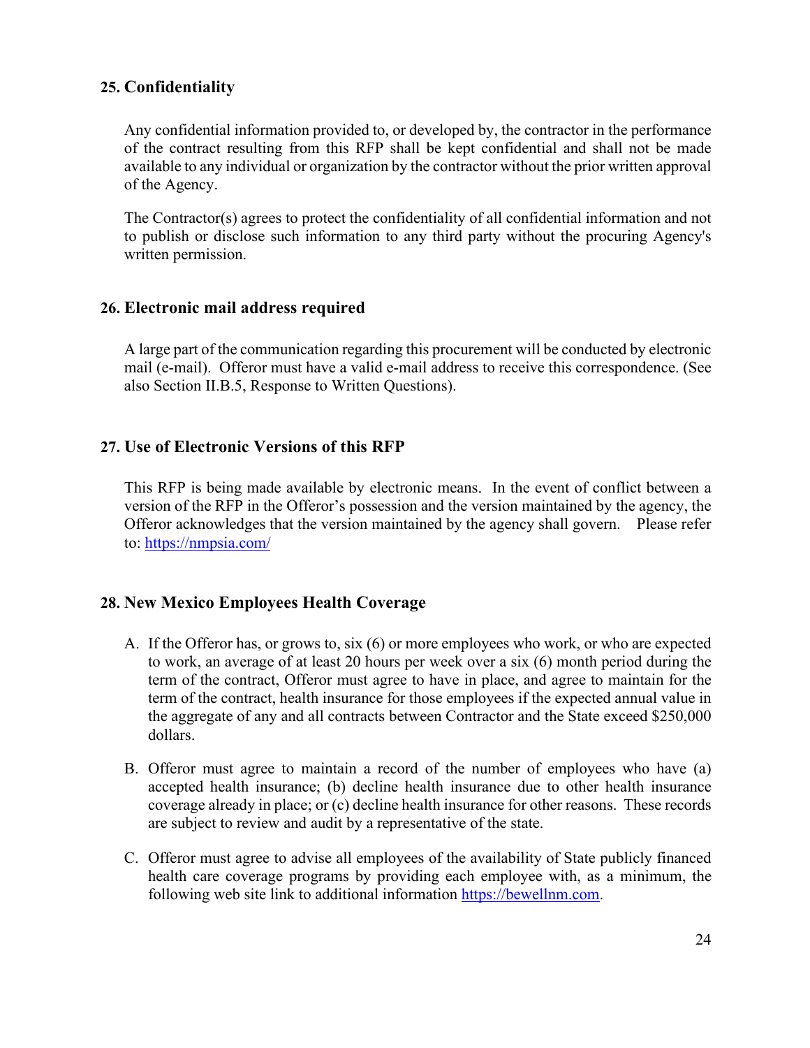### 25. Confidentiality

Any confidential information provided to, or developed by, the contractor in the performance of the contract resulting from this RFP shall be kept confidential and shall not be made available to any individual or organization by the contractor without the prior written approval of the Agency.

The Contractor(s) agrees to protect the confidentiality of all confidential information and not to publish or disclose such information to any third party without the procuring Agency's written permission.

### 26. Electronic mail address required

A large part of the communication regarding this procurement will be conducted by electronic mail (e-mail). Offeror must have a valid e-mail address to receive this correspondence. (See also Section II.B.5, Response to Written Questions).

### 27. Use of Electronic Versions of this RFP

This RFP is being made available by electronic means. In the event of conflict between a version of the RFP in the Offeror's possession and the version maintained by the agency, the Offeror acknowledges that the version maintained by the agency shall govern. Please refer to: https://nmpsia.com/

### 28. New Mexico Employees Health Coverage

A. If the Offeror has, or grows to, six (6) or more employees who work, or who are expected to work, an average of at least 20 hours per week over a six (6) month period during the term of the contract, Offeror must agree to have in place, and agree to maintain for the term of the contract, health insurance for those employees if the expected annual value in the aggregate of any and all contracts between Contractor and the State exceed $250,000 dollars.

B. Offeror must agree to maintain a record of the number of employees who have (a) accepted health insurance; (b) decline health insurance due to other health insurance coverage already in place; or (c) decline health insurance for other reasons. These records are subject to review and audit by a representative of the state.

C. Offeror must agree to advise all employees of the availability of State publicly financed health care coverage programs by providing each employee with, as a minimum, the following web site link to additional information https://bewellnm.com.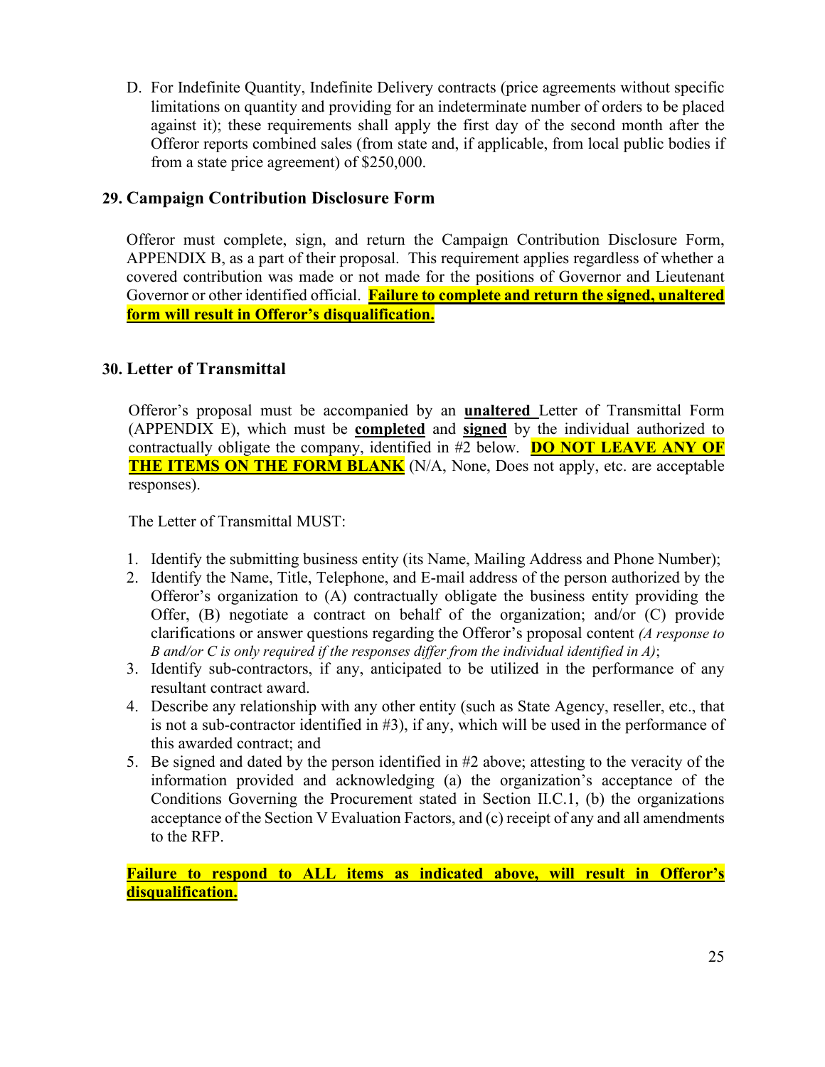D. For Indefinite Quantity, Indefinite Delivery contracts (price agreements without specific limitations on quantity and providing for an indeterminate number of orders to be placed against it); these requirements shall apply the first day of the second month after the Offeror reports combined sales (from state and, if applicable, from local public bodies if from a state price agreement) of $250,000.

## 29. Campaign Contribution Disclosure Form

Offeror must complete, sign, and return the Campaign Contribution Disclosure Form, APPENDIX B, as a part of their proposal. This requirement applies regardless of whether a covered contribution was made or not made for the positions of Governor and Lieutenant Governor or other identified official. **Failure to complete and return the signed, unaltered form will result in Offeror's disqualification.**

## 30. Letter of Transmittal

Offeror's proposal must be accompanied by an **unaltered** Letter of Transmittal Form (APPENDIX E), which must be **completed** and **signed** by the individual authorized to contractually obligate the company, identified in #2 below. **DO NOT LEAVE ANY OF THE ITEMS ON THE FORM BLANK** (N/A, None, Does not apply, etc. are acceptable responses).

The Letter of Transmittal MUST:

1. Identify the submitting business entity (its Name, Mailing Address and Phone Number);
2. Identify the Name, Title, Telephone, and E-mail address of the person authorized by the Offeror's organization to (A) contractually obligate the business entity providing the Offer, (B) negotiate a contract on behalf of the organization; and/or (C) provide clarifications or answer questions regarding the Offeror's proposal content *(A response to B and/or C is only required if the responses differ from the individual identified in A)*;
3. Identify sub-contractors, if any, anticipated to be utilized in the performance of any resultant contract award.
4. Describe any relationship with any other entity (such as State Agency, reseller, etc., that is not a sub-contractor identified in #3), if any, which will be used in the performance of this awarded contract; and
5. Be signed and dated by the person identified in #2 above; attesting to the veracity of the information provided and acknowledging (a) the organization's acceptance of the Conditions Governing the Procurement stated in Section II.C.1, (b) the organizations acceptance of the Section V Evaluation Factors, and (c) receipt of any and all amendments to the RFP.

**Failure to respond to ALL items as indicated above, will result in Offeror's disqualification.**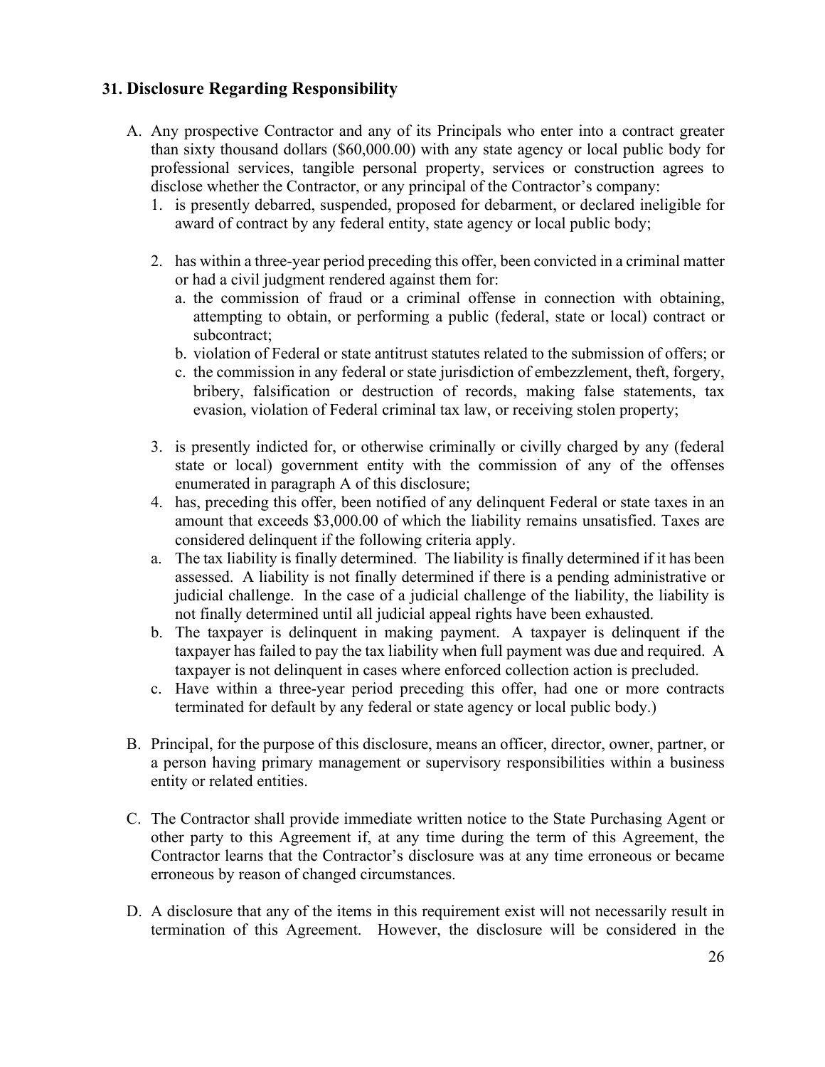## 31. Disclosure Regarding Responsibility

A. Any prospective Contractor and any of its Principals who enter into a contract greater than sixty thousand dollars ($60,000.00) with any state agency or local public body for professional services, tangible personal property, services or construction agrees to disclose whether the Contractor, or any principal of the Contractor's company:
   1. is presently debarred, suspended, proposed for debarment, or declared ineligible for award of contract by any federal entity, state agency or local public body;
   2. has within a three-year period preceding this offer, been convicted in a criminal matter or had a civil judgment rendered against them for:
      a. the commission of fraud or a criminal offense in connection with obtaining, attempting to obtain, or performing a public (federal, state or local) contract or subcontract;
      b. violation of Federal or state antitrust statutes related to the submission of offers; or
      c. the commission in any federal or state jurisdiction of embezzlement, theft, forgery, bribery, falsification or destruction of records, making false statements, tax evasion, violation of Federal criminal tax law, or receiving stolen property;
   3. is presently indicted for, or otherwise criminally or civilly charged by any (federal state or local) government entity with the commission of any of the offenses enumerated in paragraph A of this disclosure;
   4. has, preceding this offer, been notified of any delinquent Federal or state taxes in an amount that exceeds $3,000.00 of which the liability remains unsatisfied. Taxes are considered delinquent if the following criteria apply.
   a. The tax liability is finally determined. The liability is finally determined if it has been assessed. A liability is not finally determined if there is a pending administrative or judicial challenge. In the case of a judicial challenge of the liability, the liability is not finally determined until all judicial appeal rights have been exhausted.
   b. The taxpayer is delinquent in making payment. A taxpayer is delinquent if the taxpayer has failed to pay the tax liability when full payment was due and required. A taxpayer is not delinquent in cases where enforced collection action is precluded.
   c. Have within a three-year period preceding this offer, had one or more contracts terminated for default by any federal or state agency or local public body.)

B. Principal, for the purpose of this disclosure, means an officer, director, owner, partner, or a person having primary management or supervisory responsibilities within a business entity or related entities.

C. The Contractor shall provide immediate written notice to the State Purchasing Agent or other party to this Agreement if, at any time during the term of this Agreement, the Contractor learns that the Contractor's disclosure was at any time erroneous or became erroneous by reason of changed circumstances.

D. A disclosure that any of the items in this requirement exist will not necessarily result in termination of this Agreement. However, the disclosure will be considered in the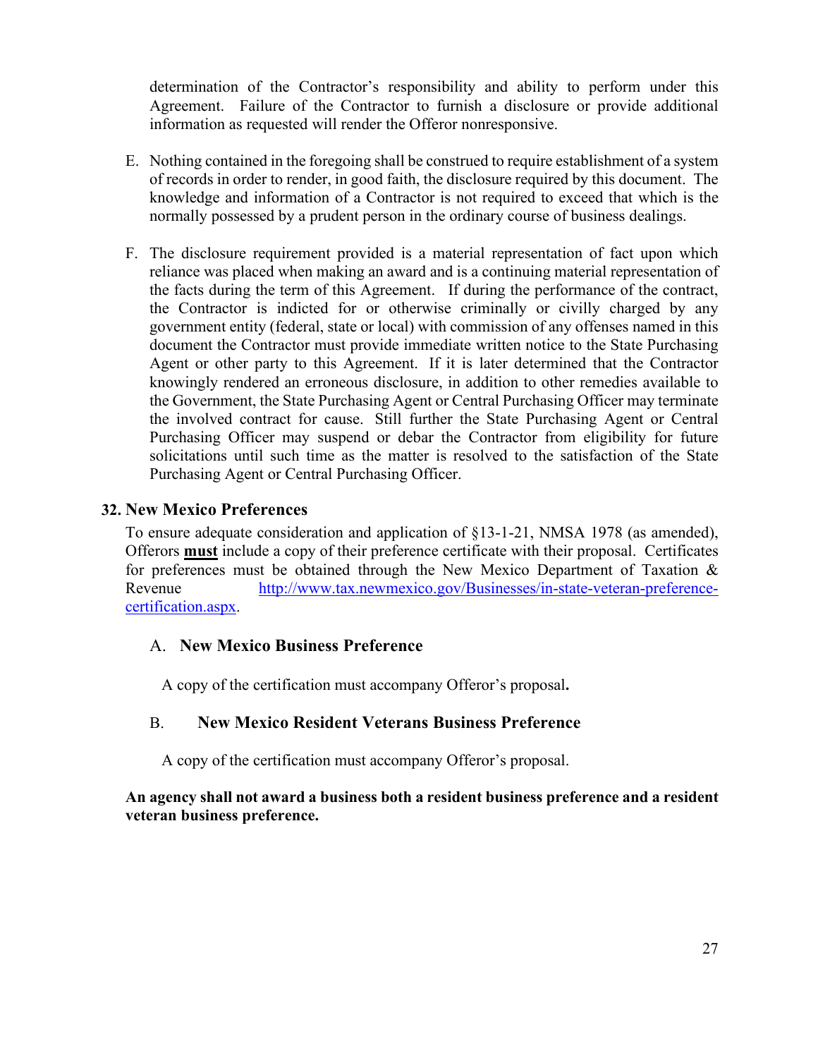determination of the Contractor's responsibility and ability to perform under this Agreement. Failure of the Contractor to furnish a disclosure or provide additional information as requested will render the Offeror nonresponsive.

E. Nothing contained in the foregoing shall be construed to require establishment of a system of records in order to render, in good faith, the disclosure required by this document. The knowledge and information of a Contractor is not required to exceed that which is the normally possessed by a prudent person in the ordinary course of business dealings.

F. The disclosure requirement provided is a material representation of fact upon which reliance was placed when making an award and is a continuing material representation of the facts during the term of this Agreement. If during the performance of the contract, the Contractor is indicted for or otherwise criminally or civilly charged by any government entity (federal, state or local) with commission of any offenses named in this document the Contractor must provide immediate written notice to the State Purchasing Agent or other party to this Agreement. If it is later determined that the Contractor knowingly rendered an erroneous disclosure, in addition to other remedies available to the Government, the State Purchasing Agent or Central Purchasing Officer may terminate the involved contract for cause. Still further the State Purchasing Agent or Central Purchasing Officer may suspend or debar the Contractor from eligibility for future solicitations until such time as the matter is resolved to the satisfaction of the State Purchasing Agent or Central Purchasing Officer.

## 32. New Mexico Preferences

To ensure adequate consideration and application of §13-1-21, NMSA 1978 (as amended), Offerors **must** include a copy of their preference certificate with their proposal. Certificates for preferences must be obtained through the New Mexico Department of Taxation & Revenue http://www.tax.newmexico.gov/Businesses/in-state-veteran-preference-certification.aspx.

### A. New Mexico Business Preference

A copy of the certification must accompany Offeror's proposal**.**

### B. New Mexico Resident Veterans Business Preference

A copy of the certification must accompany Offeror's proposal.

**An agency shall not award a business both a resident business preference and a resident veteran business preference.**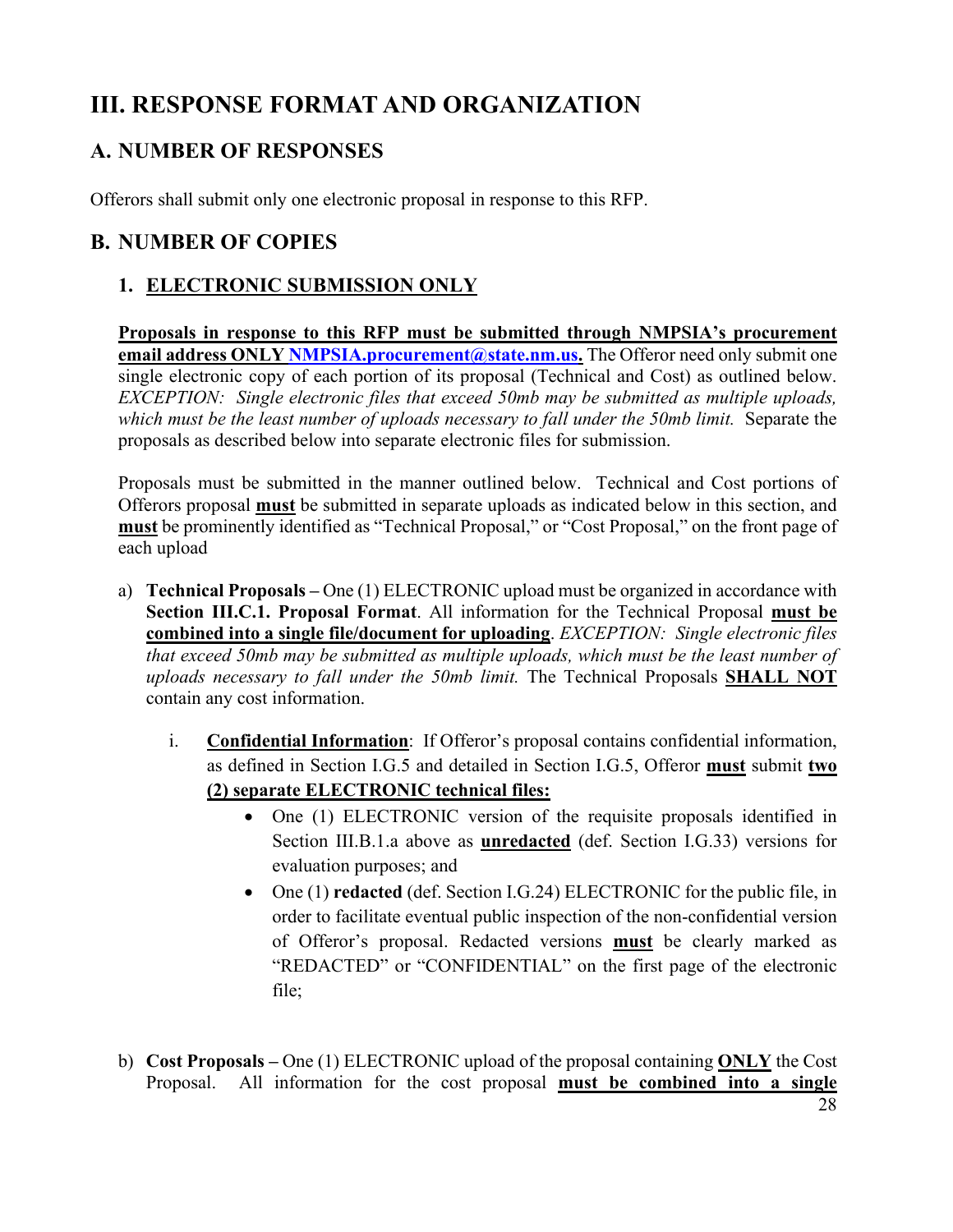# III. RESPONSE FORMAT AND ORGANIZATION

## A. NUMBER OF RESPONSES

Offerors shall submit only one electronic proposal in response to this RFP.

## B. NUMBER OF COPIES

### 1. <u>ELECTRONIC SUBMISSION ONLY</u>

**<u>Proposals in response to this RFP must be submitted through NMPSIA's procurement email address ONLY NMPSIA.procurement@state.nm.us.</u>** The Offeror need only submit one single electronic copy of each portion of its proposal (Technical and Cost) as outlined below. *EXCEPTION: Single electronic files that exceed 50mb may be submitted as multiple uploads, which must be the least number of uploads necessary to fall under the 50mb limit.* Separate the proposals as described below into separate electronic files for submission.

Proposals must be submitted in the manner outlined below. Technical and Cost portions of Offerors proposal **<u>must</u>** be submitted in separate uploads as indicated below in this section, and **<u>must</u>** be prominently identified as "Technical Proposal," or "Cost Proposal," on the front page of each upload

a) **Technical Proposals –** One (1) ELECTRONIC upload must be organized in accordance with **Section III.C.1. Proposal Format**. All information for the Technical Proposal **<u>must be combined into a single file/document for uploading</u>**. *EXCEPTION: Single electronic files that exceed 50mb may be submitted as multiple uploads, which must be the least number of uploads necessary to fall under the 50mb limit.* The Technical Proposals **<u>SHALL NOT</u>** contain any cost information.

   i. **<u>Confidential Information</u>**: If Offeror's proposal contains confidential information, as defined in Section I.G.5 and detailed in Section I.G.5, Offeror **<u>must</u>** submit **<u>two (2) separate ELECTRONIC technical files:</u>**

   - One (1) ELECTRONIC version of the requisite proposals identified in Section III.B.1.a above as **<u>unredacted</u>** (def. Section I.G.33) versions for evaluation purposes; and
   - One (1) **redacted** (def. Section I.G.24) ELECTRONIC for the public file, in order to facilitate eventual public inspection of the non-confidential version of Offeror's proposal. Redacted versions **<u>must</u>** be clearly marked as "REDACTED" or "CONFIDENTIAL" on the first page of the electronic file;

b) **Cost Proposals –** One (1) ELECTRONIC upload of the proposal containing **<u>ONLY</u>** the Cost Proposal. All information for the cost proposal **<u>must be combined into a single</u>**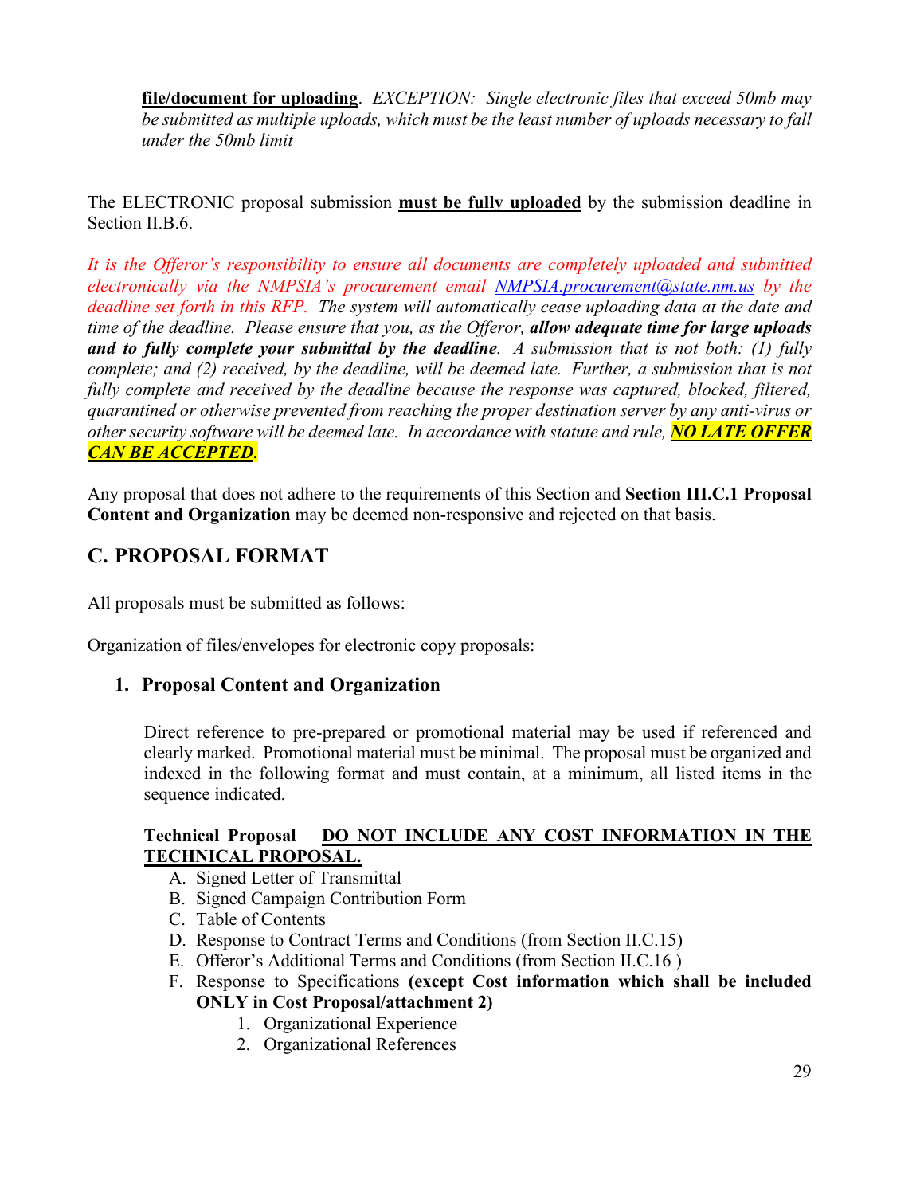**file/document for uploading**. *EXCEPTION: Single electronic files that exceed 50mb may be submitted as multiple uploads, which must be the least number of uploads necessary to fall under the 50mb limit*

The ELECTRONIC proposal submission **must be fully uploaded** by the submission deadline in Section II.B.6.

*It is the Offeror's responsibility to ensure all documents are completely uploaded and submitted electronically via the NMPSIA's procurement email NMPSIA.procurement@state.nm.us by the deadline set forth in this RFP. The system will automatically cease uploading data at the date and time of the deadline. Please ensure that you, as the Offeror,* ***allow adequate time for large uploads and to fully complete your submittal by the deadline****. A submission that is not both: (1) fully complete; and (2) received, by the deadline, will be deemed late. Further, a submission that is not fully complete and received by the deadline because the response was captured, blocked, filtered, quarantined or otherwise prevented from reaching the proper destination server by any anti-virus or other security software will be deemed late. In accordance with statute and rule,* ***NO LATE OFFER CAN BE ACCEPTED****.*

Any proposal that does not adhere to the requirements of this Section and **Section III.C.1 Proposal Content and Organization** may be deemed non-responsive and rejected on that basis.

## C. PROPOSAL FORMAT

All proposals must be submitted as follows:

Organization of files/envelopes for electronic copy proposals:

### 1. Proposal Content and Organization

Direct reference to pre-prepared or promotional material may be used if referenced and clearly marked. Promotional material must be minimal. The proposal must be organized and indexed in the following format and must contain, at a minimum, all listed items in the sequence indicated.

**Technical Proposal** – **DO NOT INCLUDE ANY COST INFORMATION IN THE TECHNICAL PROPOSAL.**

A. Signed Letter of Transmittal
B. Signed Campaign Contribution Form
C. Table of Contents
D. Response to Contract Terms and Conditions (from Section II.C.15)
E. Offeror's Additional Terms and Conditions (from Section II.C.16 )
F. Response to Specifications **(except Cost information which shall be included ONLY in Cost Proposal/attachment 2)**
    1. Organizational Experience
    2. Organizational References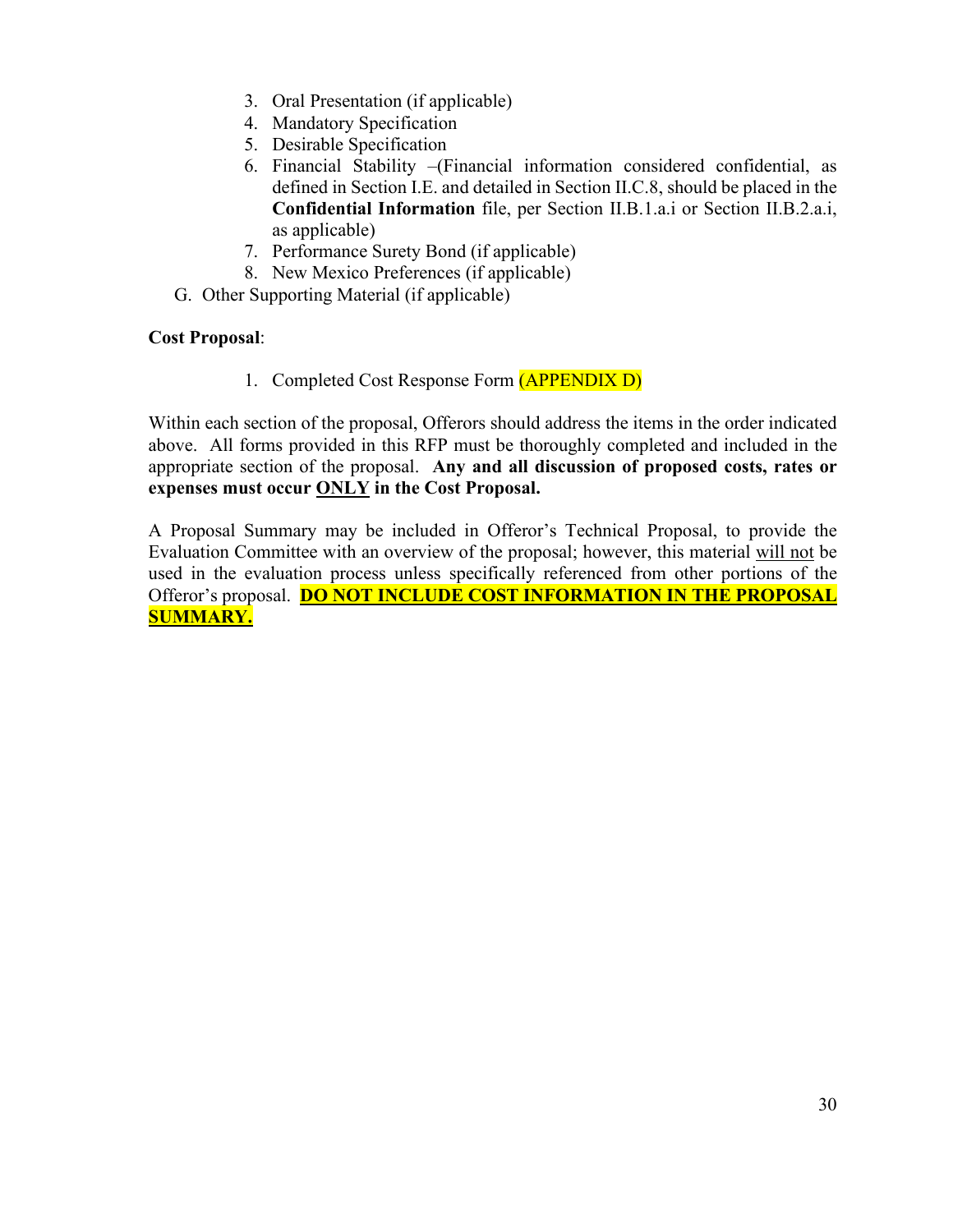3. Oral Presentation (if applicable)
4. Mandatory Specification
5. Desirable Specification
6. Financial Stability –(Financial information considered confidential, as defined in Section I.E. and detailed in Section II.C.8, should be placed in the **Confidential Information** file, per Section II.B.1.a.i or Section II.B.2.a.i, as applicable)
7. Performance Surety Bond (if applicable)
8. New Mexico Preferences (if applicable)

G. Other Supporting Material (if applicable)

**Cost Proposal**:

1. Completed Cost Response Form (APPENDIX D)

Within each section of the proposal, Offerors should address the items in the order indicated above. All forms provided in this RFP must be thoroughly completed and included in the appropriate section of the proposal. **Any and all discussion of proposed costs, rates or expenses must occur ONLY in the Cost Proposal.**

A Proposal Summary may be included in Offeror's Technical Proposal, to provide the Evaluation Committee with an overview of the proposal; however, this material will not be used in the evaluation process unless specifically referenced from other portions of the Offeror's proposal. **DO NOT INCLUDE COST INFORMATION IN THE PROPOSAL SUMMARY.**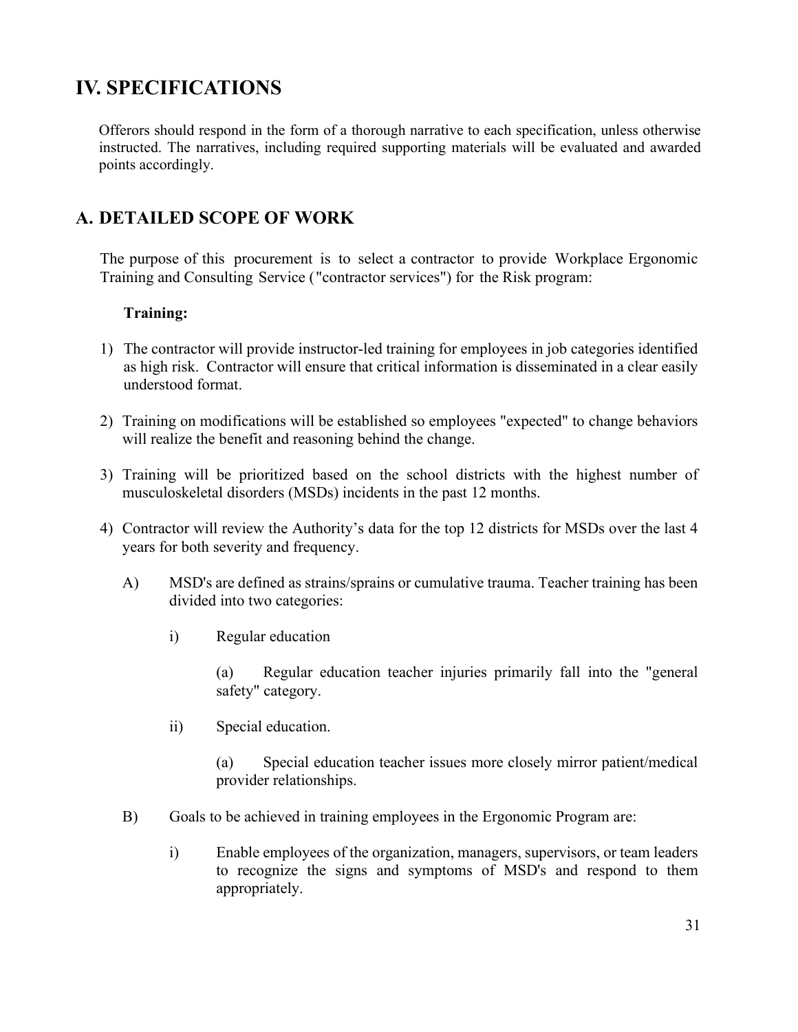# IV. SPECIFICATIONS

Offerors should respond in the form of a thorough narrative to each specification, unless otherwise instructed. The narratives, including required supporting materials will be evaluated and awarded points accordingly.

## A. DETAILED SCOPE OF WORK

The purpose of this procurement is to select a contractor to provide Workplace Ergonomic Training and Consulting Service ("contractor services") for the Risk program:

**Training:**

1) The contractor will provide instructor-led training for employees in job categories identified as high risk. Contractor will ensure that critical information is disseminated in a clear easily understood format.

2) Training on modifications will be established so employees "expected" to change behaviors will realize the benefit and reasoning behind the change.

3) Training will be prioritized based on the school districts with the highest number of musculoskeletal disorders (MSDs) incidents in the past 12 months.

4) Contractor will review the Authority's data for the top 12 districts for MSDs over the last 4 years for both severity and frequency.

   A) MSD's are defined as strains/sprains or cumulative trauma. Teacher training has been divided into two categories:

      i) Regular education

         (a) Regular education teacher injuries primarily fall into the "general safety" category.

      ii) Special education.

         (a) Special education teacher issues more closely mirror patient/medical provider relationships.

   B) Goals to be achieved in training employees in the Ergonomic Program are:

      i) Enable employees of the organization, managers, supervisors, or team leaders to recognize the signs and symptoms of MSD's and respond to them appropriately.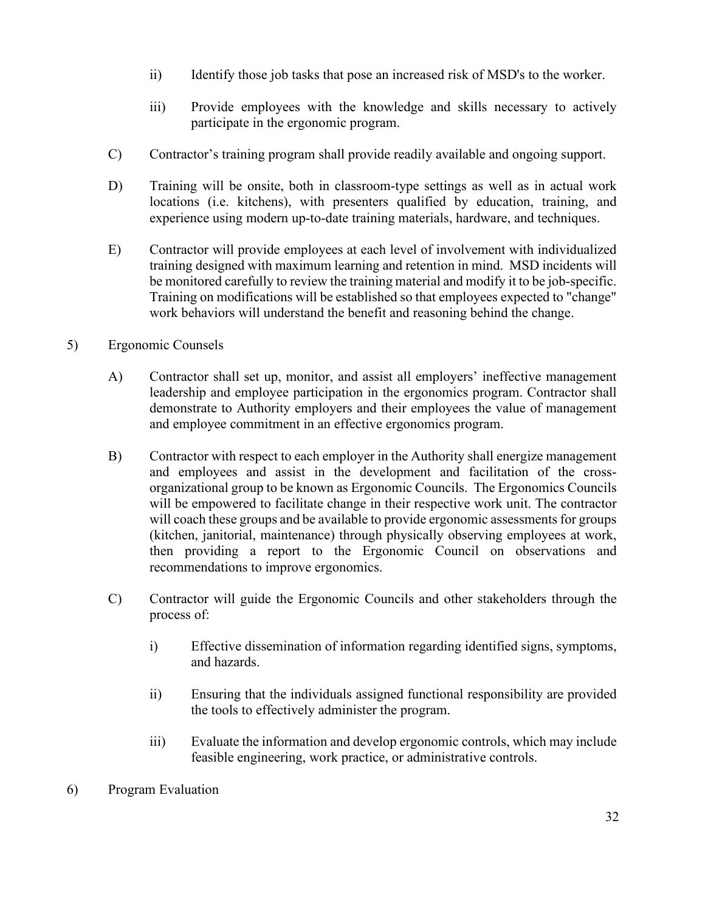ii) Identify those job tasks that pose an increased risk of MSD's to the worker.

iii) Provide employees with the knowledge and skills necessary to actively participate in the ergonomic program.

C) Contractor's training program shall provide readily available and ongoing support.

D) Training will be onsite, both in classroom-type settings as well as in actual work locations (i.e. kitchens), with presenters qualified by education, training, and experience using modern up-to-date training materials, hardware, and techniques.

E) Contractor will provide employees at each level of involvement with individualized training designed with maximum learning and retention in mind. MSD incidents will be monitored carefully to review the training material and modify it to be job-specific. Training on modifications will be established so that employees expected to "change" work behaviors will understand the benefit and reasoning behind the change.

5) Ergonomic Counsels

A) Contractor shall set up, monitor, and assist all employers' ineffective management leadership and employee participation in the ergonomics program. Contractor shall demonstrate to Authority employers and their employees the value of management and employee commitment in an effective ergonomics program.

B) Contractor with respect to each employer in the Authority shall energize management and employees and assist in the development and facilitation of the cross-organizational group to be known as Ergonomic Councils. The Ergonomics Councils will be empowered to facilitate change in their respective work unit. The contractor will coach these groups and be available to provide ergonomic assessments for groups (kitchen, janitorial, maintenance) through physically observing employees at work, then providing a report to the Ergonomic Council on observations and recommendations to improve ergonomics.

C) Contractor will guide the Ergonomic Councils and other stakeholders through the process of:

i) Effective dissemination of information regarding identified signs, symptoms, and hazards.

ii) Ensuring that the individuals assigned functional responsibility are provided the tools to effectively administer the program.

iii) Evaluate the information and develop ergonomic controls, which may include feasible engineering, work practice, or administrative controls.

6) Program Evaluation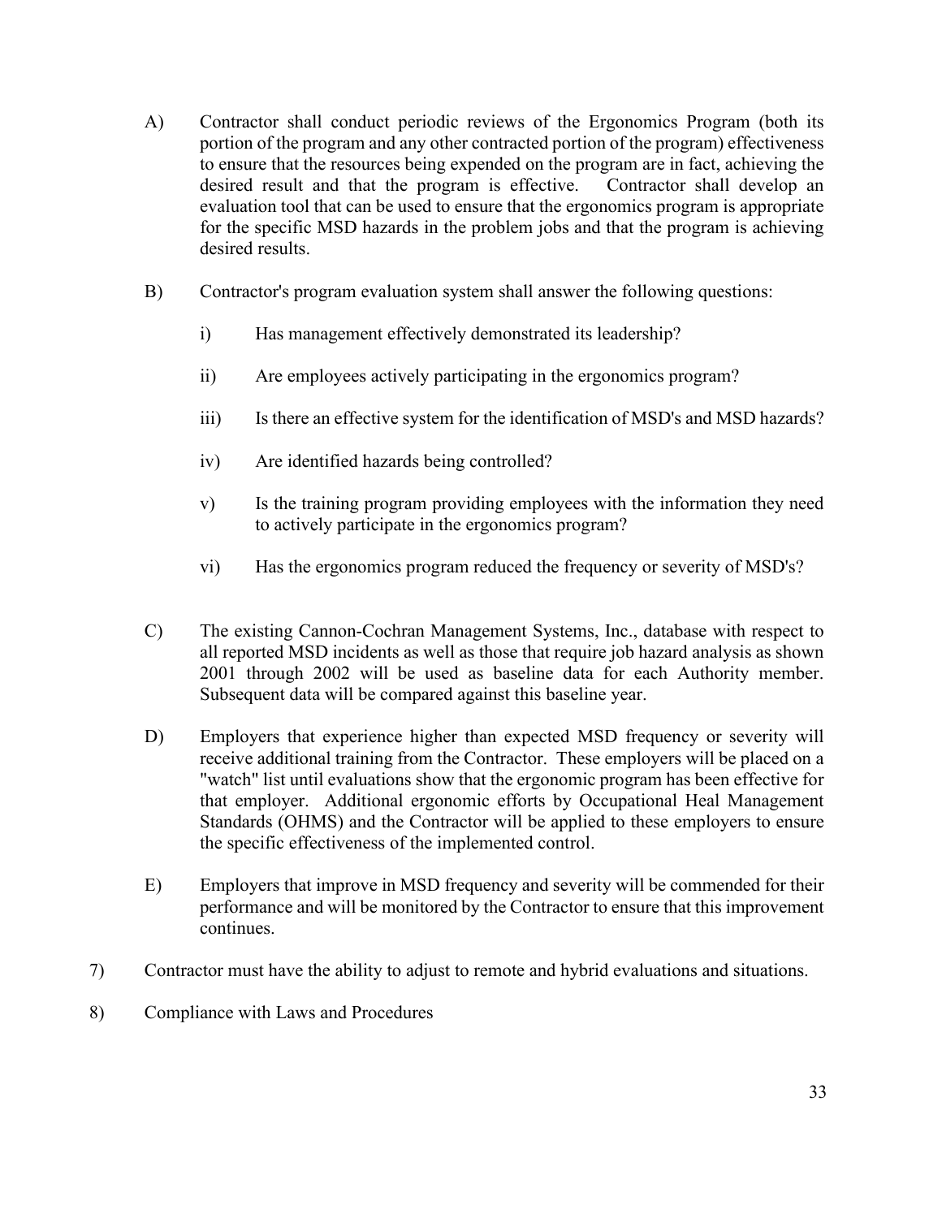A) Contractor shall conduct periodic reviews of the Ergonomics Program (both its portion of the program and any other contracted portion of the program) effectiveness to ensure that the resources being expended on the program are in fact, achieving the desired result and that the program is effective. Contractor shall develop an evaluation tool that can be used to ensure that the ergonomics program is appropriate for the specific MSD hazards in the problem jobs and that the program is achieving desired results.

B) Contractor's program evaluation system shall answer the following questions:

   i) Has management effectively demonstrated its leadership?

   ii) Are employees actively participating in the ergonomics program?

   iii) Is there an effective system for the identification of MSD's and MSD hazards?

   iv) Are identified hazards being controlled?

   v) Is the training program providing employees with the information they need to actively participate in the ergonomics program?

   vi) Has the ergonomics program reduced the frequency or severity of MSD's?

C) The existing Cannon-Cochran Management Systems, Inc., database with respect to all reported MSD incidents as well as those that require job hazard analysis as shown 2001 through 2002 will be used as baseline data for each Authority member. Subsequent data will be compared against this baseline year.

D) Employers that experience higher than expected MSD frequency or severity will receive additional training from the Contractor. These employers will be placed on a "watch" list until evaluations show that the ergonomic program has been effective for that employer. Additional ergonomic efforts by Occupational Heal Management Standards (OHMS) and the Contractor will be applied to these employers to ensure the specific effectiveness of the implemented control.

E) Employers that improve in MSD frequency and severity will be commended for their performance and will be monitored by the Contractor to ensure that this improvement continues.

7) Contractor must have the ability to adjust to remote and hybrid evaluations and situations.

8) Compliance with Laws and Procedures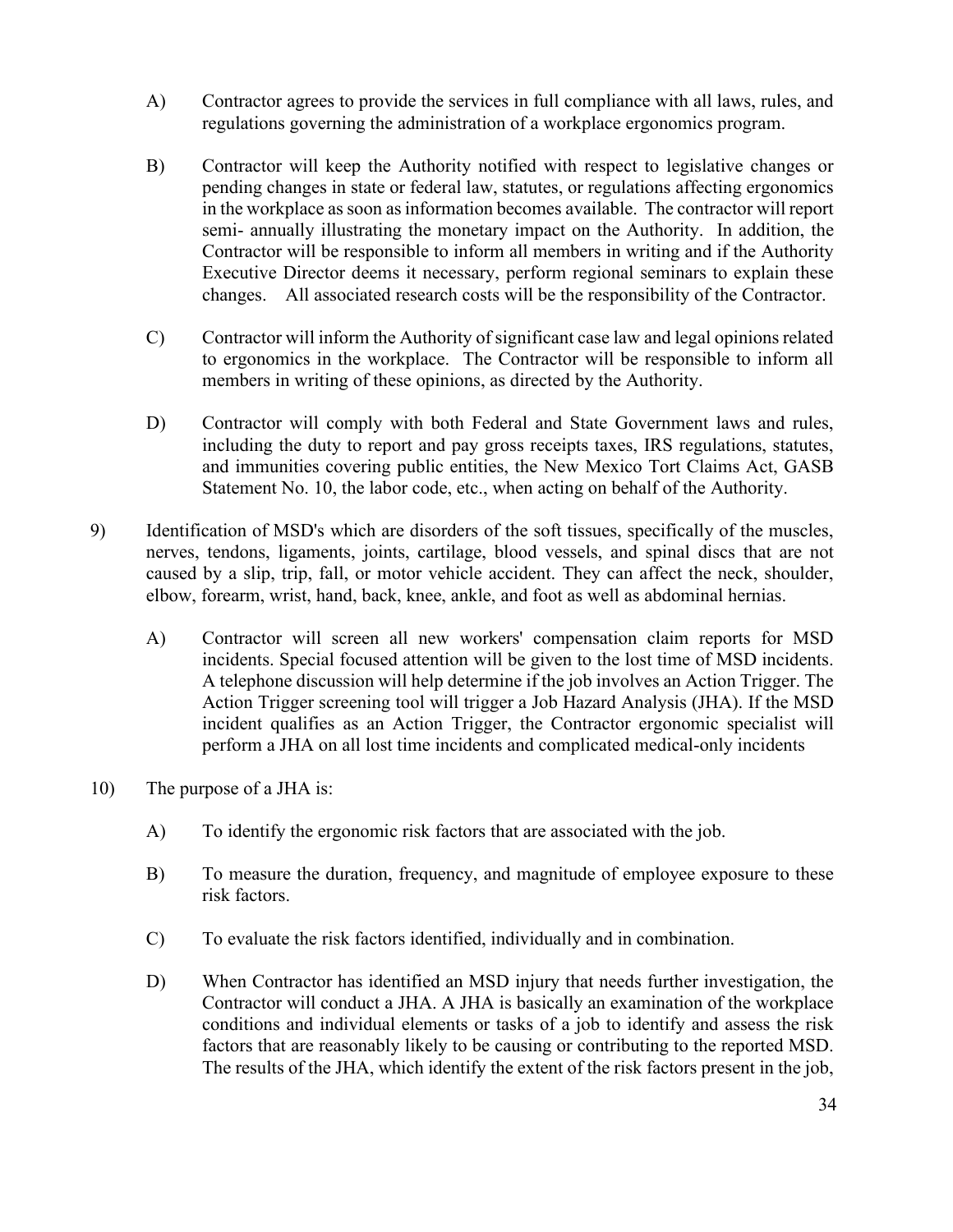A) Contractor agrees to provide the services in full compliance with all laws, rules, and regulations governing the administration of a workplace ergonomics program.

B) Contractor will keep the Authority notified with respect to legislative changes or pending changes in state or federal law, statutes, or regulations affecting ergonomics in the workplace as soon as information becomes available. The contractor will report semi- annually illustrating the monetary impact on the Authority. In addition, the Contractor will be responsible to inform all members in writing and if the Authority Executive Director deems it necessary, perform regional seminars to explain these changes. All associated research costs will be the responsibility of the Contractor.

C) Contractor will inform the Authority of significant case law and legal opinions related to ergonomics in the workplace. The Contractor will be responsible to inform all members in writing of these opinions, as directed by the Authority.

D) Contractor will comply with both Federal and State Government laws and rules, including the duty to report and pay gross receipts taxes, IRS regulations, statutes, and immunities covering public entities, the New Mexico Tort Claims Act, GASB Statement No. 10, the labor code, etc., when acting on behalf of the Authority.

9) Identification of MSD's which are disorders of the soft tissues, specifically of the muscles, nerves, tendons, ligaments, joints, cartilage, blood vessels, and spinal discs that are not caused by a slip, trip, fall, or motor vehicle accident. They can affect the neck, shoulder, elbow, forearm, wrist, hand, back, knee, ankle, and foot as well as abdominal hernias.

A) Contractor will screen all new workers' compensation claim reports for MSD incidents. Special focused attention will be given to the lost time of MSD incidents. A telephone discussion will help determine if the job involves an Action Trigger. The Action Trigger screening tool will trigger a Job Hazard Analysis (JHA). If the MSD incident qualifies as an Action Trigger, the Contractor ergonomic specialist will perform a JHA on all lost time incidents and complicated medical-only incidents

10) The purpose of a JHA is:

A) To identify the ergonomic risk factors that are associated with the job.

B) To measure the duration, frequency, and magnitude of employee exposure to these risk factors.

C) To evaluate the risk factors identified, individually and in combination.

D) When Contractor has identified an MSD injury that needs further investigation, the Contractor will conduct a JHA. A JHA is basically an examination of the workplace conditions and individual elements or tasks of a job to identify and assess the risk factors that are reasonably likely to be causing or contributing to the reported MSD. The results of the JHA, which identify the extent of the risk factors present in the job,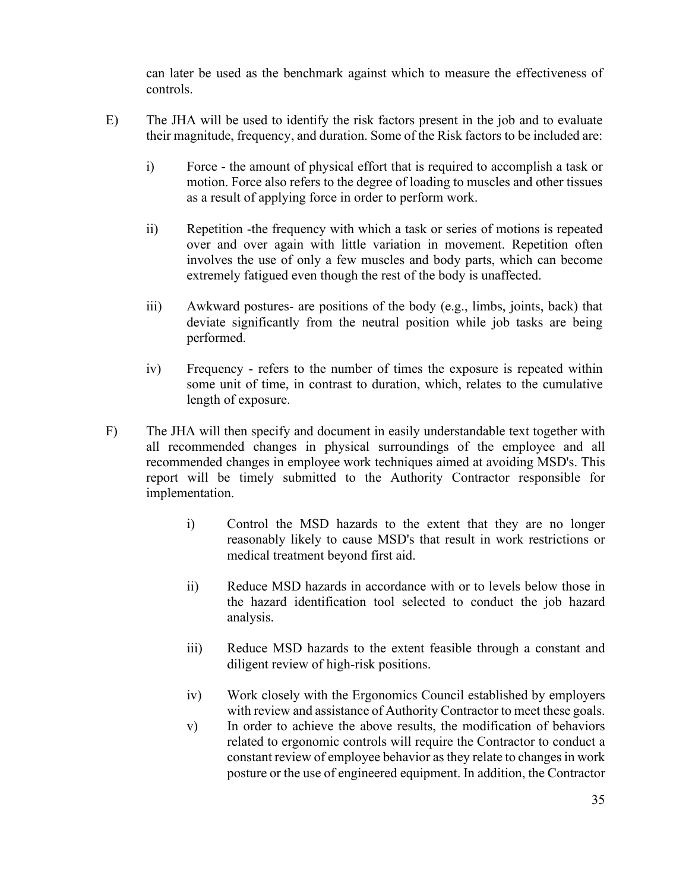can later be used as the benchmark against which to measure the effectiveness of controls.

E) The JHA will be used to identify the risk factors present in the job and to evaluate their magnitude, frequency, and duration. Some of the Risk factors to be included are:

   i) Force - the amount of physical effort that is required to accomplish a task or motion. Force also refers to the degree of loading to muscles and other tissues as a result of applying force in order to perform work.

   ii) Repetition -the frequency with which a task or series of motions is repeated over and over again with little variation in movement. Repetition often involves the use of only a few muscles and body parts, which can become extremely fatigued even though the rest of the body is unaffected.

   iii) Awkward postures- are positions of the body (e.g., limbs, joints, back) that deviate significantly from the neutral position while job tasks are being performed.

   iv) Frequency - refers to the number of times the exposure is repeated within some unit of time, in contrast to duration, which, relates to the cumulative length of exposure.

F) The JHA will then specify and document in easily understandable text together with all recommended changes in physical surroundings of the employee and all recommended changes in employee work techniques aimed at avoiding MSD's. This report will be timely submitted to the Authority Contractor responsible for implementation.

   i) Control the MSD hazards to the extent that they are no longer reasonably likely to cause MSD's that result in work restrictions or medical treatment beyond first aid.

   ii) Reduce MSD hazards in accordance with or to levels below those in the hazard identification tool selected to conduct the job hazard analysis.

   iii) Reduce MSD hazards to the extent feasible through a constant and diligent review of high-risk positions.

   iv) Work closely with the Ergonomics Council established by employers with review and assistance of Authority Contractor to meet these goals.

   v) In order to achieve the above results, the modification of behaviors related to ergonomic controls will require the Contractor to conduct a constant review of employee behavior as they relate to changes in work posture or the use of engineered equipment. In addition, the Contractor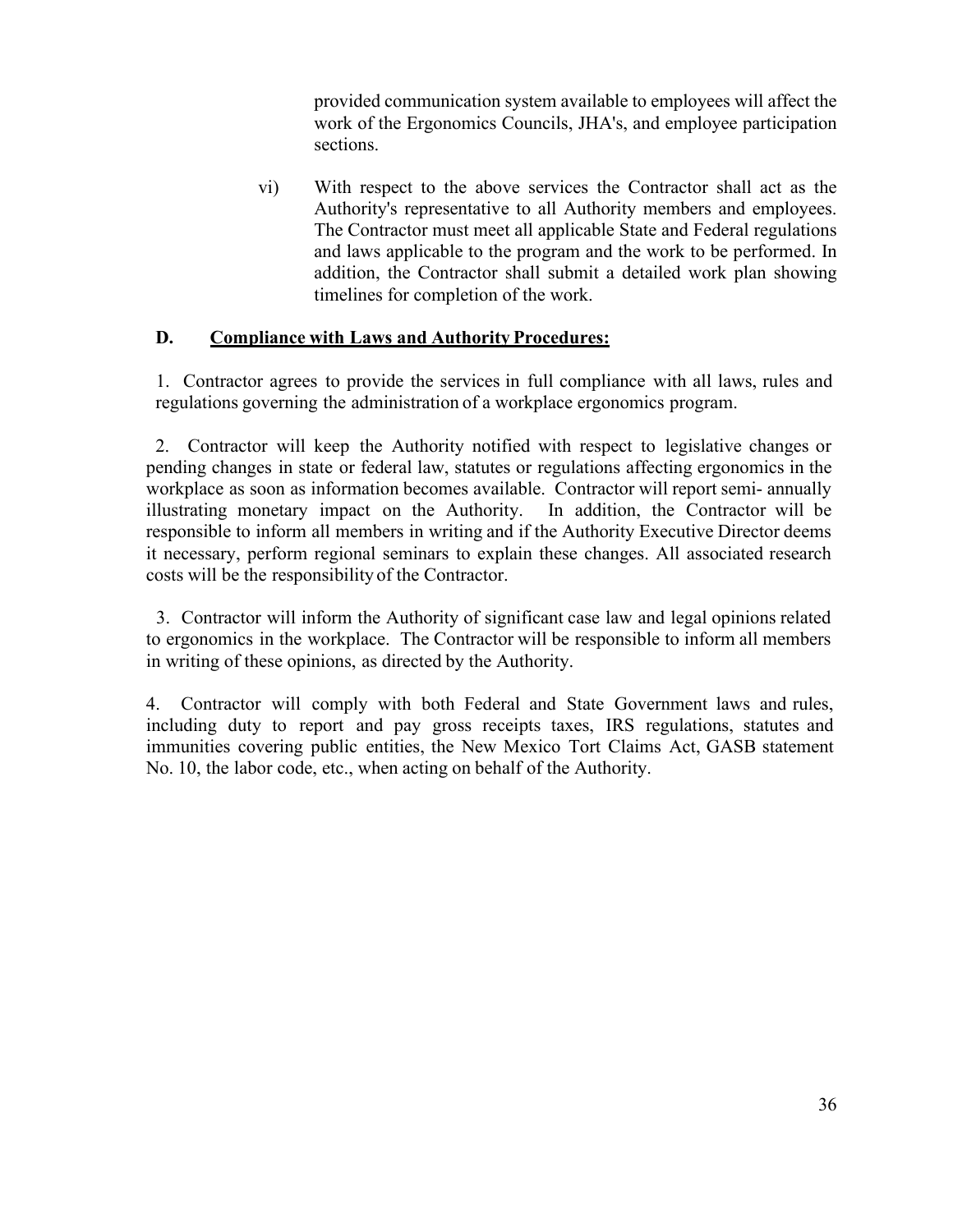provided communication system available to employees will affect the work of the Ergonomics Councils, JHA's, and employee participation sections.

vi) With respect to the above services the Contractor shall act as the Authority's representative to all Authority members and employees. The Contractor must meet all applicable State and Federal regulations and laws applicable to the program and the work to be performed. In addition, the Contractor shall submit a detailed work plan showing timelines for completion of the work.

**D. <u>Compliance with Laws and Authority Procedures:</u>**

1. Contractor agrees to provide the services in full compliance with all laws, rules and regulations governing the administration of a workplace ergonomics program.

2. Contractor will keep the Authority notified with respect to legislative changes or pending changes in state or federal law, statutes or regulations affecting ergonomics in the workplace as soon as information becomes available. Contractor will report semi- annually illustrating monetary impact on the Authority. In addition, the Contractor will be responsible to inform all members in writing and if the Authority Executive Director deems it necessary, perform regional seminars to explain these changes. All associated research costs will be the responsibility of the Contractor.

3. Contractor will inform the Authority of significant case law and legal opinions related to ergonomics in the workplace. The Contractor will be responsible to inform all members in writing of these opinions, as directed by the Authority.

4. Contractor will comply with both Federal and State Government laws and rules, including duty to report and pay gross receipts taxes, IRS regulations, statutes and immunities covering public entities, the New Mexico Tort Claims Act, GASB statement No. 10, the labor code, etc., when acting on behalf of the Authority.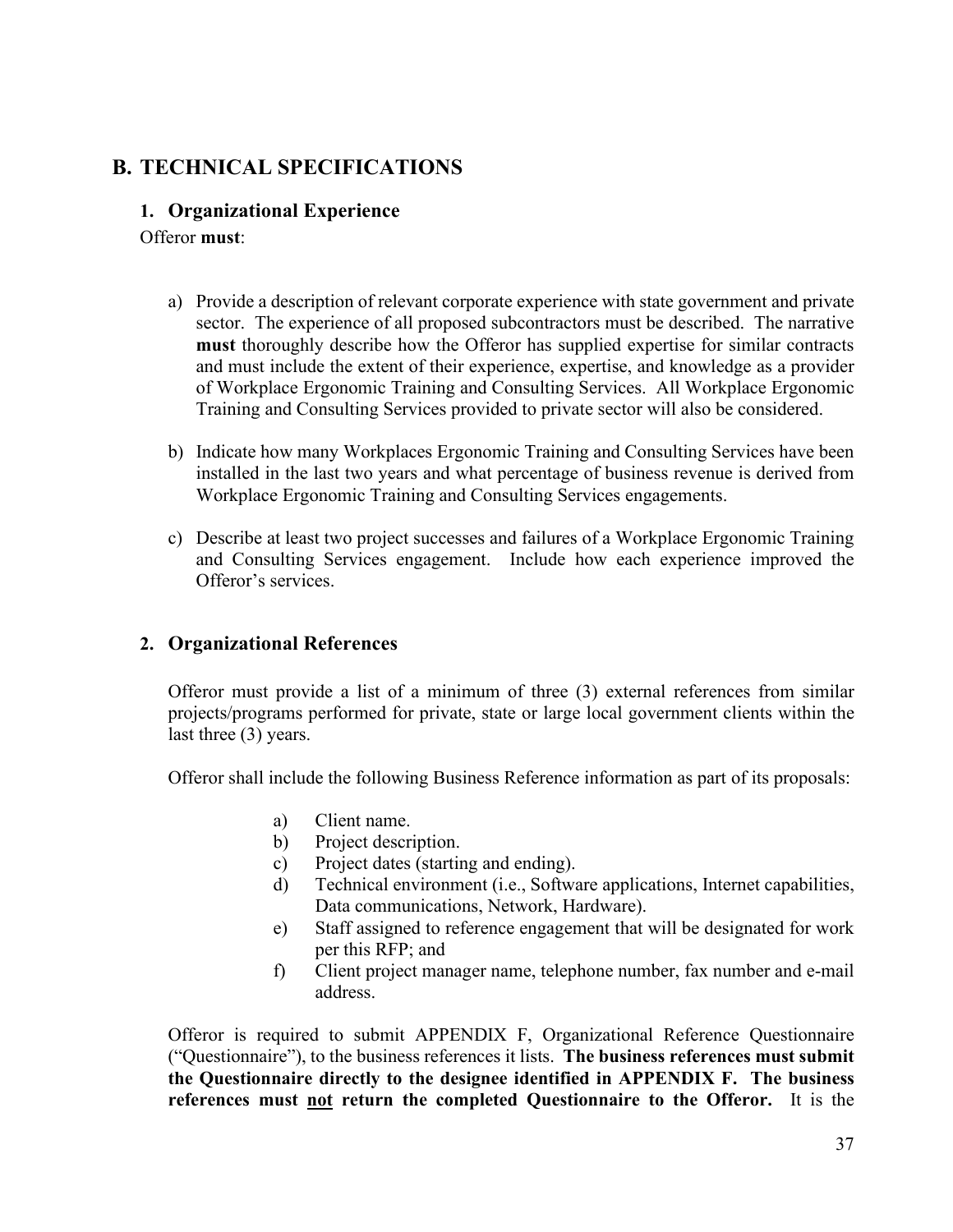## B. TECHNICAL SPECIFICATIONS

### 1. Organizational Experience

Offeror **must**:

a) Provide a description of relevant corporate experience with state government and private sector. The experience of all proposed subcontractors must be described. The narrative **must** thoroughly describe how the Offeror has supplied expertise for similar contracts and must include the extent of their experience, expertise, and knowledge as a provider of Workplace Ergonomic Training and Consulting Services. All Workplace Ergonomic Training and Consulting Services provided to private sector will also be considered.

b) Indicate how many Workplaces Ergonomic Training and Consulting Services have been installed in the last two years and what percentage of business revenue is derived from Workplace Ergonomic Training and Consulting Services engagements.

c) Describe at least two project successes and failures of a Workplace Ergonomic Training and Consulting Services engagement. Include how each experience improved the Offeror's services.

### 2. Organizational References

Offeror must provide a list of a minimum of three (3) external references from similar projects/programs performed for private, state or large local government clients within the last three (3) years.

Offeror shall include the following Business Reference information as part of its proposals:

a) Client name.
b) Project description.
c) Project dates (starting and ending).
d) Technical environment (i.e., Software applications, Internet capabilities, Data communications, Network, Hardware).
e) Staff assigned to reference engagement that will be designated for work per this RFP; and
f) Client project manager name, telephone number, fax number and e-mail address.

Offeror is required to submit APPENDIX F, Organizational Reference Questionnaire ("Questionnaire"), to the business references it lists. **The business references must submit the Questionnaire directly to the designee identified in APPENDIX F. The business references must <u>not</u> return the completed Questionnaire to the Offeror.** It is the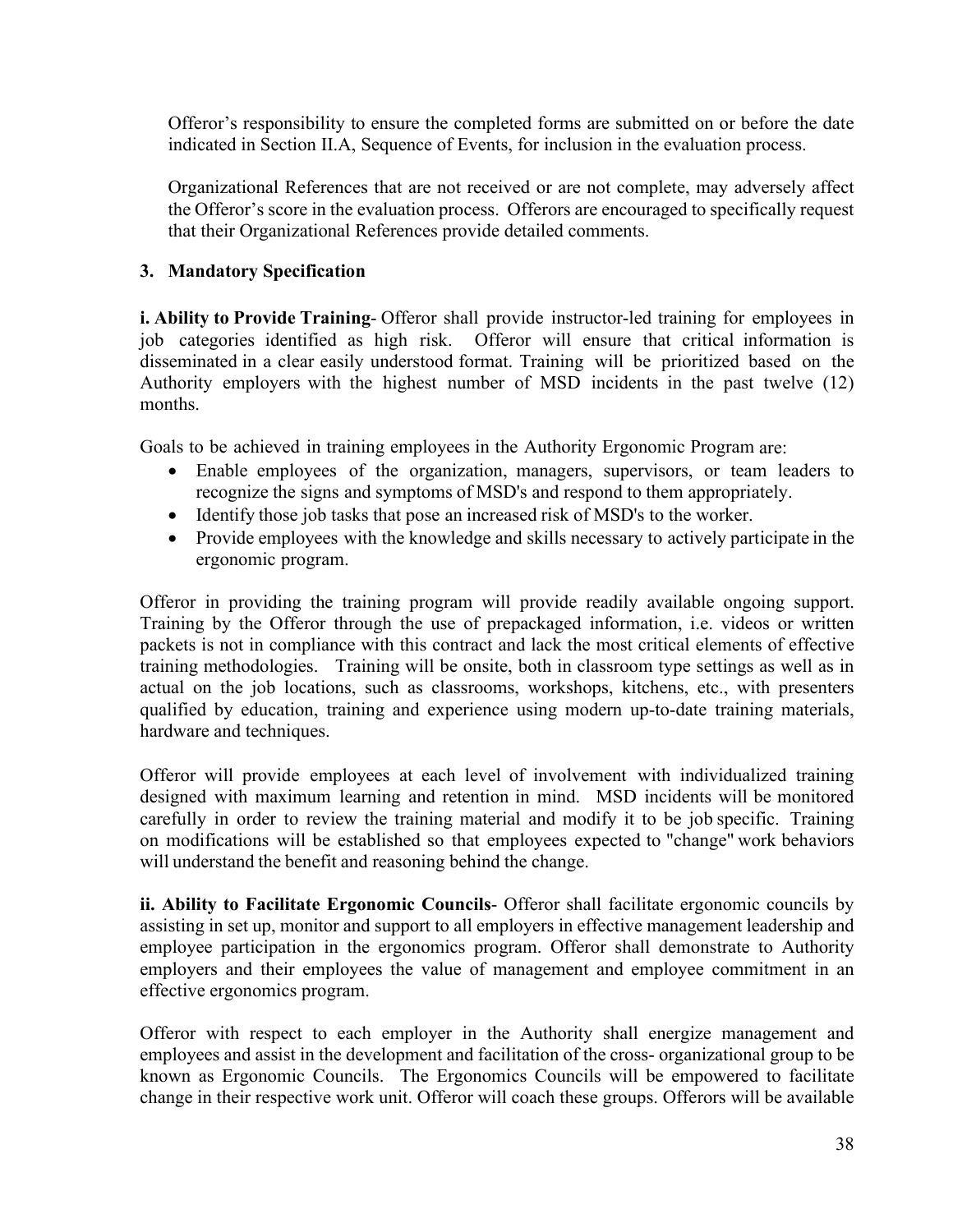Offeror's responsibility to ensure the completed forms are submitted on or before the date indicated in Section II.A, Sequence of Events, for inclusion in the evaluation process.

Organizational References that are not received or are not complete, may adversely affect the Offeror's score in the evaluation process. Offerors are encouraged to specifically request that their Organizational References provide detailed comments.

### 3. Mandatory Specification

**i. Ability to Provide Training**- Offeror shall provide instructor-led training for employees in job categories identified as high risk. Offeror will ensure that critical information is disseminated in a clear easily understood format. Training will be prioritized based on the Authority employers with the highest number of MSD incidents in the past twelve (12) months.

Goals to be achieved in training employees in the Authority Ergonomic Program are:

- Enable employees of the organization, managers, supervisors, or team leaders to recognize the signs and symptoms of MSD's and respond to them appropriately.
- Identify those job tasks that pose an increased risk of MSD's to the worker.
- Provide employees with the knowledge and skills necessary to actively participate in the ergonomic program.

Offeror in providing the training program will provide readily available ongoing support. Training by the Offeror through the use of prepackaged information, i.e. videos or written packets is not in compliance with this contract and lack the most critical elements of effective training methodologies. Training will be onsite, both in classroom type settings as well as in actual on the job locations, such as classrooms, workshops, kitchens, etc., with presenters qualified by education, training and experience using modern up-to-date training materials, hardware and techniques.

Offeror will provide employees at each level of involvement with individualized training designed with maximum learning and retention in mind. MSD incidents will be monitored carefully in order to review the training material and modify it to be job specific. Training on modifications will be established so that employees expected to "change" work behaviors will understand the benefit and reasoning behind the change.

**ii. Ability to Facilitate Ergonomic Councils**- Offeror shall facilitate ergonomic councils by assisting in set up, monitor and support to all employers in effective management leadership and employee participation in the ergonomics program. Offeror shall demonstrate to Authority employers and their employees the value of management and employee commitment in an effective ergonomics program.

Offeror with respect to each employer in the Authority shall energize management and employees and assist in the development and facilitation of the cross- organizational group to be known as Ergonomic Councils. The Ergonomics Councils will be empowered to facilitate change in their respective work unit. Offeror will coach these groups. Offerors will be available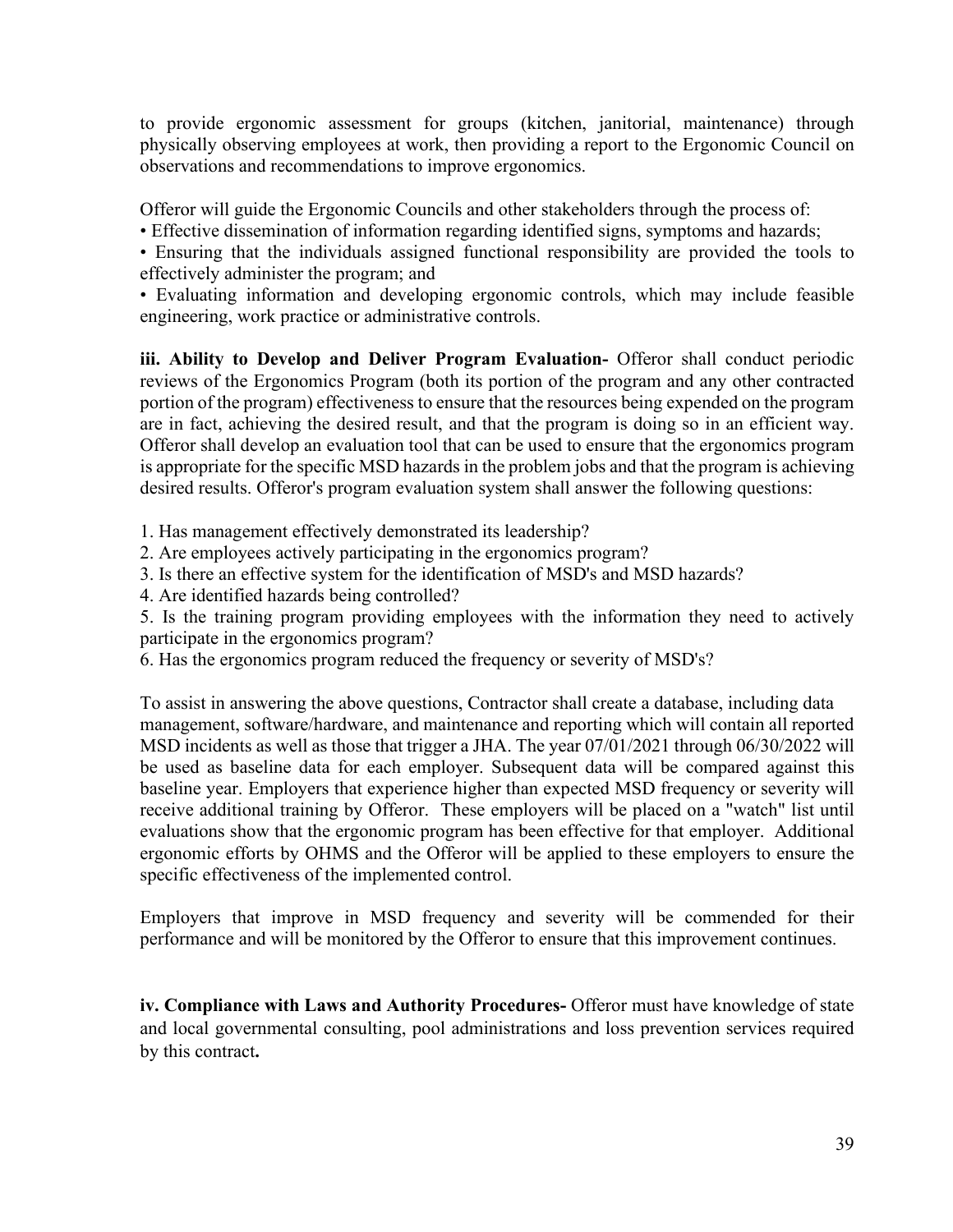to provide ergonomic assessment for groups (kitchen, janitorial, maintenance) through physically observing employees at work, then providing a report to the Ergonomic Council on observations and recommendations to improve ergonomics.

Offeror will guide the Ergonomic Councils and other stakeholders through the process of:

- Effective dissemination of information regarding identified signs, symptoms and hazards;
- Ensuring that the individuals assigned functional responsibility are provided the tools to effectively administer the program; and
- Evaluating information and developing ergonomic controls, which may include feasible engineering, work practice or administrative controls.

**iii. Ability to Develop and Deliver Program Evaluation-** Offeror shall conduct periodic reviews of the Ergonomics Program (both its portion of the program and any other contracted portion of the program) effectiveness to ensure that the resources being expended on the program are in fact, achieving the desired result, and that the program is doing so in an efficient way. Offeror shall develop an evaluation tool that can be used to ensure that the ergonomics program is appropriate for the specific MSD hazards in the problem jobs and that the program is achieving desired results. Offeror's program evaluation system shall answer the following questions:

1. Has management effectively demonstrated its leadership?
2. Are employees actively participating in the ergonomics program?
3. Is there an effective system for the identification of MSD's and MSD hazards?
4. Are identified hazards being controlled?
5. Is the training program providing employees with the information they need to actively participate in the ergonomics program?
6. Has the ergonomics program reduced the frequency or severity of MSD's?

To assist in answering the above questions, Contractor shall create a database, including data management, software/hardware, and maintenance and reporting which will contain all reported MSD incidents as well as those that trigger a JHA. The year 07/01/2021 through 06/30/2022 will be used as baseline data for each employer. Subsequent data will be compared against this baseline year. Employers that experience higher than expected MSD frequency or severity will receive additional training by Offeror. These employers will be placed on a "watch" list until evaluations show that the ergonomic program has been effective for that employer. Additional ergonomic efforts by OHMS and the Offeror will be applied to these employers to ensure the specific effectiveness of the implemented control.

Employers that improve in MSD frequency and severity will be commended for their performance and will be monitored by the Offeror to ensure that this improvement continues.

**iv. Compliance with Laws and Authority Procedures-** Offeror must have knowledge of state and local governmental consulting, pool administrations and loss prevention services required by this contract**.**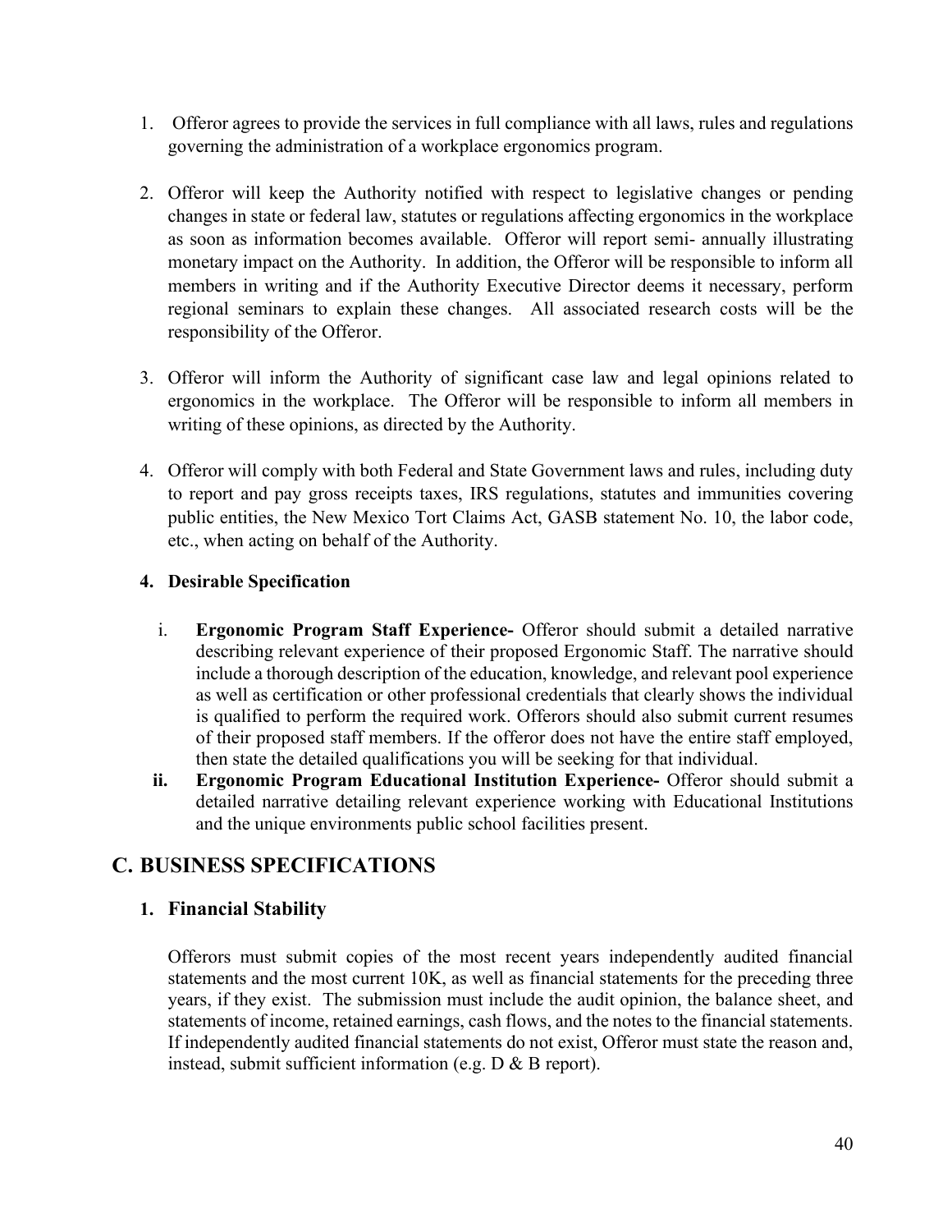1. Offeror agrees to provide the services in full compliance with all laws, rules and regulations governing the administration of a workplace ergonomics program.

2. Offeror will keep the Authority notified with respect to legislative changes or pending changes in state or federal law, statutes or regulations affecting ergonomics in the workplace as soon as information becomes available. Offeror will report semi- annually illustrating monetary impact on the Authority. In addition, the Offeror will be responsible to inform all members in writing and if the Authority Executive Director deems it necessary, perform regional seminars to explain these changes. All associated research costs will be the responsibility of the Offeror.

3. Offeror will inform the Authority of significant case law and legal opinions related to ergonomics in the workplace. The Offeror will be responsible to inform all members in writing of these opinions, as directed by the Authority.

4. Offeror will comply with both Federal and State Government laws and rules, including duty to report and pay gross receipts taxes, IRS regulations, statutes and immunities covering public entities, the New Mexico Tort Claims Act, GASB statement No. 10, the labor code, etc., when acting on behalf of the Authority.

### 4. Desirable Specification

i. **Ergonomic Program Staff Experience-** Offeror should submit a detailed narrative describing relevant experience of their proposed Ergonomic Staff. The narrative should include a thorough description of the education, knowledge, and relevant pool experience as well as certification or other professional credentials that clearly shows the individual is qualified to perform the required work. Offerors should also submit current resumes of their proposed staff members. If the offeror does not have the entire staff employed, then state the detailed qualifications you will be seeking for that individual.

ii. **Ergonomic Program Educational Institution Experience-** Offeror should submit a detailed narrative detailing relevant experience working with Educational Institutions and the unique environments public school facilities present.

## C. BUSINESS SPECIFICATIONS

### 1. Financial Stability

Offerors must submit copies of the most recent years independently audited financial statements and the most current 10K, as well as financial statements for the preceding three years, if they exist. The submission must include the audit opinion, the balance sheet, and statements of income, retained earnings, cash flows, and the notes to the financial statements. If independently audited financial statements do not exist, Offeror must state the reason and, instead, submit sufficient information (e.g. D & B report).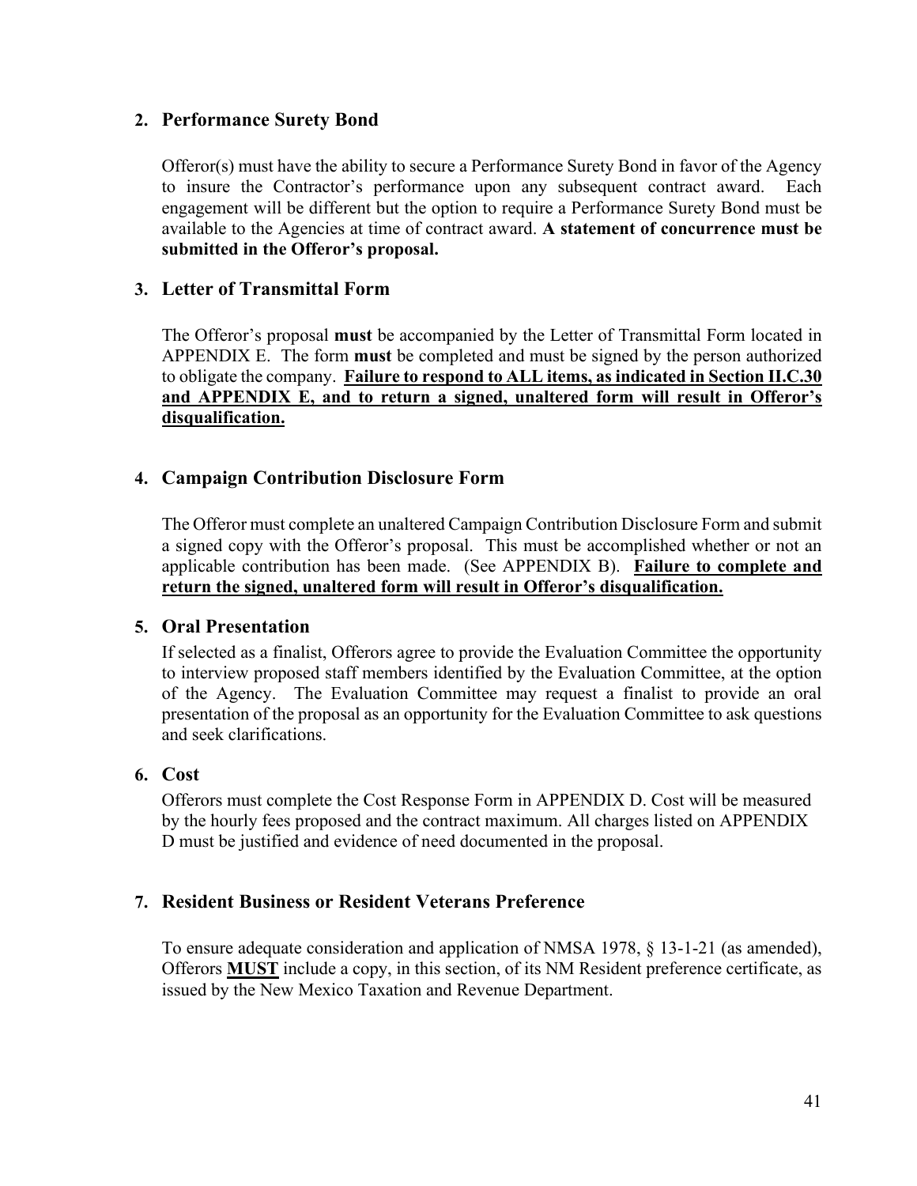### 2. Performance Surety Bond

Offeror(s) must have the ability to secure a Performance Surety Bond in favor of the Agency to insure the Contractor's performance upon any subsequent contract award. Each engagement will be different but the option to require a Performance Surety Bond must be available to the Agencies at time of contract award. **A statement of concurrence must be submitted in the Offeror's proposal.**

### 3. Letter of Transmittal Form

The Offeror's proposal **must** be accompanied by the Letter of Transmittal Form located in APPENDIX E. The form **must** be completed and must be signed by the person authorized to obligate the company. <u>**Failure to respond to ALL items, as indicated in Section II.C.30 and APPENDIX E, and to return a signed, unaltered form will result in Offeror's disqualification.**</u>

### 4. Campaign Contribution Disclosure Form

The Offeror must complete an unaltered Campaign Contribution Disclosure Form and submit a signed copy with the Offeror's proposal. This must be accomplished whether or not an applicable contribution has been made. (See APPENDIX B). <u>**Failure to complete and return the signed, unaltered form will result in Offeror's disqualification.**</u>

### 5. Oral Presentation

If selected as a finalist, Offerors agree to provide the Evaluation Committee the opportunity to interview proposed staff members identified by the Evaluation Committee, at the option of the Agency. The Evaluation Committee may request a finalist to provide an oral presentation of the proposal as an opportunity for the Evaluation Committee to ask questions and seek clarifications.

### 6. Cost

Offerors must complete the Cost Response Form in APPENDIX D. Cost will be measured by the hourly fees proposed and the contract maximum. All charges listed on APPENDIX D must be justified and evidence of need documented in the proposal.

### 7. Resident Business or Resident Veterans Preference

To ensure adequate consideration and application of NMSA 1978, § 13-1-21 (as amended), Offerors <u>**MUST**</u> include a copy, in this section, of its NM Resident preference certificate, as issued by the New Mexico Taxation and Revenue Department.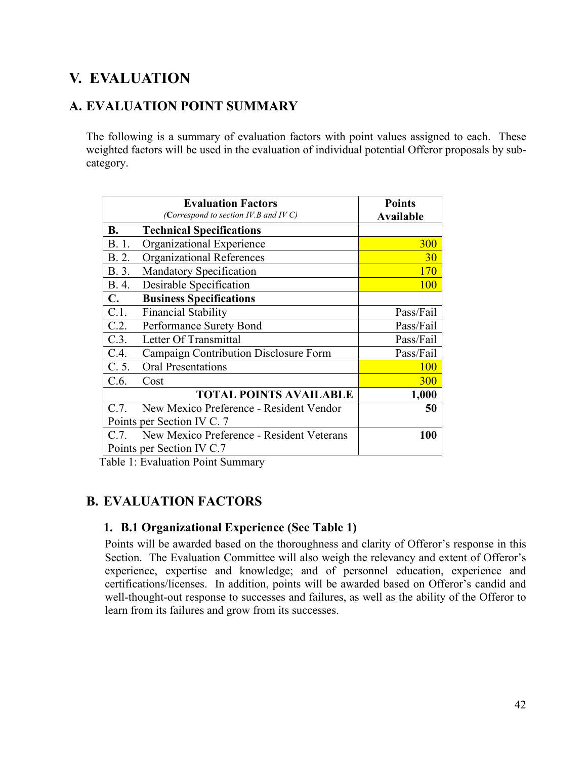# V. EVALUATION

## A. EVALUATION POINT SUMMARY

The following is a summary of evaluation factors with point values assigned to each. These weighted factors will be used in the evaluation of individual potential Offeror proposals by sub-category.

| **Evaluation Factors** *(Correspond to section IV.B and IV C)* | **Points Available** |
|---|---|
| **B. Technical Specifications** | |
| B. 1. Organizational Experience | 300 |
| B. 2. Organizational References | 30 |
| B. 3. Mandatory Specification | 170 |
| B. 4. Desirable Specification | 100 |
| **C. Business Specifications** | |
| C.1. Financial Stability | Pass/Fail |
| C.2. Performance Surety Bond | Pass/Fail |
| C.3. Letter Of Transmittal | Pass/Fail |
| C.4. Campaign Contribution Disclosure Form | Pass/Fail |
| C. 5. Oral Presentations | 100 |
| C.6. Cost | 300 |
| **TOTAL POINTS AVAILABLE** | **1,000** |
| C.7. New Mexico Preference - Resident Vendor Points per Section IV C. 7 | **50** |
| C.7. New Mexico Preference - Resident Veterans Points per Section IV C.7 | **100** |

Table 1: Evaluation Point Summary

## B. EVALUATION FACTORS

### 1. B.1 Organizational Experience (See Table 1)

Points will be awarded based on the thoroughness and clarity of Offeror's response in this Section. The Evaluation Committee will also weigh the relevancy and extent of Offeror's experience, expertise and knowledge; and of personnel education, experience and certifications/licenses. In addition, points will be awarded based on Offeror's candid and well-thought-out response to successes and failures, as well as the ability of the Offeror to learn from its failures and grow from its successes.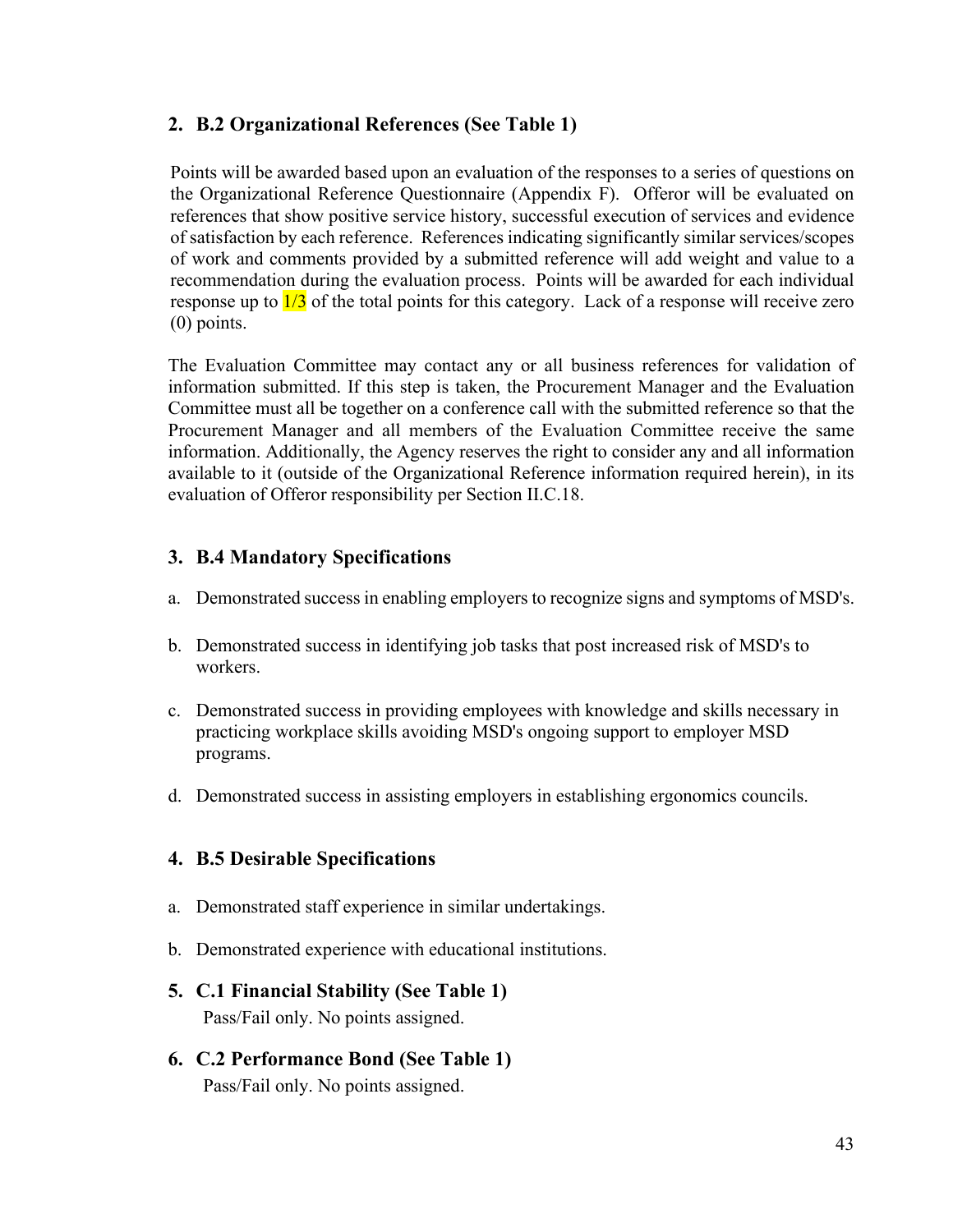## 2. B.2 Organizational References (See Table 1)

Points will be awarded based upon an evaluation of the responses to a series of questions on the Organizational Reference Questionnaire (Appendix F). Offeror will be evaluated on references that show positive service history, successful execution of services and evidence of satisfaction by each reference. References indicating significantly similar services/scopes of work and comments provided by a submitted reference will add weight and value to a recommendation during the evaluation process. Points will be awarded for each individual response up to 1/3 of the total points for this category. Lack of a response will receive zero (0) points.

The Evaluation Committee may contact any or all business references for validation of information submitted. If this step is taken, the Procurement Manager and the Evaluation Committee must all be together on a conference call with the submitted reference so that the Procurement Manager and all members of the Evaluation Committee receive the same information. Additionally, the Agency reserves the right to consider any and all information available to it (outside of the Organizational Reference information required herein), in its evaluation of Offeror responsibility per Section II.C.18.

## 3. B.4 Mandatory Specifications

a. Demonstrated success in enabling employers to recognize signs and symptoms of MSD's.

b. Demonstrated success in identifying job tasks that post increased risk of MSD's to workers.

c. Demonstrated success in providing employees with knowledge and skills necessary in practicing workplace skills avoiding MSD's ongoing support to employer MSD programs.

d. Demonstrated success in assisting employers in establishing ergonomics councils.

## 4. B.5 Desirable Specifications

a. Demonstrated staff experience in similar undertakings.

b. Demonstrated experience with educational institutions.

## 5. C.1 Financial Stability (See Table 1)

Pass/Fail only. No points assigned.

## 6. C.2 Performance Bond (See Table 1)

Pass/Fail only. No points assigned.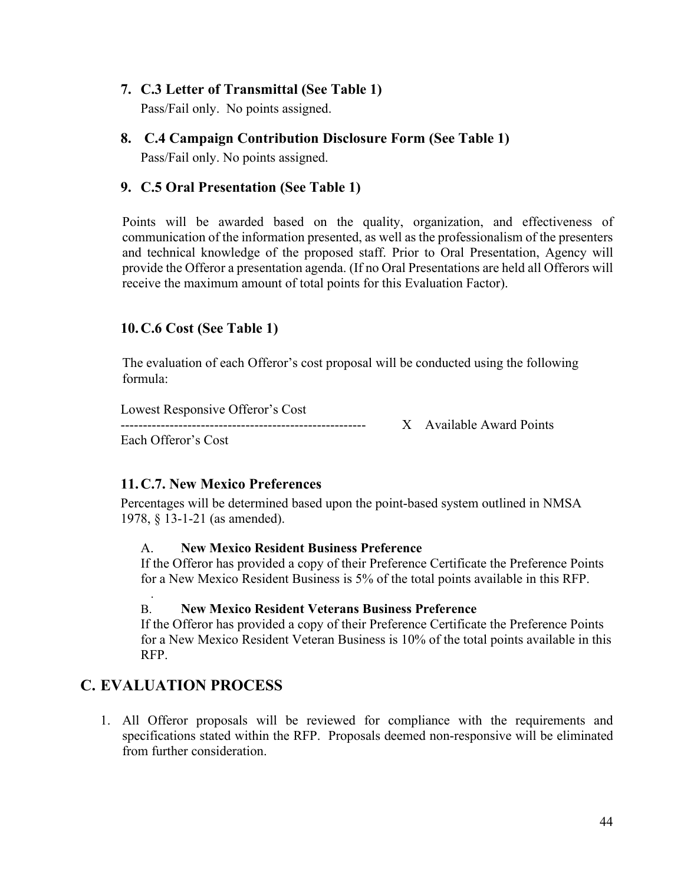7. **C.3 Letter of Transmittal (See Table 1)**

   Pass/Fail only. No points assigned.

8. **C.4 Campaign Contribution Disclosure Form (See Table 1)**

   Pass/Fail only. No points assigned.

9. **C.5 Oral Presentation (See Table 1)**

   Points will be awarded based on the quality, organization, and effectiveness of communication of the information presented, as well as the professionalism of the presenters and technical knowledge of the proposed staff. Prior to Oral Presentation, Agency will provide the Offeror a presentation agenda. (If no Oral Presentations are held all Offerors will receive the maximum amount of total points for this Evaluation Factor).

10. **C.6 Cost (See Table 1)**

    The evaluation of each Offeror's cost proposal will be conducted using the following formula:

$$\frac{\text{Lowest Responsive Offeror's Cost}}{\text{Each Offeror's Cost}} \times \text{Available Award Points}$$

11. **C.7. New Mexico Preferences**

    Percentages will be determined based upon the point-based system outlined in NMSA 1978, § 13-1-21 (as amended).

    A. **New Mexico Resident Business Preference**

    If the Offeror has provided a copy of their Preference Certificate the Preference Points for a New Mexico Resident Business is 5% of the total points available in this RFP.

    B. **New Mexico Resident Veterans Business Preference**

    If the Offeror has provided a copy of their Preference Certificate the Preference Points for a New Mexico Resident Veteran Business is 10% of the total points available in this RFP.

## C. EVALUATION PROCESS

1. All Offeror proposals will be reviewed for compliance with the requirements and specifications stated within the RFP. Proposals deemed non-responsive will be eliminated from further consideration.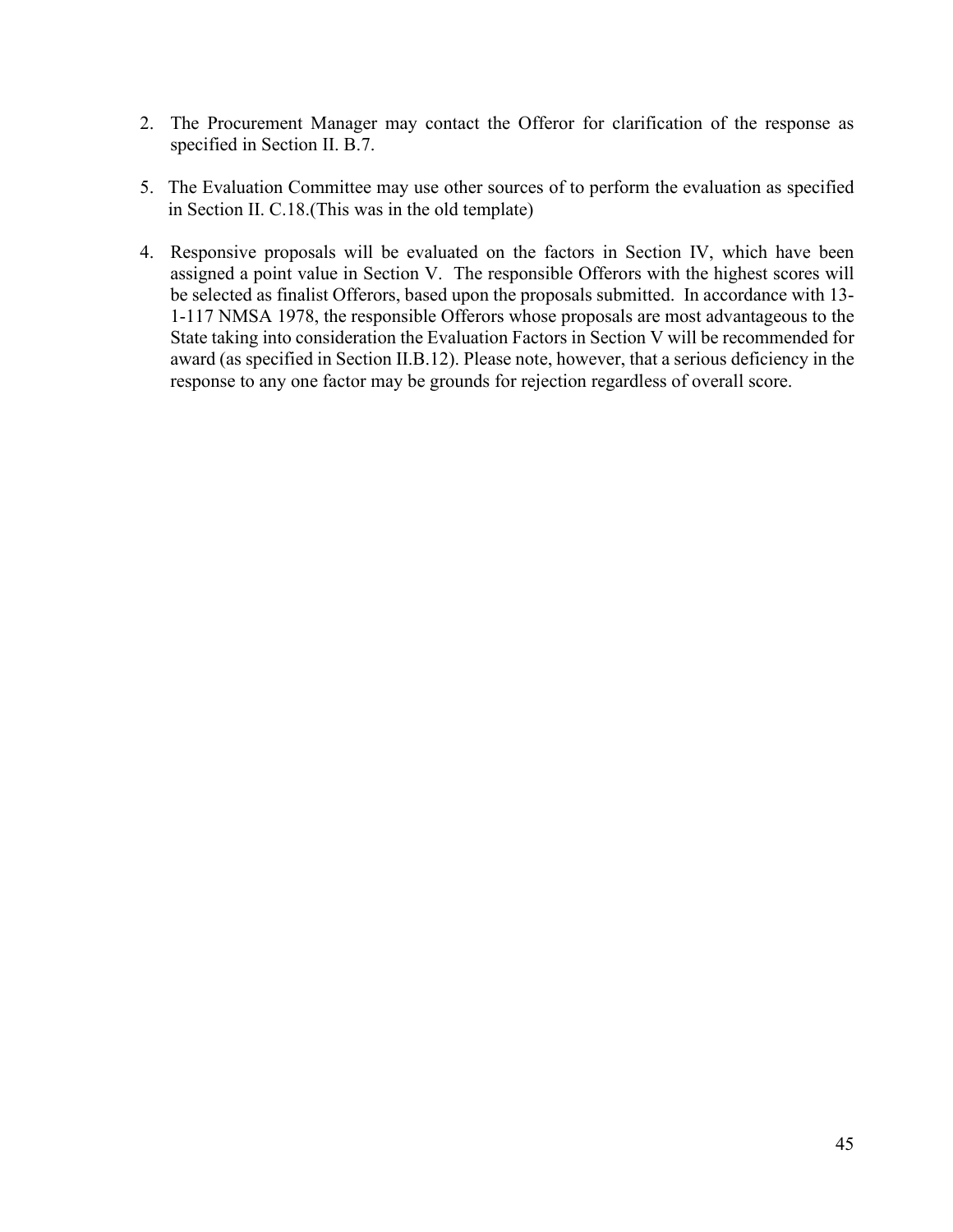2. The Procurement Manager may contact the Offeror for clarification of the response as specified in Section II. B.7.

5. The Evaluation Committee may use other sources of to perform the evaluation as specified in Section II. C.18.(This was in the old template)

4. Responsive proposals will be evaluated on the factors in Section IV, which have been assigned a point value in Section V. The responsible Offerors with the highest scores will be selected as finalist Offerors, based upon the proposals submitted. In accordance with 13-1-117 NMSA 1978, the responsible Offerors whose proposals are most advantageous to the State taking into consideration the Evaluation Factors in Section V will be recommended for award (as specified in Section II.B.12). Please note, however, that a serious deficiency in the response to any one factor may be grounds for rejection regardless of overall score.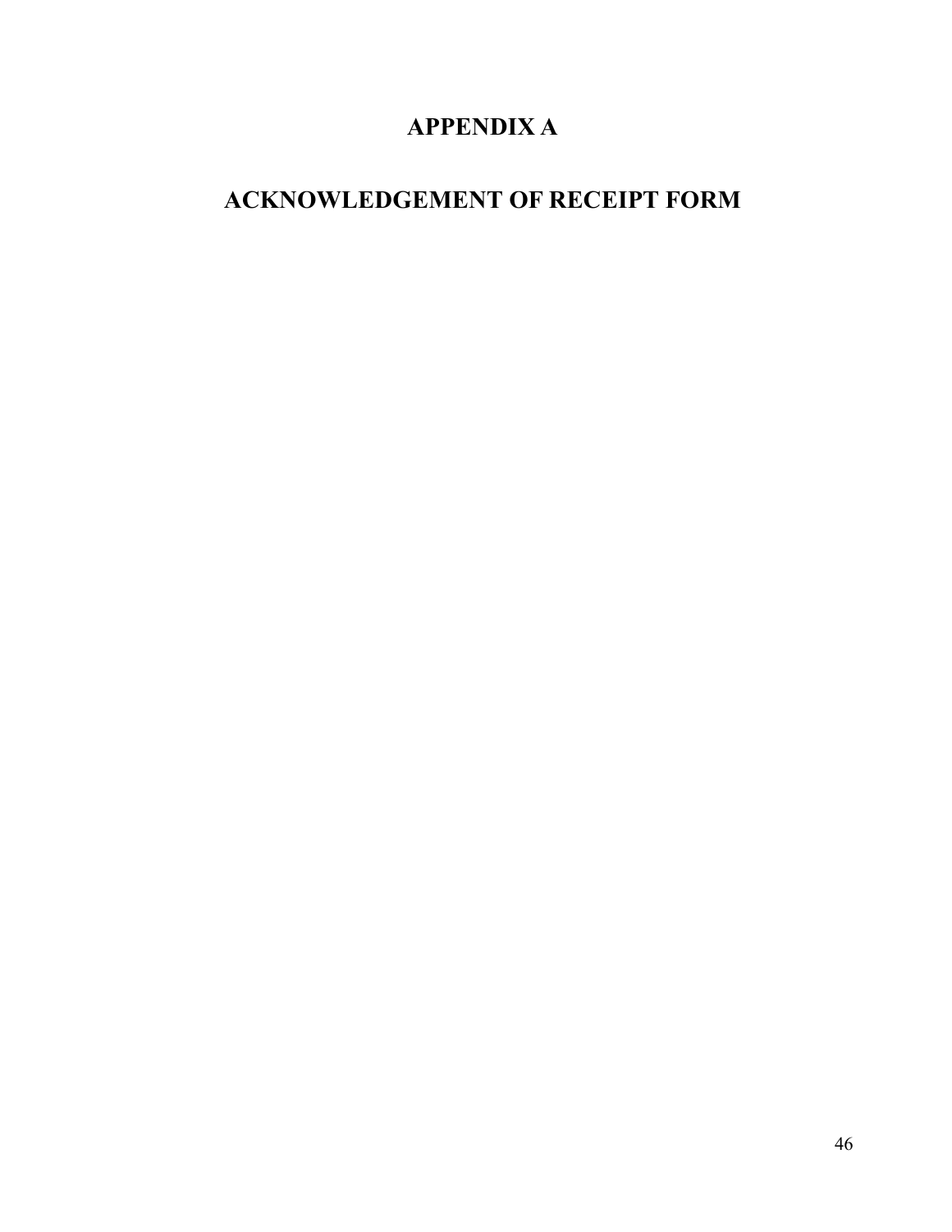# APPENDIX A

# ACKNOWLEDGEMENT OF RECEIPT FORM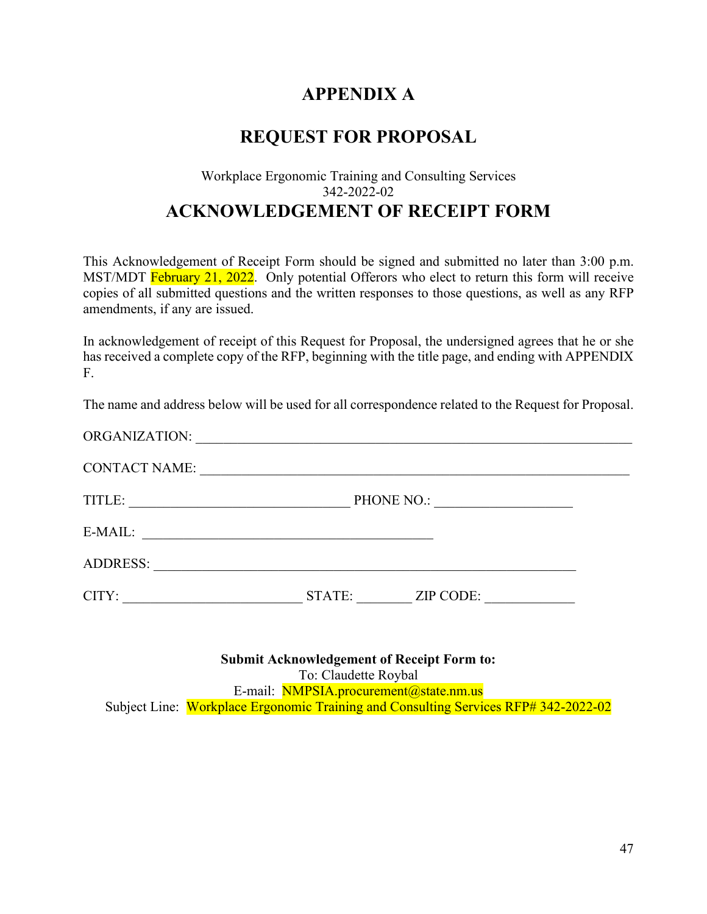# APPENDIX A

# REQUEST FOR PROPOSAL

Workplace Ergonomic Training and Consulting Services
342-2022-02

## ACKNOWLEDGEMENT OF RECEIPT FORM

This Acknowledgement of Receipt Form should be signed and submitted no later than 3:00 p.m. MST/MDT February 21, 2022. Only potential Offerors who elect to return this form will receive copies of all submitted questions and the written responses to those questions, as well as any RFP amendments, if any are issued.

In acknowledgement of receipt of this Request for Proposal, the undersigned agrees that he or she has received a complete copy of the RFP, beginning with the title page, and ending with APPENDIX F.

The name and address below will be used for all correspondence related to the Request for Proposal.

ORGANIZATION: ______________________________________________________________

CONTACT NAME: _____________________________________________________________

TITLE: ________________________________ PHONE NO.: ___________________

E-MAIL: __________________________________________

ADDRESS: _________________________________________________________

CITY: __________________________ STATE: ________ ZIP CODE: _____________

**Submit Acknowledgement of Receipt Form to:**
To: Claudette Roybal
E-mail: NMPSIA.procurement@state.nm.us
Subject Line: Workplace Ergonomic Training and Consulting Services RFP# 342-2022-02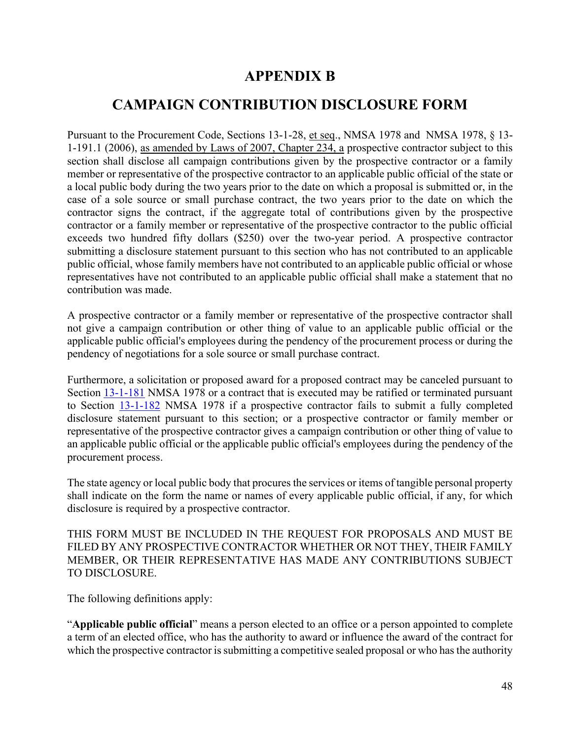# APPENDIX B

# CAMPAIGN CONTRIBUTION DISCLOSURE FORM

Pursuant to the Procurement Code, Sections 13-1-28, et seq., NMSA 1978 and NMSA 1978, § 13-1-191.1 (2006), as amended by Laws of 2007, Chapter 234, a prospective contractor subject to this section shall disclose all campaign contributions given by the prospective contractor or a family member or representative of the prospective contractor to an applicable public official of the state or a local public body during the two years prior to the date on which a proposal is submitted or, in the case of a sole source or small purchase contract, the two years prior to the date on which the contractor signs the contract, if the aggregate total of contributions given by the prospective contractor or a family member or representative of the prospective contractor to the public official exceeds two hundred fifty dollars ($250) over the two-year period. A prospective contractor submitting a disclosure statement pursuant to this section who has not contributed to an applicable public official, whose family members have not contributed to an applicable public official or whose representatives have not contributed to an applicable public official shall make a statement that no contribution was made.

A prospective contractor or a family member or representative of the prospective contractor shall not give a campaign contribution or other thing of value to an applicable public official or the applicable public official's employees during the pendency of the procurement process or during the pendency of negotiations for a sole source or small purchase contract.

Furthermore, a solicitation or proposed award for a proposed contract may be canceled pursuant to Section 13-1-181 NMSA 1978 or a contract that is executed may be ratified or terminated pursuant to Section 13-1-182 NMSA 1978 if a prospective contractor fails to submit a fully completed disclosure statement pursuant to this section; or a prospective contractor or family member or representative of the prospective contractor gives a campaign contribution or other thing of value to an applicable public official or the applicable public official's employees during the pendency of the procurement process.

The state agency or local public body that procures the services or items of tangible personal property shall indicate on the form the name or names of every applicable public official, if any, for which disclosure is required by a prospective contractor.

THIS FORM MUST BE INCLUDED IN THE REQUEST FOR PROPOSALS AND MUST BE FILED BY ANY PROSPECTIVE CONTRACTOR WHETHER OR NOT THEY, THEIR FAMILY MEMBER, OR THEIR REPRESENTATIVE HAS MADE ANY CONTRIBUTIONS SUBJECT TO DISCLOSURE.

The following definitions apply:

"**Applicable public official**" means a person elected to an office or a person appointed to complete a term of an elected office, who has the authority to award or influence the award of the contract for which the prospective contractor is submitting a competitive sealed proposal or who has the authority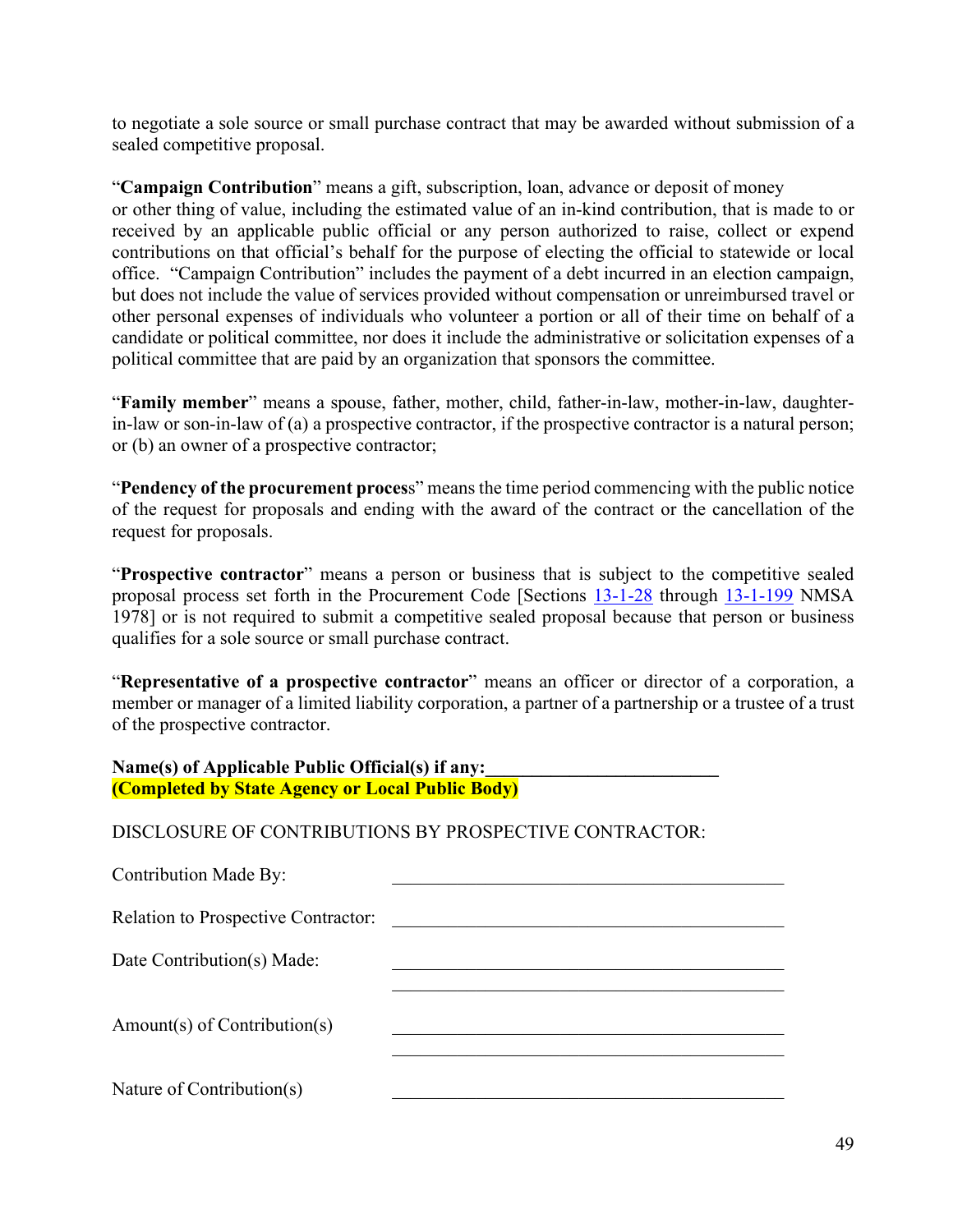to negotiate a sole source or small purchase contract that may be awarded without submission of a sealed competitive proposal.

“**Campaign Contribution**” means a gift, subscription, loan, advance or deposit of money or other thing of value, including the estimated value of an in-kind contribution, that is made to or received by an applicable public official or any person authorized to raise, collect or expend contributions on that official’s behalf for the purpose of electing the official to statewide or local office. “Campaign Contribution” includes the payment of a debt incurred in an election campaign, but does not include the value of services provided without compensation or unreimbursed travel or other personal expenses of individuals who volunteer a portion or all of their time on behalf of a candidate or political committee, nor does it include the administrative or solicitation expenses of a political committee that are paid by an organization that sponsors the committee.

“**Family member**” means a spouse, father, mother, child, father-in-law, mother-in-law, daughter-in-law or son-in-law of (a) a prospective contractor, if the prospective contractor is a natural person; or (b) an owner of a prospective contractor;

“**Pendency of the procurement proces**s” means the time period commencing with the public notice of the request for proposals and ending with the award of the contract or the cancellation of the request for proposals.

“**Prospective contractor**” means a person or business that is subject to the competitive sealed proposal process set forth in the Procurement Code [Sections 13-1-28 through 13-1-199 NMSA 1978] or is not required to submit a competitive sealed proposal because that person or business qualifies for a sole source or small purchase contract.

“**Representative of a prospective contractor**” means an officer or director of a corporation, a member or manager of a limited liability corporation, a partner of a partnership or a trustee of a trust of the prospective contractor.

**Name(s) of Applicable Public Official(s) if any:_________________________**
**(Completed by State Agency or Local Public Body)**

DISCLOSURE OF CONTRIBUTIONS BY PROSPECTIVE CONTRACTOR:

Contribution Made By: ___________________________________________

Relation to Prospective Contractor: ___________________________________________

Date Contribution(s) Made: ___________________________________________
___________________________________________

Amount(s) of Contribution(s) ___________________________________________
___________________________________________

Nature of Contribution(s) ___________________________________________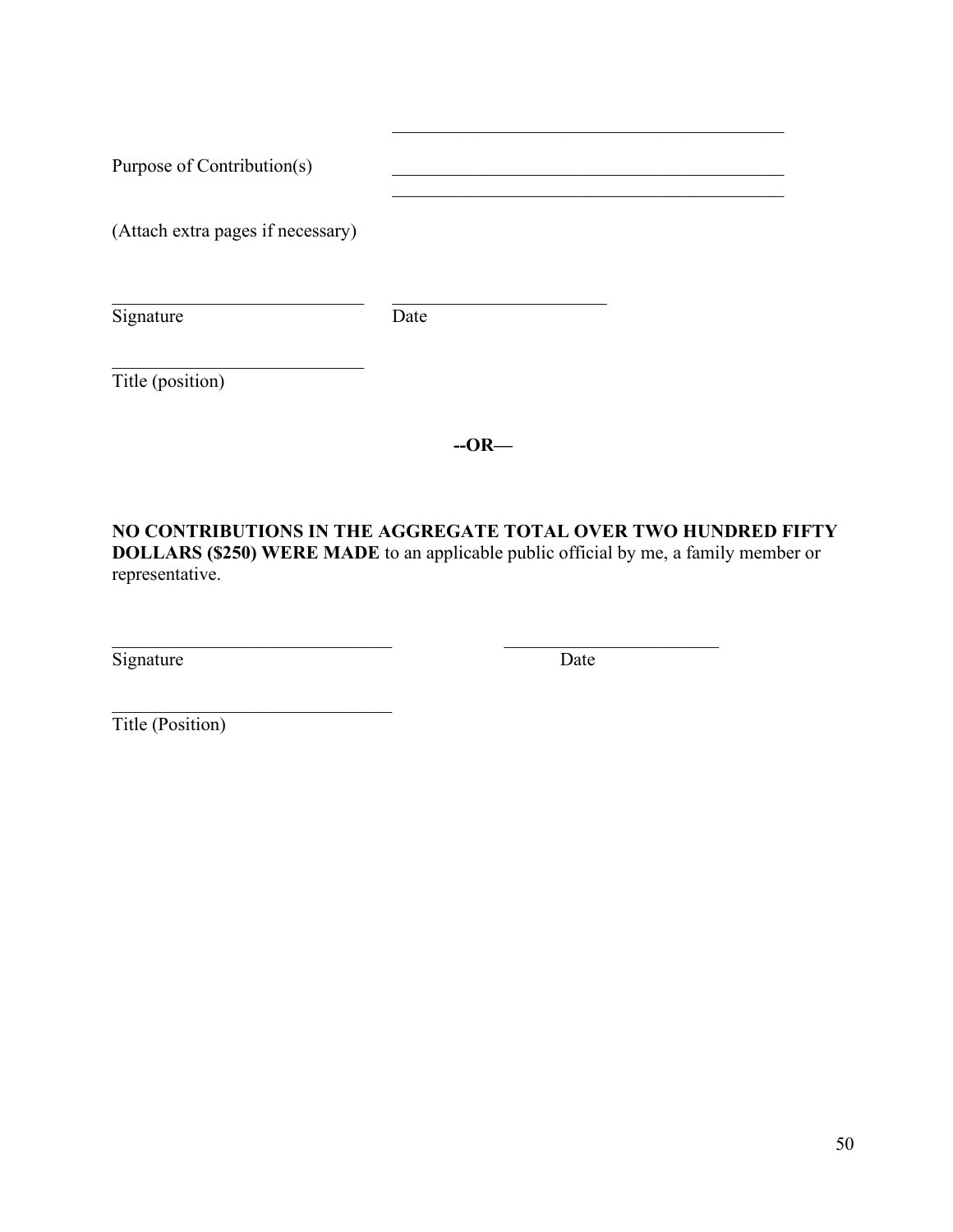Purpose of Contribution(s) \_\_\_\_\_\_\_\_\_\_\_\_\_\_\_\_\_\_\_\_\_\_\_\_\_\_\_\_\_\_\_\_\_\_\_\_\_\_\_\_\_\_

(Attach extra pages if necessary)

\_\_\_\_\_\_\_\_\_\_\_\_\_\_\_\_\_\_\_\_\_\_\_\_\_\_\_\_ \_\_\_\_\_\_\_\_\_\_\_\_\_\_\_\_\_\_\_\_\_\_\_\_
Signature Date

\_\_\_\_\_\_\_\_\_\_\_\_\_\_\_\_\_\_\_\_\_\_\_\_\_\_\_\_
Title (position)

**--OR—**

**NO CONTRIBUTIONS IN THE AGGREGATE TOTAL OVER TWO HUNDRED FIFTY DOLLARS ($250) WERE MADE** to an applicable public official by me, a family member or representative.

\_\_\_\_\_\_\_\_\_\_\_\_\_\_\_\_\_\_\_\_\_\_\_\_\_\_\_\_\_\_\_ \_\_\_\_\_\_\_\_\_\_\_\_\_\_\_\_\_\_\_\_\_\_\_\_
Signature Date

\_\_\_\_\_\_\_\_\_\_\_\_\_\_\_\_\_\_\_\_\_\_\_\_\_\_\_\_\_\_\_
Title (Position)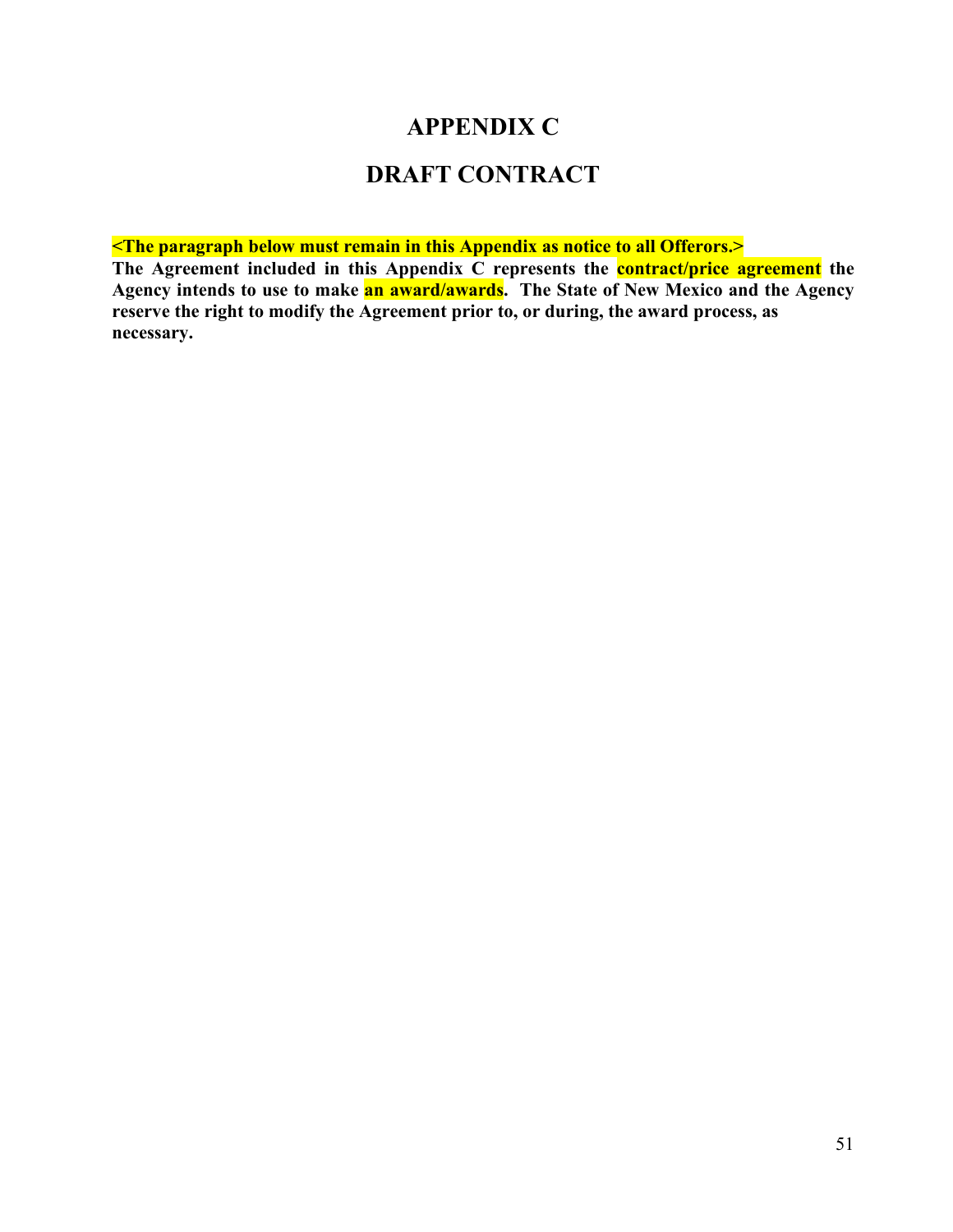# APPENDIX C

# DRAFT CONTRACT

**<The paragraph below must remain in this Appendix as notice to all Offerors.>**
**The Agreement included in this Appendix C represents the contract/price agreement the Agency intends to use to make an award/awards. The State of New Mexico and the Agency reserve the right to modify the Agreement prior to, or during, the award process, as necessary.**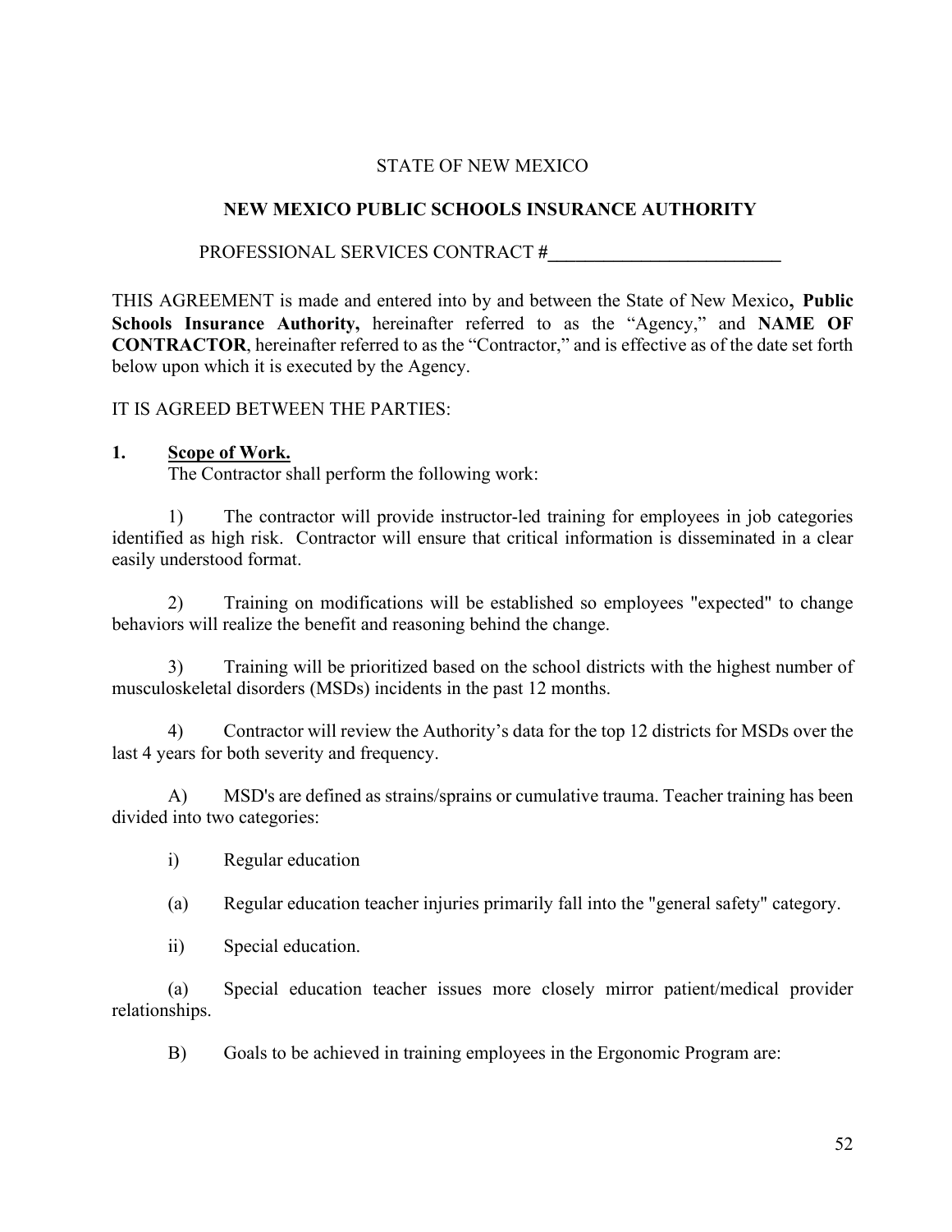STATE OF NEW MEXICO

**NEW MEXICO PUBLIC SCHOOLS INSURANCE AUTHORITY**

PROFESSIONAL SERVICES CONTRACT #**\_\_\_\_\_\_\_\_\_\_\_\_\_\_\_\_\_\_\_\_\_\_\_\_\_\_**

THIS AGREEMENT is made and entered into by and between the State of New Mexico**, Public Schools Insurance Authority,** hereinafter referred to as the "Agency," and **NAME OF CONTRACTOR**, hereinafter referred to as the "Contractor," and is effective as of the date set forth below upon which it is executed by the Agency.

IT IS AGREED BETWEEN THE PARTIES:

**1. Scope of Work.**

The Contractor shall perform the following work:

1) The contractor will provide instructor-led training for employees in job categories identified as high risk. Contractor will ensure that critical information is disseminated in a clear easily understood format.

2) Training on modifications will be established so employees "expected" to change behaviors will realize the benefit and reasoning behind the change.

3) Training will be prioritized based on the school districts with the highest number of musculoskeletal disorders (MSDs) incidents in the past 12 months.

4) Contractor will review the Authority's data for the top 12 districts for MSDs over the last 4 years for both severity and frequency.

A) MSD's are defined as strains/sprains or cumulative trauma. Teacher training has been divided into two categories:

i) Regular education

(a) Regular education teacher injuries primarily fall into the "general safety" category.

ii) Special education.

(a) Special education teacher issues more closely mirror patient/medical provider relationships.

B) Goals to be achieved in training employees in the Ergonomic Program are: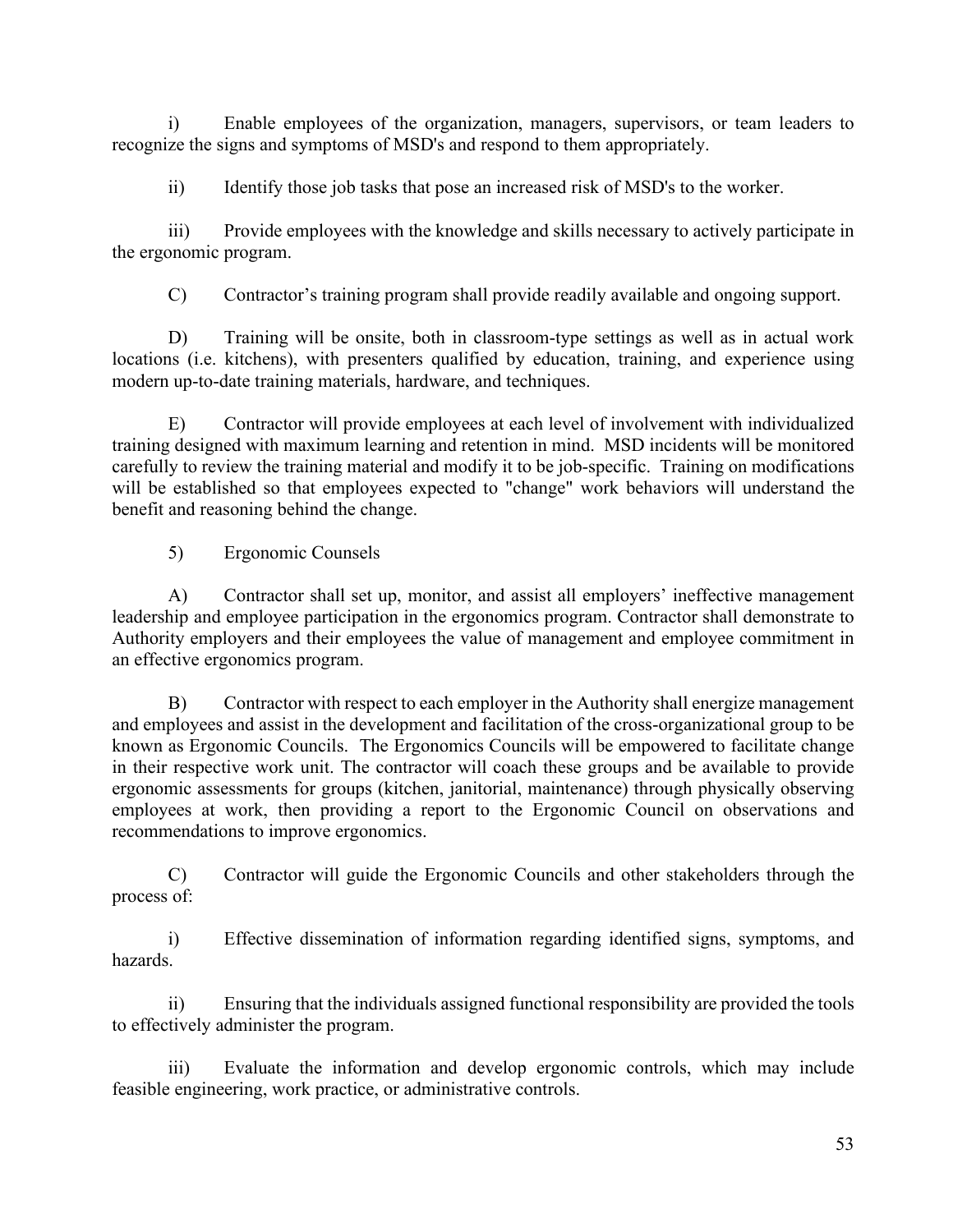i) Enable employees of the organization, managers, supervisors, or team leaders to recognize the signs and symptoms of MSD's and respond to them appropriately.

ii) Identify those job tasks that pose an increased risk of MSD's to the worker.

iii) Provide employees with the knowledge and skills necessary to actively participate in the ergonomic program.

C) Contractor's training program shall provide readily available and ongoing support.

D) Training will be onsite, both in classroom-type settings as well as in actual work locations (i.e. kitchens), with presenters qualified by education, training, and experience using modern up-to-date training materials, hardware, and techniques.

E) Contractor will provide employees at each level of involvement with individualized training designed with maximum learning and retention in mind. MSD incidents will be monitored carefully to review the training material and modify it to be job-specific. Training on modifications will be established so that employees expected to "change" work behaviors will understand the benefit and reasoning behind the change.

5) Ergonomic Counsels

A) Contractor shall set up, monitor, and assist all employers' ineffective management leadership and employee participation in the ergonomics program. Contractor shall demonstrate to Authority employers and their employees the value of management and employee commitment in an effective ergonomics program.

B) Contractor with respect to each employer in the Authority shall energize management and employees and assist in the development and facilitation of the cross-organizational group to be known as Ergonomic Councils. The Ergonomics Councils will be empowered to facilitate change in their respective work unit. The contractor will coach these groups and be available to provide ergonomic assessments for groups (kitchen, janitorial, maintenance) through physically observing employees at work, then providing a report to the Ergonomic Council on observations and recommendations to improve ergonomics.

C) Contractor will guide the Ergonomic Councils and other stakeholders through the process of:

i) Effective dissemination of information regarding identified signs, symptoms, and hazards.

ii) Ensuring that the individuals assigned functional responsibility are provided the tools to effectively administer the program.

iii) Evaluate the information and develop ergonomic controls, which may include feasible engineering, work practice, or administrative controls.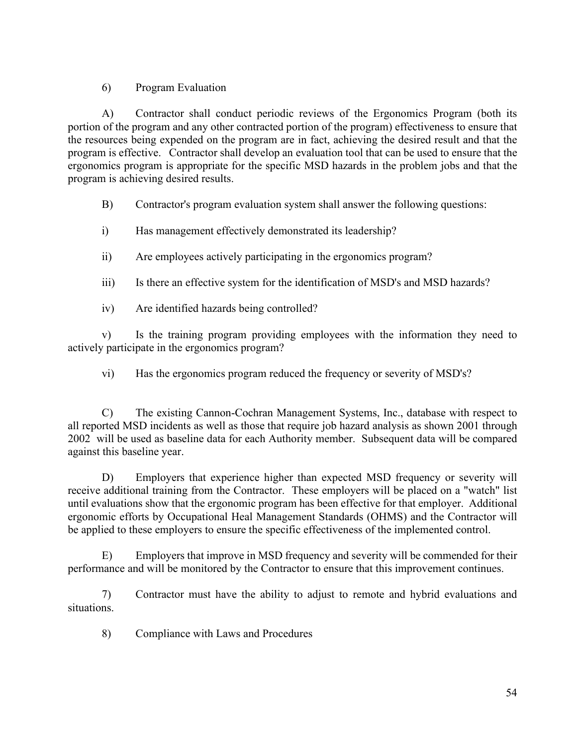6) Program Evaluation

A) Contractor shall conduct periodic reviews of the Ergonomics Program (both its portion of the program and any other contracted portion of the program) effectiveness to ensure that the resources being expended on the program are in fact, achieving the desired result and that the program is effective. Contractor shall develop an evaluation tool that can be used to ensure that the ergonomics program is appropriate for the specific MSD hazards in the problem jobs and that the program is achieving desired results.

B) Contractor's program evaluation system shall answer the following questions:

i) Has management effectively demonstrated its leadership?

ii) Are employees actively participating in the ergonomics program?

iii) Is there an effective system for the identification of MSD's and MSD hazards?

iv) Are identified hazards being controlled?

v) Is the training program providing employees with the information they need to actively participate in the ergonomics program?

vi) Has the ergonomics program reduced the frequency or severity of MSD's?

C) The existing Cannon-Cochran Management Systems, Inc., database with respect to all reported MSD incidents as well as those that require job hazard analysis as shown 2001 through 2002 will be used as baseline data for each Authority member. Subsequent data will be compared against this baseline year.

D) Employers that experience higher than expected MSD frequency or severity will receive additional training from the Contractor. These employers will be placed on a "watch" list until evaluations show that the ergonomic program has been effective for that employer. Additional ergonomic efforts by Occupational Heal Management Standards (OHMS) and the Contractor will be applied to these employers to ensure the specific effectiveness of the implemented control.

E) Employers that improve in MSD frequency and severity will be commended for their performance and will be monitored by the Contractor to ensure that this improvement continues.

7) Contractor must have the ability to adjust to remote and hybrid evaluations and situations.

8) Compliance with Laws and Procedures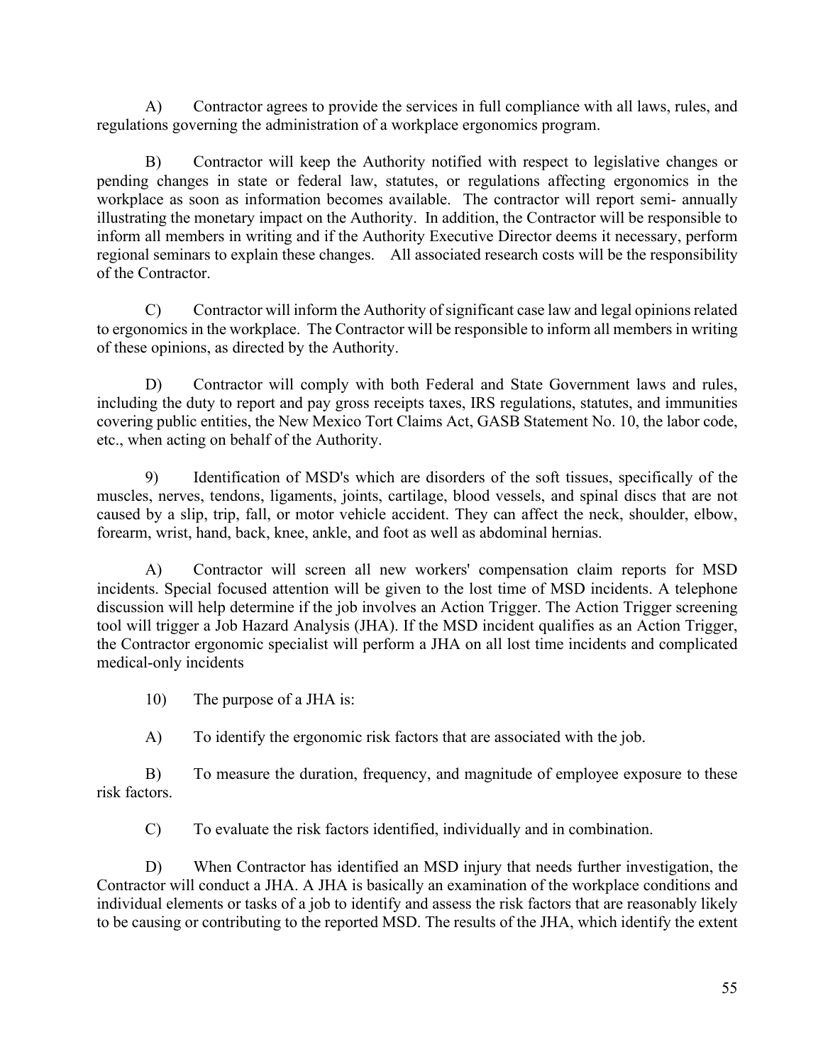A) Contractor agrees to provide the services in full compliance with all laws, rules, and regulations governing the administration of a workplace ergonomics program.

B) Contractor will keep the Authority notified with respect to legislative changes or pending changes in state or federal law, statutes, or regulations affecting ergonomics in the workplace as soon as information becomes available. The contractor will report semi- annually illustrating the monetary impact on the Authority. In addition, the Contractor will be responsible to inform all members in writing and if the Authority Executive Director deems it necessary, perform regional seminars to explain these changes. All associated research costs will be the responsibility of the Contractor.

C) Contractor will inform the Authority of significant case law and legal opinions related to ergonomics in the workplace. The Contractor will be responsible to inform all members in writing of these opinions, as directed by the Authority.

D) Contractor will comply with both Federal and State Government laws and rules, including the duty to report and pay gross receipts taxes, IRS regulations, statutes, and immunities covering public entities, the New Mexico Tort Claims Act, GASB Statement No. 10, the labor code, etc., when acting on behalf of the Authority.

9) Identification of MSD's which are disorders of the soft tissues, specifically of the muscles, nerves, tendons, ligaments, joints, cartilage, blood vessels, and spinal discs that are not caused by a slip, trip, fall, or motor vehicle accident. They can affect the neck, shoulder, elbow, forearm, wrist, hand, back, knee, ankle, and foot as well as abdominal hernias.

A) Contractor will screen all new workers' compensation claim reports for MSD incidents. Special focused attention will be given to the lost time of MSD incidents. A telephone discussion will help determine if the job involves an Action Trigger. The Action Trigger screening tool will trigger a Job Hazard Analysis (JHA). If the MSD incident qualifies as an Action Trigger, the Contractor ergonomic specialist will perform a JHA on all lost time incidents and complicated medical-only incidents

10) The purpose of a JHA is:

A) To identify the ergonomic risk factors that are associated with the job.

B) To measure the duration, frequency, and magnitude of employee exposure to these risk factors.

C) To evaluate the risk factors identified, individually and in combination.

D) When Contractor has identified an MSD injury that needs further investigation, the Contractor will conduct a JHA. A JHA is basically an examination of the workplace conditions and individual elements or tasks of a job to identify and assess the risk factors that are reasonably likely to be causing or contributing to the reported MSD. The results of the JHA, which identify the extent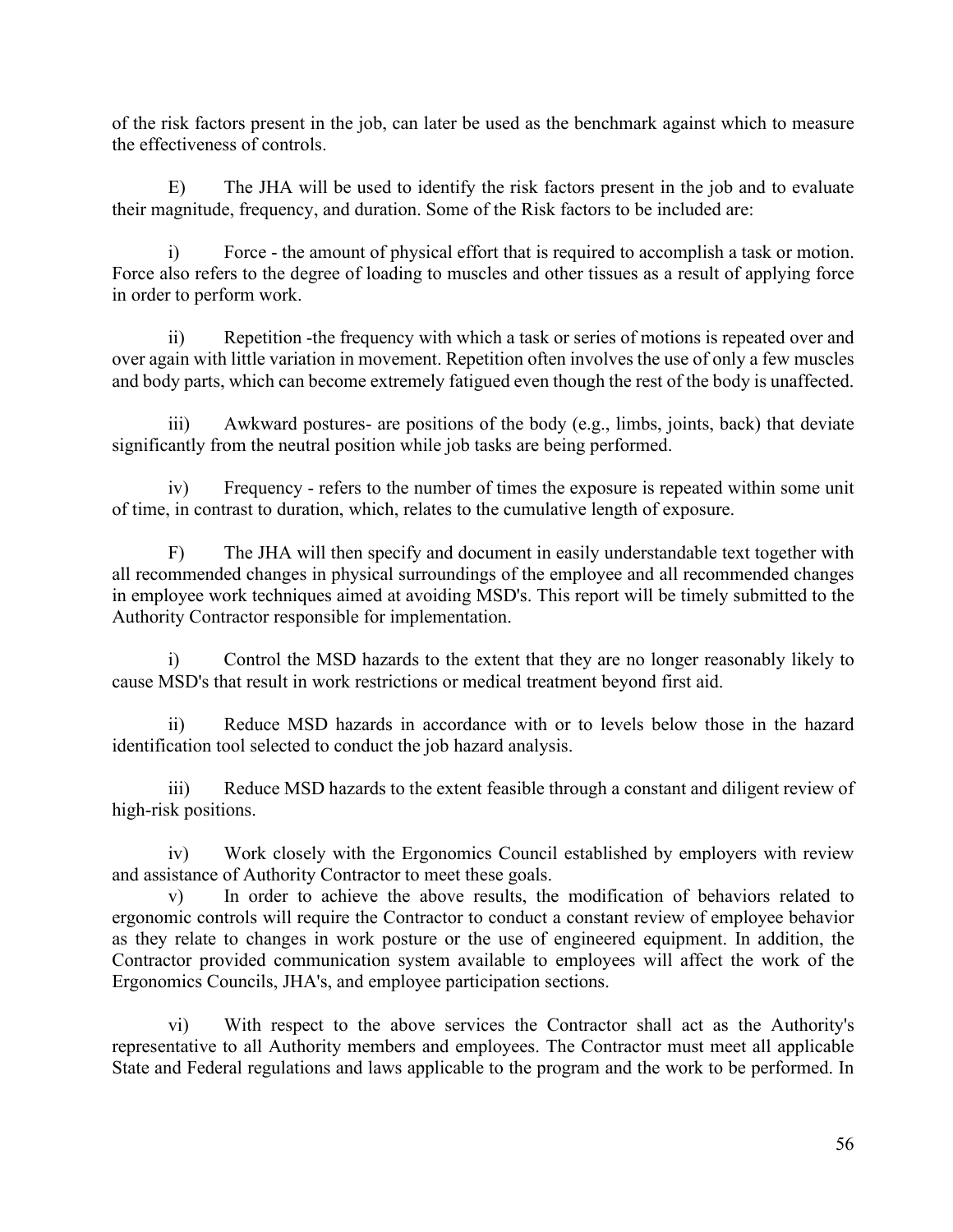of the risk factors present in the job, can later be used as the benchmark against which to measure the effectiveness of controls.

E) The JHA will be used to identify the risk factors present in the job and to evaluate their magnitude, frequency, and duration. Some of the Risk factors to be included are:

i) Force - the amount of physical effort that is required to accomplish a task or motion. Force also refers to the degree of loading to muscles and other tissues as a result of applying force in order to perform work.

ii) Repetition -the frequency with which a task or series of motions is repeated over and over again with little variation in movement. Repetition often involves the use of only a few muscles and body parts, which can become extremely fatigued even though the rest of the body is unaffected.

iii) Awkward postures- are positions of the body (e.g., limbs, joints, back) that deviate significantly from the neutral position while job tasks are being performed.

iv) Frequency - refers to the number of times the exposure is repeated within some unit of time, in contrast to duration, which, relates to the cumulative length of exposure.

F) The JHA will then specify and document in easily understandable text together with all recommended changes in physical surroundings of the employee and all recommended changes in employee work techniques aimed at avoiding MSD's. This report will be timely submitted to the Authority Contractor responsible for implementation.

i) Control the MSD hazards to the extent that they are no longer reasonably likely to cause MSD's that result in work restrictions or medical treatment beyond first aid.

ii) Reduce MSD hazards in accordance with or to levels below those in the hazard identification tool selected to conduct the job hazard analysis.

iii) Reduce MSD hazards to the extent feasible through a constant and diligent review of high-risk positions.

iv) Work closely with the Ergonomics Council established by employers with review and assistance of Authority Contractor to meet these goals.

v) In order to achieve the above results, the modification of behaviors related to ergonomic controls will require the Contractor to conduct a constant review of employee behavior as they relate to changes in work posture or the use of engineered equipment. In addition, the Contractor provided communication system available to employees will affect the work of the Ergonomics Councils, JHA's, and employee participation sections.

vi) With respect to the above services the Contractor shall act as the Authority's representative to all Authority members and employees. The Contractor must meet all applicable State and Federal regulations and laws applicable to the program and the work to be performed. In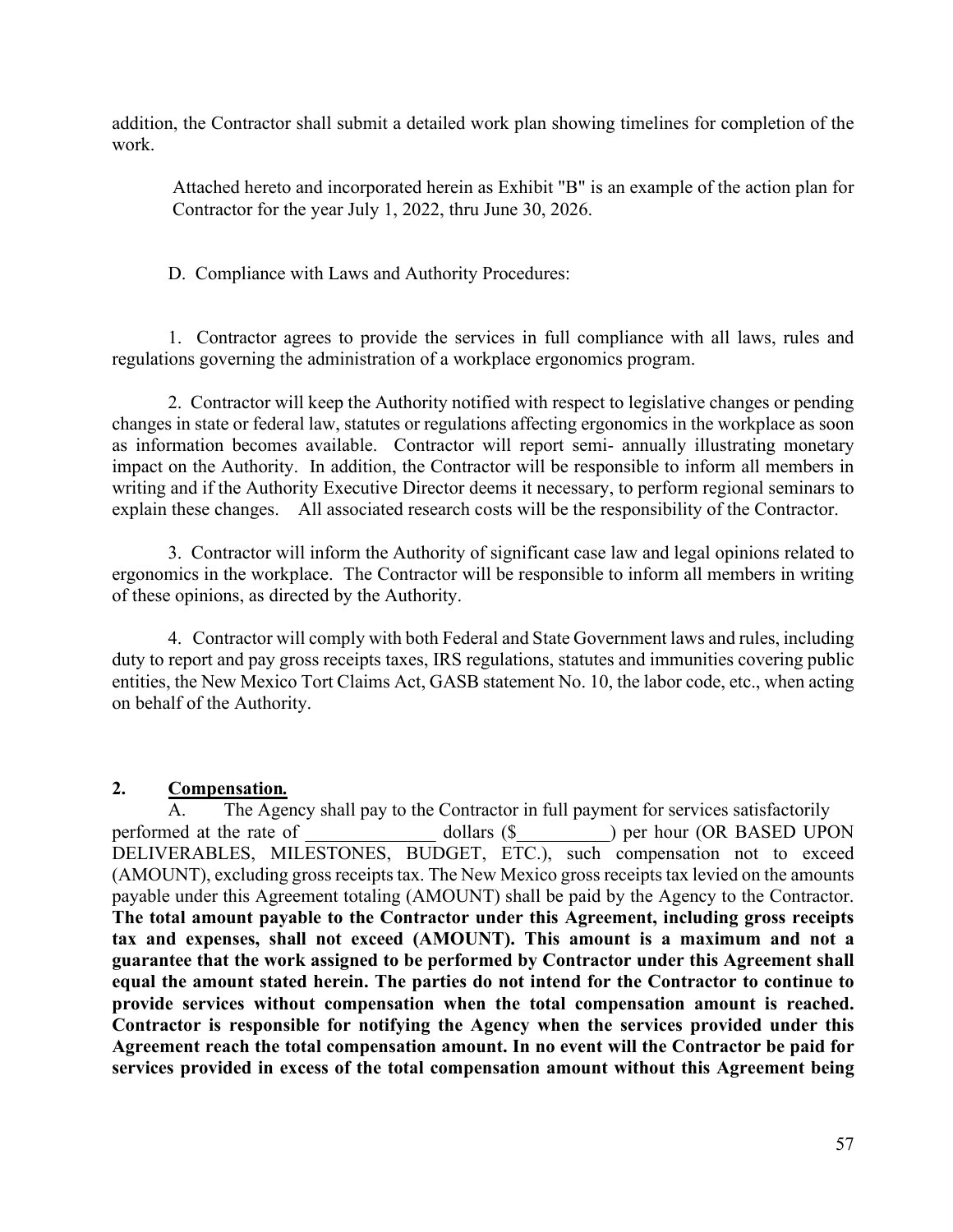addition, the Contractor shall submit a detailed work plan showing timelines for completion of the work.

Attached hereto and incorporated herein as Exhibit "B" is an example of the action plan for Contractor for the year July 1, 2022, thru June 30, 2026.

D. Compliance with Laws and Authority Procedures:

1. Contractor agrees to provide the services in full compliance with all laws, rules and regulations governing the administration of a workplace ergonomics program.

2. Contractor will keep the Authority notified with respect to legislative changes or pending changes in state or federal law, statutes or regulations affecting ergonomics in the workplace as soon as information becomes available. Contractor will report semi- annually illustrating monetary impact on the Authority. In addition, the Contractor will be responsible to inform all members in writing and if the Authority Executive Director deems it necessary, to perform regional seminars to explain these changes. All associated research costs will be the responsibility of the Contractor.

3. Contractor will inform the Authority of significant case law and legal opinions related to ergonomics in the workplace. The Contractor will be responsible to inform all members in writing of these opinions, as directed by the Authority.

4. Contractor will comply with both Federal and State Government laws and rules, including duty to report and pay gross receipts taxes, IRS regulations, statutes and immunities covering public entities, the New Mexico Tort Claims Act, GASB statement No. 10, the labor code, etc., when acting on behalf of the Authority.

## 2. Compensation.

A. The Agency shall pay to the Contractor in full payment for services satisfactorily performed at the rate of ______________ dollars ($__________) per hour (OR BASED UPON DELIVERABLES, MILESTONES, BUDGET, ETC.), such compensation not to exceed (AMOUNT), excluding gross receipts tax. The New Mexico gross receipts tax levied on the amounts payable under this Agreement totaling (AMOUNT) shall be paid by the Agency to the Contractor. **The total amount payable to the Contractor under this Agreement, including gross receipts tax and expenses, shall not exceed (AMOUNT). This amount is a maximum and not a guarantee that the work assigned to be performed by Contractor under this Agreement shall equal the amount stated herein. The parties do not intend for the Contractor to continue to provide services without compensation when the total compensation amount is reached. Contractor is responsible for notifying the Agency when the services provided under this Agreement reach the total compensation amount. In no event will the Contractor be paid for services provided in excess of the total compensation amount without this Agreement being**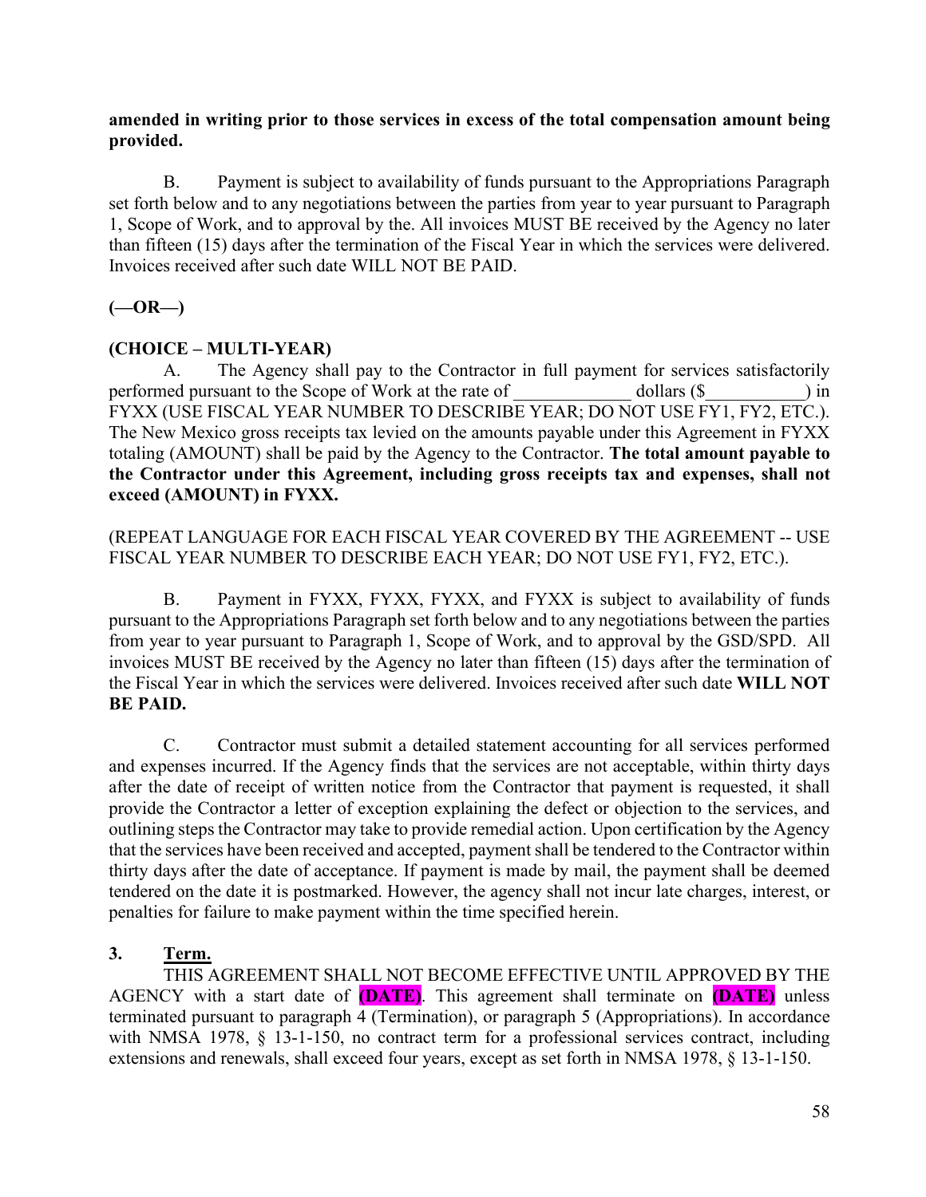**amended in writing prior to those services in excess of the total compensation amount being provided.**

B. Payment is subject to availability of funds pursuant to the Appropriations Paragraph set forth below and to any negotiations between the parties from year to year pursuant to Paragraph 1, Scope of Work, and to approval by the. All invoices MUST BE received by the Agency no later than fifteen (15) days after the termination of the Fiscal Year in which the services were delivered. Invoices received after such date WILL NOT BE PAID.

**(—OR—)**

**(CHOICE – MULTI-YEAR)**

A. The Agency shall pay to the Contractor in full payment for services satisfactorily performed pursuant to the Scope of Work at the rate of _____________ dollars ($___________) in FYXX (USE FISCAL YEAR NUMBER TO DESCRIBE YEAR; DO NOT USE FY1, FY2, ETC.). The New Mexico gross receipts tax levied on the amounts payable under this Agreement in FYXX totaling (AMOUNT) shall be paid by the Agency to the Contractor. **The total amount payable to the Contractor under this Agreement, including gross receipts tax and expenses, shall not exceed (AMOUNT) in FYXX.**

(REPEAT LANGUAGE FOR EACH FISCAL YEAR COVERED BY THE AGREEMENT -- USE FISCAL YEAR NUMBER TO DESCRIBE EACH YEAR; DO NOT USE FY1, FY2, ETC.).

B. Payment in FYXX, FYXX, FYXX, and FYXX is subject to availability of funds pursuant to the Appropriations Paragraph set forth below and to any negotiations between the parties from year to year pursuant to Paragraph 1, Scope of Work, and to approval by the GSD/SPD. All invoices MUST BE received by the Agency no later than fifteen (15) days after the termination of the Fiscal Year in which the services were delivered. Invoices received after such date **WILL NOT BE PAID.**

C. Contractor must submit a detailed statement accounting for all services performed and expenses incurred. If the Agency finds that the services are not acceptable, within thirty days after the date of receipt of written notice from the Contractor that payment is requested, it shall provide the Contractor a letter of exception explaining the defect or objection to the services, and outlining steps the Contractor may take to provide remedial action. Upon certification by the Agency that the services have been received and accepted, payment shall be tendered to the Contractor within thirty days after the date of acceptance. If payment is made by mail, the payment shall be deemed tendered on the date it is postmarked. However, the agency shall not incur late charges, interest, or penalties for failure to make payment within the time specified herein.

**3. Term.**

THIS AGREEMENT SHALL NOT BECOME EFFECTIVE UNTIL APPROVED BY THE AGENCY with a start date of **(DATE)**. This agreement shall terminate on **(DATE)** unless terminated pursuant to paragraph 4 (Termination), or paragraph 5 (Appropriations). In accordance with NMSA 1978, § 13-1-150, no contract term for a professional services contract, including extensions and renewals, shall exceed four years, except as set forth in NMSA 1978, § 13-1-150.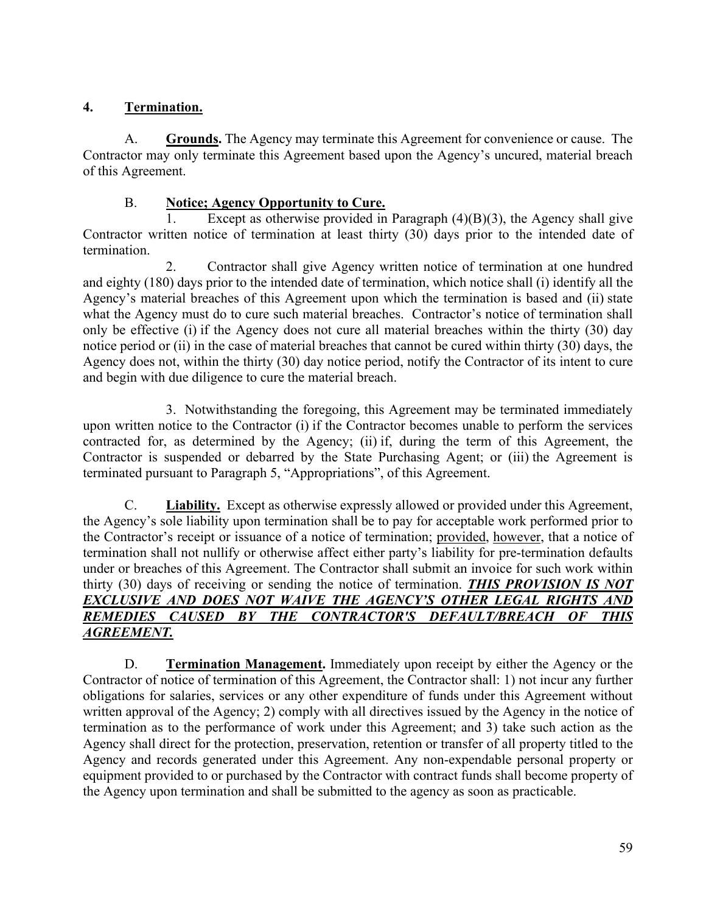## 4. **Termination.**

A. **Grounds.** The Agency may terminate this Agreement for convenience or cause. The Contractor may only terminate this Agreement based upon the Agency's uncured, material breach of this Agreement.

B. **Notice; Agency Opportunity to Cure.**

1. Except as otherwise provided in Paragraph (4)(B)(3), the Agency shall give Contractor written notice of termination at least thirty (30) days prior to the intended date of termination.

2. Contractor shall give Agency written notice of termination at one hundred and eighty (180) days prior to the intended date of termination, which notice shall (i) identify all the Agency's material breaches of this Agreement upon which the termination is based and (ii) state what the Agency must do to cure such material breaches. Contractor's notice of termination shall only be effective (i) if the Agency does not cure all material breaches within the thirty (30) day notice period or (ii) in the case of material breaches that cannot be cured within thirty (30) days, the Agency does not, within the thirty (30) day notice period, notify the Contractor of its intent to cure and begin with due diligence to cure the material breach.

3. Notwithstanding the foregoing, this Agreement may be terminated immediately upon written notice to the Contractor (i) if the Contractor becomes unable to perform the services contracted for, as determined by the Agency; (ii) if, during the term of this Agreement, the Contractor is suspended or debarred by the State Purchasing Agent; or (iii) the Agreement is terminated pursuant to Paragraph 5, "Appropriations", of this Agreement.

C. **Liability.** Except as otherwise expressly allowed or provided under this Agreement, the Agency's sole liability upon termination shall be to pay for acceptable work performed prior to the Contractor's receipt or issuance of a notice of termination; provided, however, that a notice of termination shall not nullify or otherwise affect either party's liability for pre-termination defaults under or breaches of this Agreement. The Contractor shall submit an invoice for such work within thirty (30) days of receiving or sending the notice of termination. ***THIS PROVISION IS NOT EXCLUSIVE AND DOES NOT WAIVE THE AGENCY'S OTHER LEGAL RIGHTS AND REMEDIES CAUSED BY THE CONTRACTOR'S DEFAULT/BREACH OF THIS AGREEMENT.***

D. **Termination Management.** Immediately upon receipt by either the Agency or the Contractor of notice of termination of this Agreement, the Contractor shall: 1) not incur any further obligations for salaries, services or any other expenditure of funds under this Agreement without written approval of the Agency; 2) comply with all directives issued by the Agency in the notice of termination as to the performance of work under this Agreement; and 3) take such action as the Agency shall direct for the protection, preservation, retention or transfer of all property titled to the Agency and records generated under this Agreement. Any non-expendable personal property or equipment provided to or purchased by the Contractor with contract funds shall become property of the Agency upon termination and shall be submitted to the agency as soon as practicable.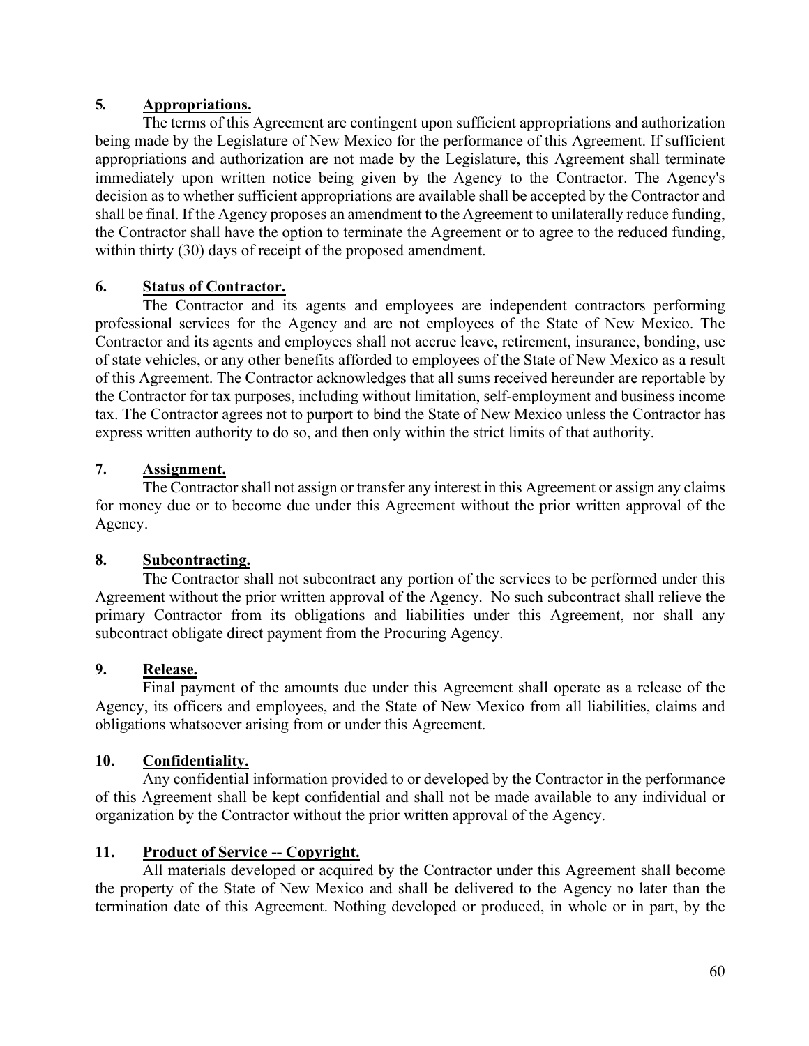**5. Appropriations.**

The terms of this Agreement are contingent upon sufficient appropriations and authorization being made by the Legislature of New Mexico for the performance of this Agreement. If sufficient appropriations and authorization are not made by the Legislature, this Agreement shall terminate immediately upon written notice being given by the Agency to the Contractor. The Agency's decision as to whether sufficient appropriations are available shall be accepted by the Contractor and shall be final. If the Agency proposes an amendment to the Agreement to unilaterally reduce funding, the Contractor shall have the option to terminate the Agreement or to agree to the reduced funding, within thirty (30) days of receipt of the proposed amendment.

**6. Status of Contractor.**

The Contractor and its agents and employees are independent contractors performing professional services for the Agency and are not employees of the State of New Mexico. The Contractor and its agents and employees shall not accrue leave, retirement, insurance, bonding, use of state vehicles, or any other benefits afforded to employees of the State of New Mexico as a result of this Agreement. The Contractor acknowledges that all sums received hereunder are reportable by the Contractor for tax purposes, including without limitation, self-employment and business income tax. The Contractor agrees not to purport to bind the State of New Mexico unless the Contractor has express written authority to do so, and then only within the strict limits of that authority.

**7. Assignment.**

The Contractor shall not assign or transfer any interest in this Agreement or assign any claims for money due or to become due under this Agreement without the prior written approval of the Agency.

**8. Subcontracting.**

The Contractor shall not subcontract any portion of the services to be performed under this Agreement without the prior written approval of the Agency. No such subcontract shall relieve the primary Contractor from its obligations and liabilities under this Agreement, nor shall any subcontract obligate direct payment from the Procuring Agency.

**9. Release.**

Final payment of the amounts due under this Agreement shall operate as a release of the Agency, its officers and employees, and the State of New Mexico from all liabilities, claims and obligations whatsoever arising from or under this Agreement.

**10. Confidentiality.**

Any confidential information provided to or developed by the Contractor in the performance of this Agreement shall be kept confidential and shall not be made available to any individual or organization by the Contractor without the prior written approval of the Agency.

**11. Product of Service -- Copyright.**

All materials developed or acquired by the Contractor under this Agreement shall become the property of the State of New Mexico and shall be delivered to the Agency no later than the termination date of this Agreement. Nothing developed or produced, in whole or in part, by the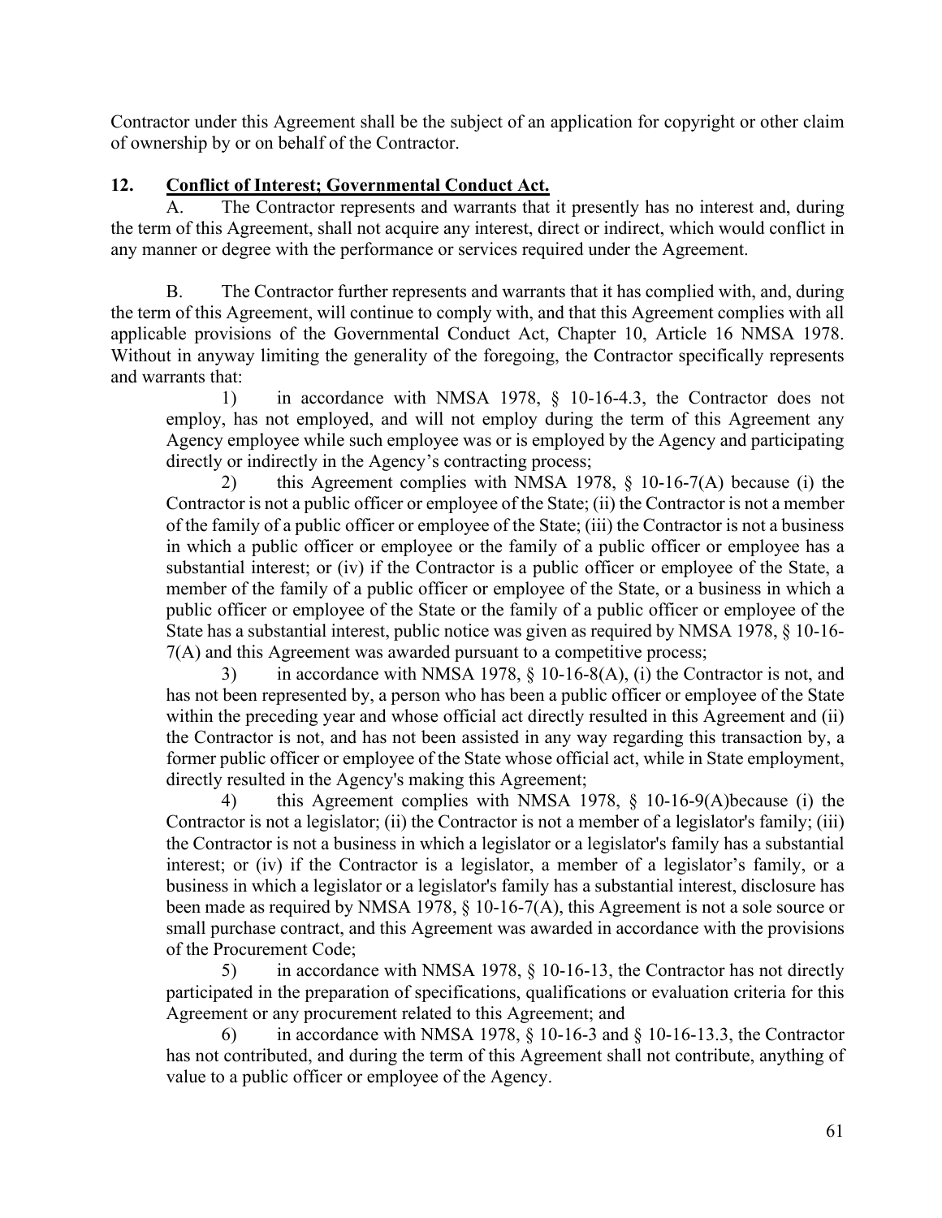Contractor under this Agreement shall be the subject of an application for copyright or other claim of ownership by or on behalf of the Contractor.

**12. Conflict of Interest; Governmental Conduct Act.**

A. The Contractor represents and warrants that it presently has no interest and, during the term of this Agreement, shall not acquire any interest, direct or indirect, which would conflict in any manner or degree with the performance or services required under the Agreement.

B. The Contractor further represents and warrants that it has complied with, and, during the term of this Agreement, will continue to comply with, and that this Agreement complies with all applicable provisions of the Governmental Conduct Act, Chapter 10, Article 16 NMSA 1978. Without in anyway limiting the generality of the foregoing, the Contractor specifically represents and warrants that:

1) in accordance with NMSA 1978, § 10-16-4.3, the Contractor does not employ, has not employed, and will not employ during the term of this Agreement any Agency employee while such employee was or is employed by the Agency and participating directly or indirectly in the Agency's contracting process;

2) this Agreement complies with NMSA 1978, § 10-16-7(A) because (i) the Contractor is not a public officer or employee of the State; (ii) the Contractor is not a member of the family of a public officer or employee of the State; (iii) the Contractor is not a business in which a public officer or employee or the family of a public officer or employee has a substantial interest; or (iv) if the Contractor is a public officer or employee of the State, a member of the family of a public officer or employee of the State, or a business in which a public officer or employee of the State or the family of a public officer or employee of the State has a substantial interest, public notice was given as required by NMSA 1978, § 10-16-7(A) and this Agreement was awarded pursuant to a competitive process;

3) in accordance with NMSA 1978, § 10-16-8(A), (i) the Contractor is not, and has not been represented by, a person who has been a public officer or employee of the State within the preceding year and whose official act directly resulted in this Agreement and (ii) the Contractor is not, and has not been assisted in any way regarding this transaction by, a former public officer or employee of the State whose official act, while in State employment, directly resulted in the Agency's making this Agreement;

4) this Agreement complies with NMSA 1978, § 10-16-9(A)because (i) the Contractor is not a legislator; (ii) the Contractor is not a member of a legislator's family; (iii) the Contractor is not a business in which a legislator or a legislator's family has a substantial interest; or (iv) if the Contractor is a legislator, a member of a legislator's family, or a business in which a legislator or a legislator's family has a substantial interest, disclosure has been made as required by NMSA 1978, § 10-16-7(A), this Agreement is not a sole source or small purchase contract, and this Agreement was awarded in accordance with the provisions of the Procurement Code;

5) in accordance with NMSA 1978, § 10-16-13, the Contractor has not directly participated in the preparation of specifications, qualifications or evaluation criteria for this Agreement or any procurement related to this Agreement; and

6) in accordance with NMSA 1978, § 10-16-3 and § 10-16-13.3, the Contractor has not contributed, and during the term of this Agreement shall not contribute, anything of value to a public officer or employee of the Agency.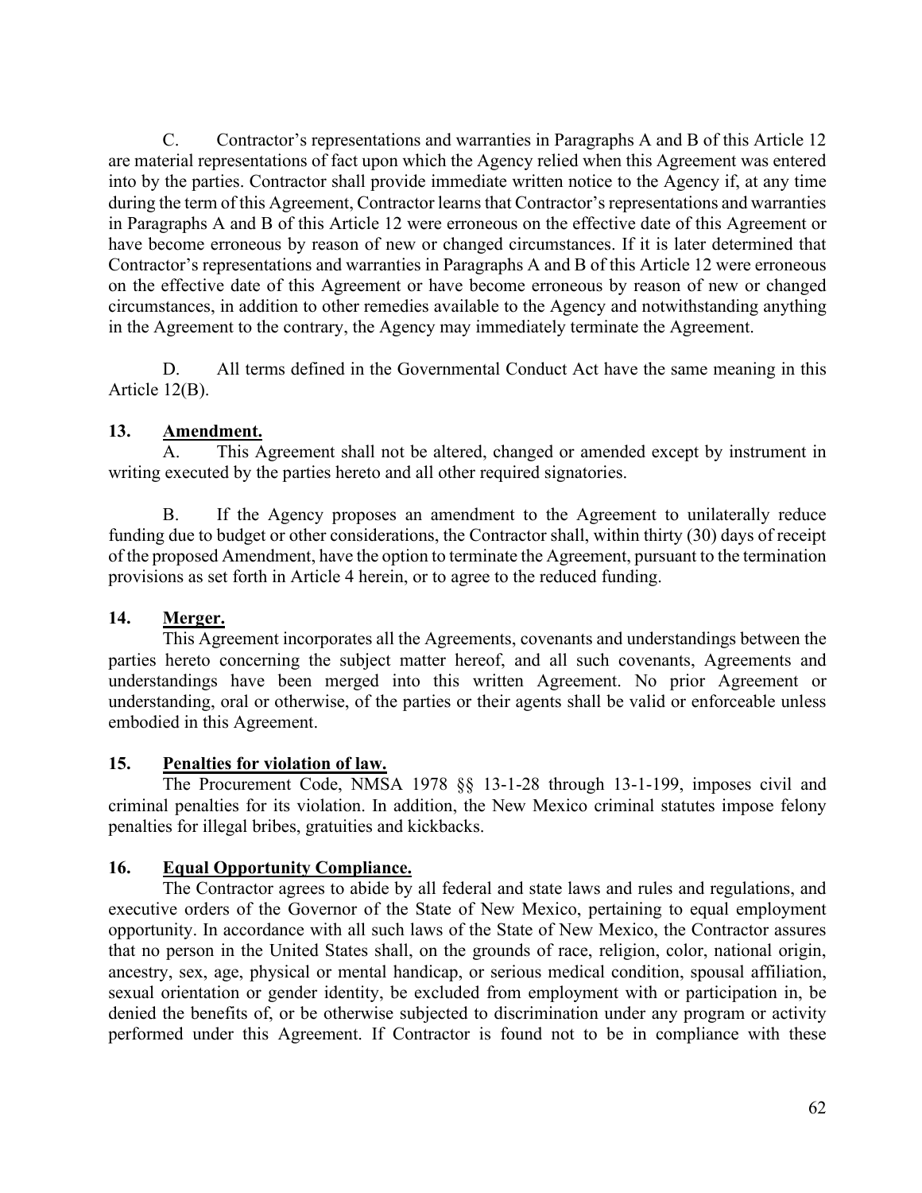C. Contractor's representations and warranties in Paragraphs A and B of this Article 12 are material representations of fact upon which the Agency relied when this Agreement was entered into by the parties. Contractor shall provide immediate written notice to the Agency if, at any time during the term of this Agreement, Contractor learns that Contractor's representations and warranties in Paragraphs A and B of this Article 12 were erroneous on the effective date of this Agreement or have become erroneous by reason of new or changed circumstances. If it is later determined that Contractor's representations and warranties in Paragraphs A and B of this Article 12 were erroneous on the effective date of this Agreement or have become erroneous by reason of new or changed circumstances, in addition to other remedies available to the Agency and notwithstanding anything in the Agreement to the contrary, the Agency may immediately terminate the Agreement.

D. All terms defined in the Governmental Conduct Act have the same meaning in this Article 12(B).

## 13. Amendment.

A. This Agreement shall not be altered, changed or amended except by instrument in writing executed by the parties hereto and all other required signatories.

B. If the Agency proposes an amendment to the Agreement to unilaterally reduce funding due to budget or other considerations, the Contractor shall, within thirty (30) days of receipt of the proposed Amendment, have the option to terminate the Agreement, pursuant to the termination provisions as set forth in Article 4 herein, or to agree to the reduced funding.

## 14. Merger.

This Agreement incorporates all the Agreements, covenants and understandings between the parties hereto concerning the subject matter hereof, and all such covenants, Agreements and understandings have been merged into this written Agreement. No prior Agreement or understanding, oral or otherwise, of the parties or their agents shall be valid or enforceable unless embodied in this Agreement.

## 15. Penalties for violation of law.

The Procurement Code, NMSA 1978 §§ 13-1-28 through 13-1-199, imposes civil and criminal penalties for its violation. In addition, the New Mexico criminal statutes impose felony penalties for illegal bribes, gratuities and kickbacks.

## 16. Equal Opportunity Compliance.

The Contractor agrees to abide by all federal and state laws and rules and regulations, and executive orders of the Governor of the State of New Mexico, pertaining to equal employment opportunity. In accordance with all such laws of the State of New Mexico, the Contractor assures that no person in the United States shall, on the grounds of race, religion, color, national origin, ancestry, sex, age, physical or mental handicap, or serious medical condition, spousal affiliation, sexual orientation or gender identity, be excluded from employment with or participation in, be denied the benefits of, or be otherwise subjected to discrimination under any program or activity performed under this Agreement. If Contractor is found not to be in compliance with these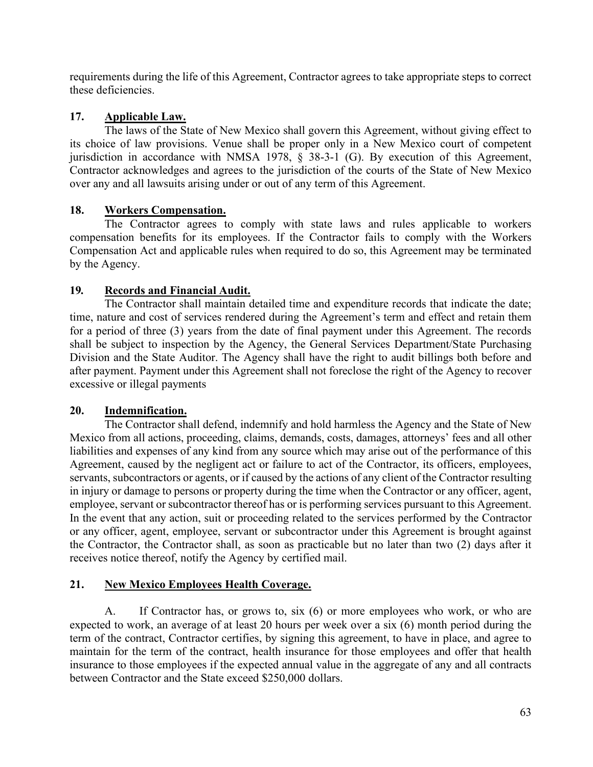requirements during the life of this Agreement, Contractor agrees to take appropriate steps to correct these deficiencies.

**17. Applicable Law.**

The laws of the State of New Mexico shall govern this Agreement, without giving effect to its choice of law provisions. Venue shall be proper only in a New Mexico court of competent jurisdiction in accordance with NMSA 1978, § 38-3-1 (G). By execution of this Agreement, Contractor acknowledges and agrees to the jurisdiction of the courts of the State of New Mexico over any and all lawsuits arising under or out of any term of this Agreement.

**18. Workers Compensation.**

The Contractor agrees to comply with state laws and rules applicable to workers compensation benefits for its employees. If the Contractor fails to comply with the Workers Compensation Act and applicable rules when required to do so, this Agreement may be terminated by the Agency.

**19. Records and Financial Audit.**

The Contractor shall maintain detailed time and expenditure records that indicate the date; time, nature and cost of services rendered during the Agreement's term and effect and retain them for a period of three (3) years from the date of final payment under this Agreement. The records shall be subject to inspection by the Agency, the General Services Department/State Purchasing Division and the State Auditor. The Agency shall have the right to audit billings both before and after payment. Payment under this Agreement shall not foreclose the right of the Agency to recover excessive or illegal payments

**20. Indemnification.**

The Contractor shall defend, indemnify and hold harmless the Agency and the State of New Mexico from all actions, proceeding, claims, demands, costs, damages, attorneys' fees and all other liabilities and expenses of any kind from any source which may arise out of the performance of this Agreement, caused by the negligent act or failure to act of the Contractor, its officers, employees, servants, subcontractors or agents, or if caused by the actions of any client of the Contractor resulting in injury or damage to persons or property during the time when the Contractor or any officer, agent, employee, servant or subcontractor thereof has or is performing services pursuant to this Agreement. In the event that any action, suit or proceeding related to the services performed by the Contractor or any officer, agent, employee, servant or subcontractor under this Agreement is brought against the Contractor, the Contractor shall, as soon as practicable but no later than two (2) days after it receives notice thereof, notify the Agency by certified mail.

**21. New Mexico Employees Health Coverage.**

A. If Contractor has, or grows to, six (6) or more employees who work, or who are expected to work, an average of at least 20 hours per week over a six (6) month period during the term of the contract, Contractor certifies, by signing this agreement, to have in place, and agree to maintain for the term of the contract, health insurance for those employees and offer that health insurance to those employees if the expected annual value in the aggregate of any and all contracts between Contractor and the State exceed $250,000 dollars.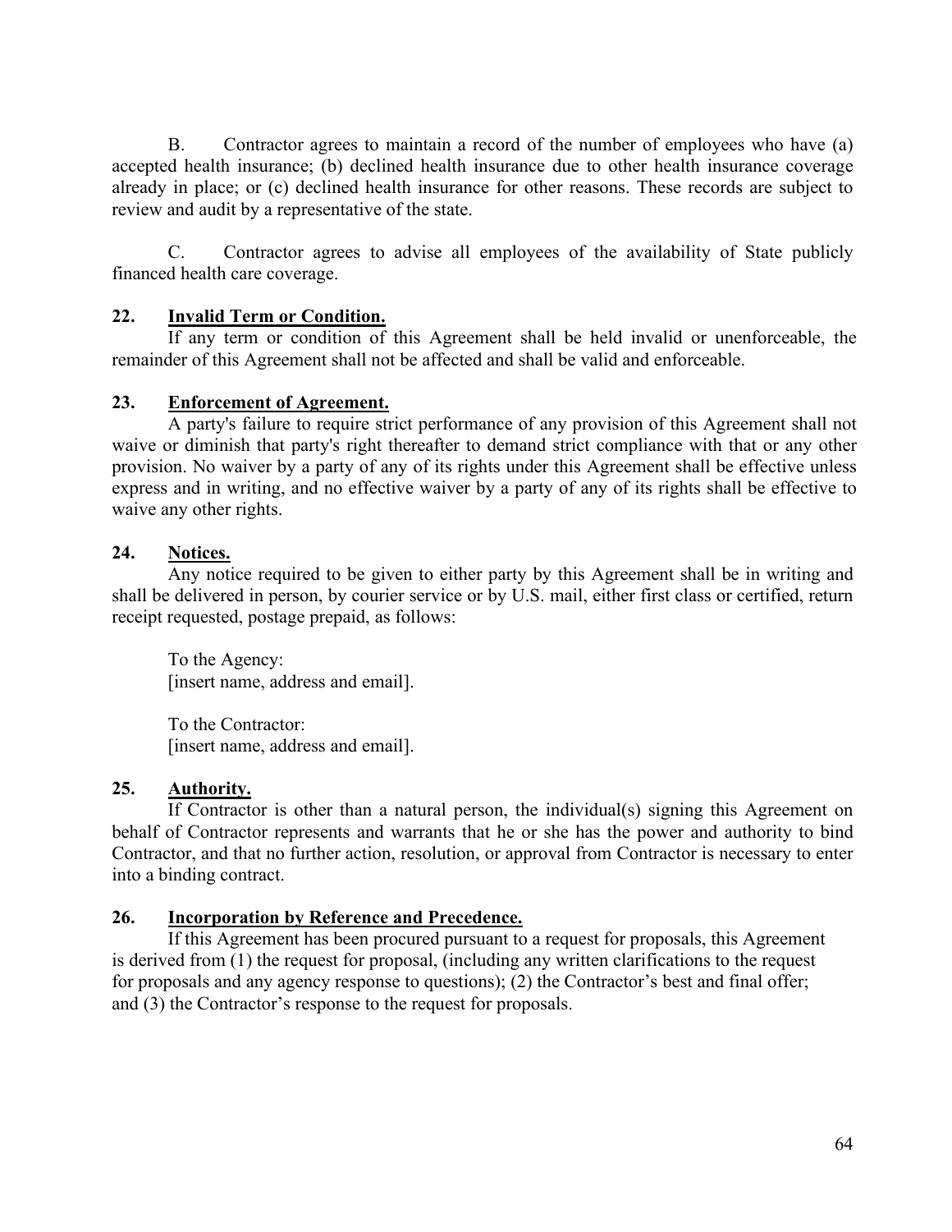B. Contractor agrees to maintain a record of the number of employees who have (a) accepted health insurance; (b) declined health insurance due to other health insurance coverage already in place; or (c) declined health insurance for other reasons. These records are subject to review and audit by a representative of the state.

C. Contractor agrees to advise all employees of the availability of State publicly financed health care coverage.

**22. Invalid Term or Condition.**

If any term or condition of this Agreement shall be held invalid or unenforceable, the remainder of this Agreement shall not be affected and shall be valid and enforceable.

**23. Enforcement of Agreement.**

A party's failure to require strict performance of any provision of this Agreement shall not waive or diminish that party's right thereafter to demand strict compliance with that or any other provision. No waiver by a party of any of its rights under this Agreement shall be effective unless express and in writing, and no effective waiver by a party of any of its rights shall be effective to waive any other rights.

**24. Notices.**

Any notice required to be given to either party by this Agreement shall be in writing and shall be delivered in person, by courier service or by U.S. mail, either first class or certified, return receipt requested, postage prepaid, as follows:

To the Agency:
[insert name, address and email].

To the Contractor:
[insert name, address and email].

**25. Authority.**

If Contractor is other than a natural person, the individual(s) signing this Agreement on behalf of Contractor represents and warrants that he or she has the power and authority to bind Contractor, and that no further action, resolution, or approval from Contractor is necessary to enter into a binding contract.

**26. Incorporation by Reference and Precedence.**

If this Agreement has been procured pursuant to a request for proposals, this Agreement is derived from (1) the request for proposal, (including any written clarifications to the request for proposals and any agency response to questions); (2) the Contractor's best and final offer; and (3) the Contractor's response to the request for proposals.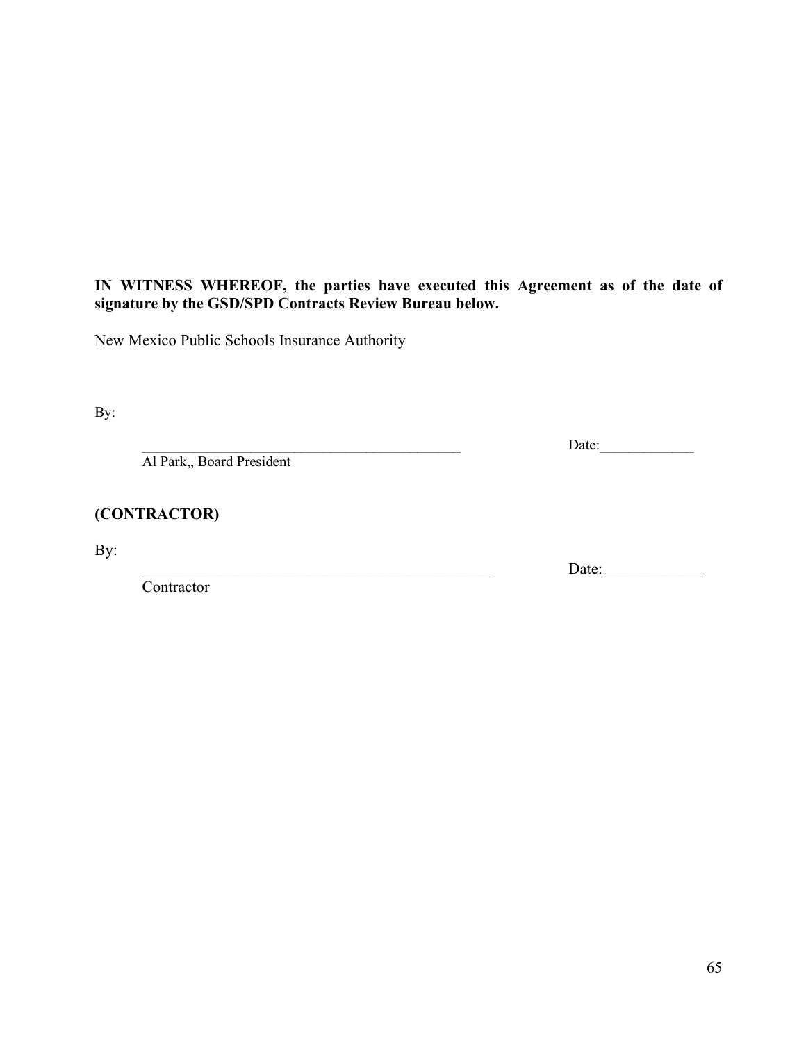**IN WITNESS WHEREOF, the parties have executed this Agreement as of the date of signature by the GSD/SPD Contracts Review Bureau below.**

New Mexico Public Schools Insurance Authority

By:

\_\_\_\_\_\_\_\_\_\_\_\_\_\_\_\_\_\_\_\_\_\_\_\_\_\_\_\_\_\_\_\_\_\_\_\_\_\_\_\_\_\_\_\_\_ Date:\_\_\_\_\_\_\_\_\_\_\_\_\_

Al Park,, Board President

**(CONTRACTOR)**

By:

\_\_\_\_\_\_\_\_\_\_\_\_\_\_\_\_\_\_\_\_\_\_\_\_\_\_\_\_\_\_\_\_\_\_\_\_\_\_\_\_\_\_\_\_\_ Date:\_\_\_\_\_\_\_\_\_\_\_\_\_

Contractor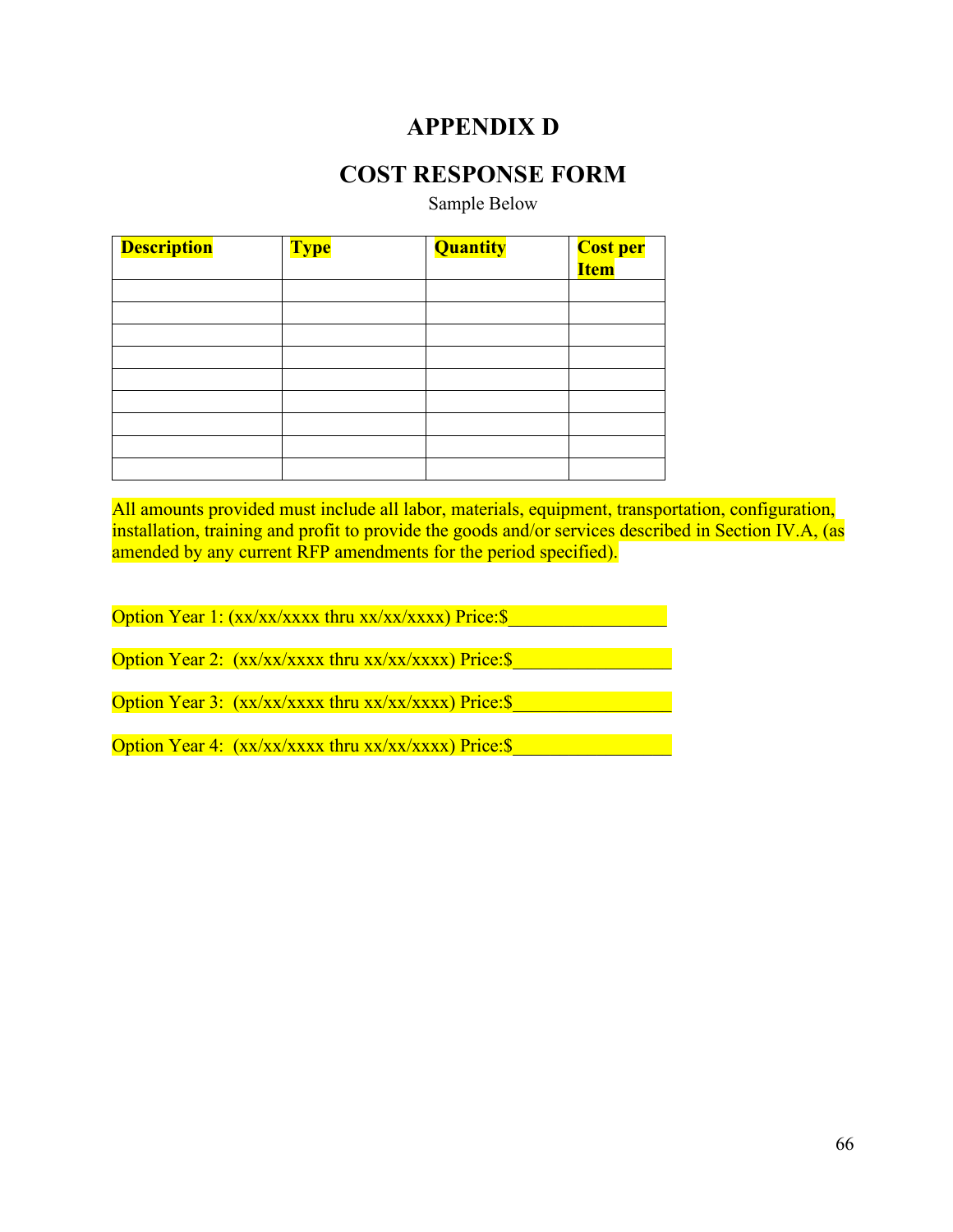# APPENDIX D

## COST RESPONSE FORM

Sample Below

| Description | Type | Quantity | Cost per Item |
| --- | --- | --- | --- |
| | | | |
| | | | |
| | | | |
| | | | |
| | | | |
| | | | |
| | | | |
| | | | |
| | | | |

All amounts provided must include all labor, materials, equipment, transportation, configuration, installation, training and profit to provide the goods and/or services described in Section IV.A, (as amended by any current RFP amendments for the period specified).

Option Year 1: (xx/xx/xxxx thru xx/xx/xxxx) Price:$_________________

Option Year 2: (xx/xx/xxxx thru xx/xx/xxxx) Price:$_________________

Option Year 3: (xx/xx/xxxx thru xx/xx/xxxx) Price:$_________________

Option Year 4: (xx/xx/xxxx thru xx/xx/xxxx) Price:$_________________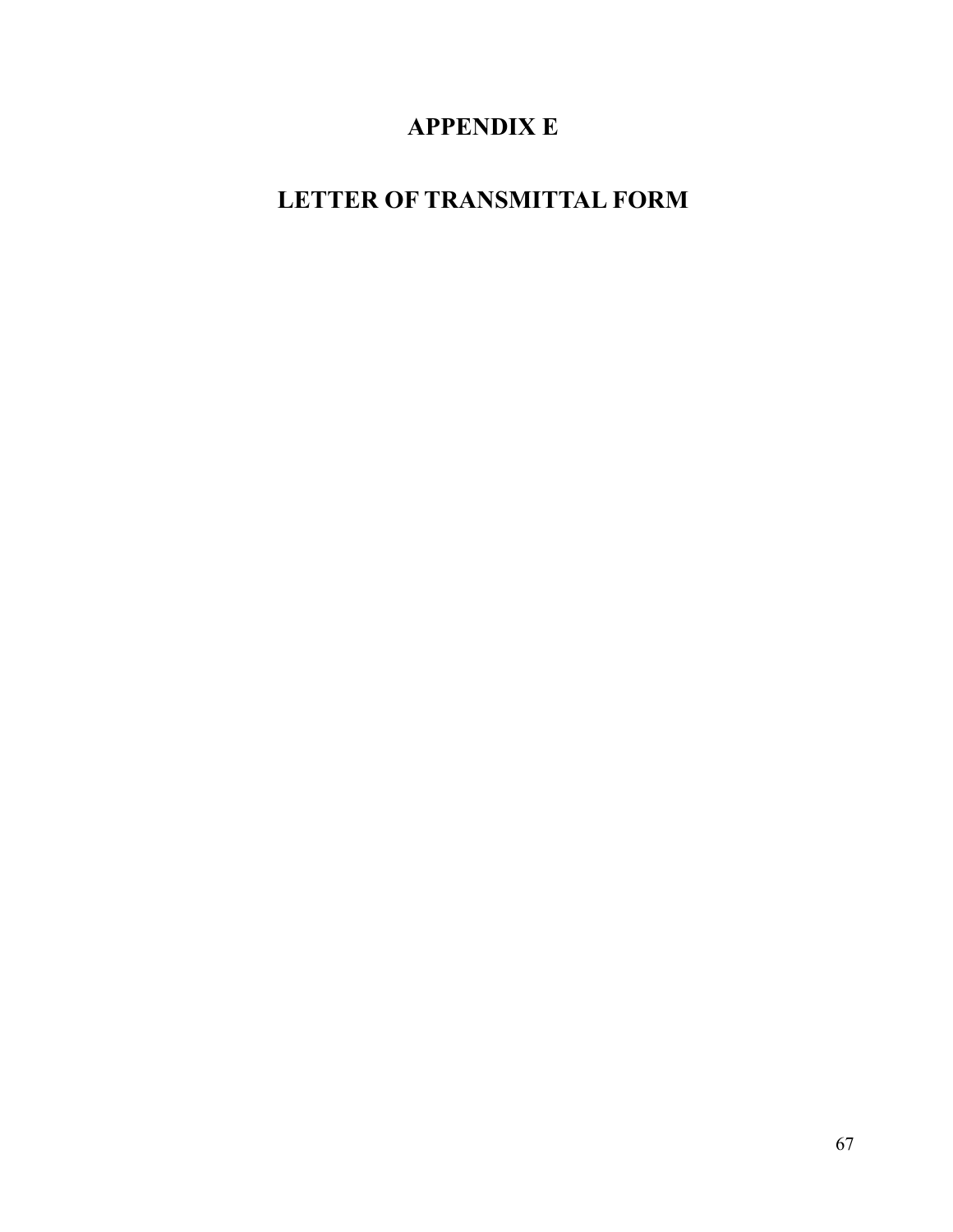# APPENDIX E

# LETTER OF TRANSMITTAL FORM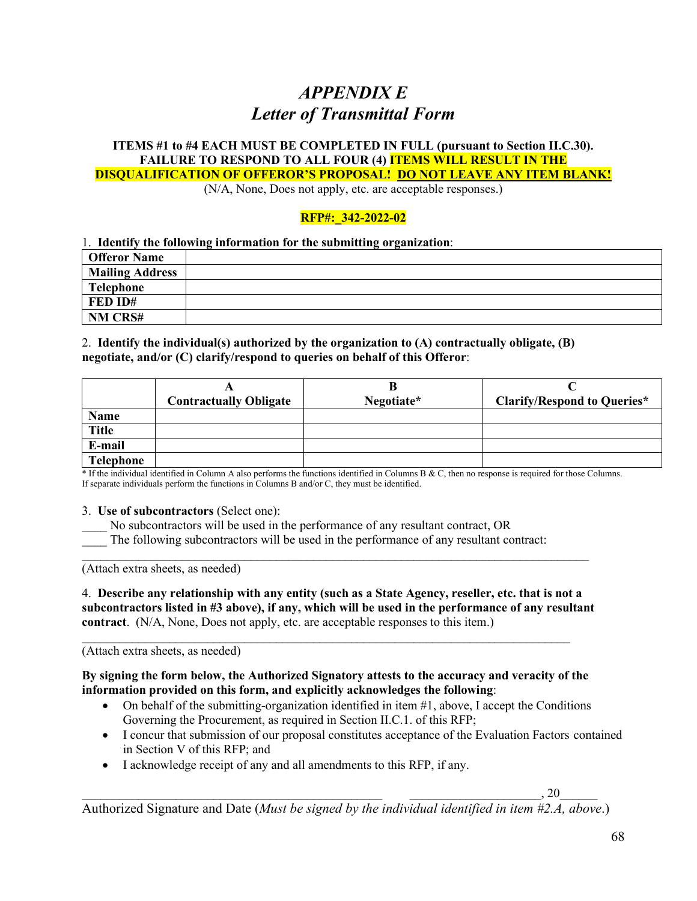# *APPENDIX E*
# *Letter of Transmittal Form*

**ITEMS #1 to #4 EACH MUST BE COMPLETED IN FULL (pursuant to Section II.C.30). FAILURE TO RESPOND TO ALL FOUR (4) ITEMS WILL RESULT IN THE DISQUALIFICATION OF OFFEROR'S PROPOSAL! DO NOT LEAVE ANY ITEM BLANK!**

(N/A, None, Does not apply, etc. are acceptable responses.)

**RFP#:_342-2022-02**

1. **Identify the following information for the submitting organization**:

| | |
|---|---|
| **Offeror Name** | |
| **Mailing Address** | |
| **Telephone** | |
| **FED ID#** | |
| **NM CRS#** | |

2. **Identify the individual(s) authorized by the organization to (A) contractually obligate, (B) negotiate, and/or (C) clarify/respond to queries on behalf of this Offeror**:

| | **A** **Contractually Obligate** | **B** **Negotiate*** | **C** **Clarify/Respond to Queries*** |
|---|---|---|---|
| **Name** | | | |
| **Title** | | | |
| **E-mail** | | | |
| **Telephone** | | | |

\* If the individual identified in Column A also performs the functions identified in Columns B & C, then no response is required for those Columns. If separate individuals perform the functions in Columns B and/or C, they must be identified.

3. **Use of subcontractors** (Select one):

____ No subcontractors will be used in the performance of any resultant contract, OR

____ The following subcontractors will be used in the performance of any resultant contract:

________________________________________________________________________________

(Attach extra sheets, as needed)

4. **Describe any relationship with any entity (such as a State Agency, reseller, etc. that is not a subcontractors listed in #3 above), if any, which will be used in the performance of any resultant contract**. (N/A, None, Does not apply, etc. are acceptable responses to this item.)

________________________________________________________________________________

(Attach extra sheets, as needed)

**By signing the form below, the Authorized Signatory attests to the accuracy and veracity of the information provided on this form, and explicitly acknowledges the following**:

- On behalf of the submitting-organization identified in item #1, above, I accept the Conditions Governing the Procurement, as required in Section II.C.1. of this RFP;
- I concur that submission of our proposal constitutes acceptance of the Evaluation Factors contained in Section V of this RFP; and
- I acknowledge receipt of any and all amendments to this RFP, if any.

______________________________________________ ____________________, 20______

Authorized Signature and Date (*Must be signed by the individual identified in item #2.A, above*.)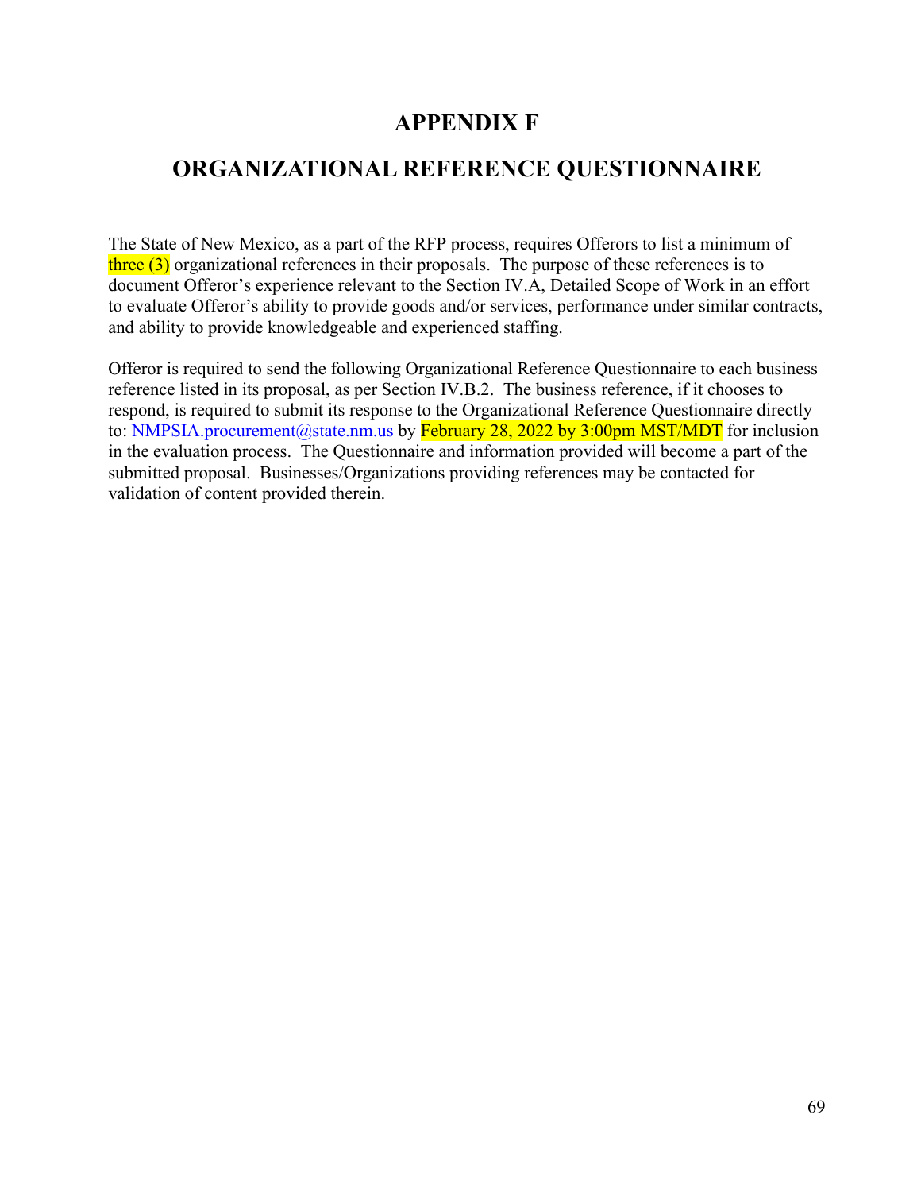# APPENDIX F

# ORGANIZATIONAL REFERENCE QUESTIONNAIRE

The State of New Mexico, as a part of the RFP process, requires Offerors to list a minimum of three (3) organizational references in their proposals. The purpose of these references is to document Offeror's experience relevant to the Section IV.A, Detailed Scope of Work in an effort to evaluate Offeror's ability to provide goods and/or services, performance under similar contracts, and ability to provide knowledgeable and experienced staffing.

Offeror is required to send the following Organizational Reference Questionnaire to each business reference listed in its proposal, as per Section IV.B.2. The business reference, if it chooses to respond, is required to submit its response to the Organizational Reference Questionnaire directly to: NMPSIA.procurement@state.nm.us by February 28, 2022 by 3:00pm MST/MDT for inclusion in the evaluation process. The Questionnaire and information provided will become a part of the submitted proposal. Businesses/Organizations providing references may be contacted for validation of content provided therein.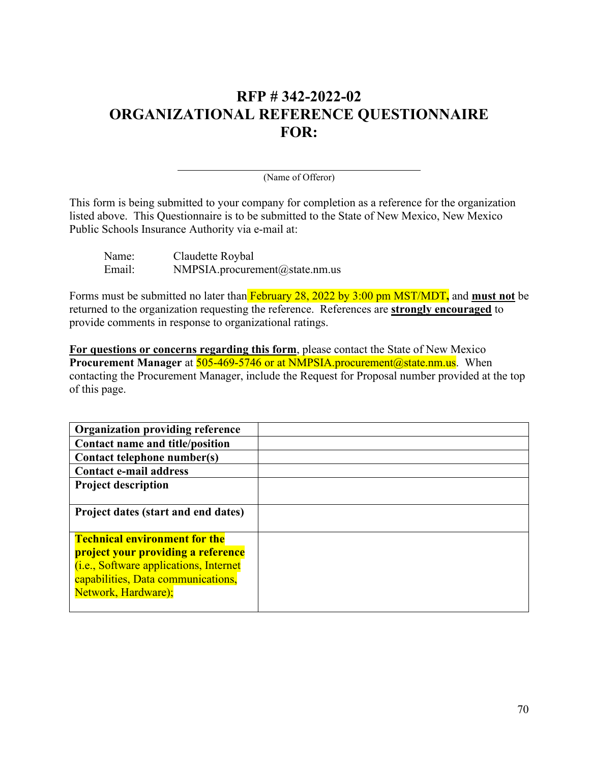# RFP # 342-2022-02
# ORGANIZATIONAL REFERENCE QUESTIONNAIRE FOR:

\_\_\_\_\_\_\_\_\_\_\_\_\_\_\_\_\_\_\_\_\_\_\_\_\_\_\_\_\_\_\_\_\_\_\_\_\_\_\_\_
(Name of Offeror)

This form is being submitted to your company for completion as a reference for the organization listed above. This Questionnaire is to be submitted to the State of New Mexico, New Mexico Public Schools Insurance Authority via e-mail at:

Name: Claudette Roybal
Email: NMPSIA.procurement@state.nm.us

Forms must be submitted no later than February 28, 2022 by 3:00 pm MST/MDT**,** and **must not** be returned to the organization requesting the reference. References are **strongly encouraged** to provide comments in response to organizational ratings.

**For questions or concerns regarding this form**, please contact the State of New Mexico **Procurement Manager** at 505-469-5746 or at NMPSIA.procurement@state.nm.us. When contacting the Procurement Manager, include the Request for Proposal number provided at the top of this page.

| | |
|---|---|
| **Organization providing reference** | |
| **Contact name and title/position** | |
| **Contact telephone number(s)** | |
| **Contact e-mail address** | |
| **Project description** | |
| **Project dates (start and end dates)** | |
| **Technical environment for the project your providing a reference** (i.e., Software applications, Internet capabilities, Data communications, Network, Hardware); | |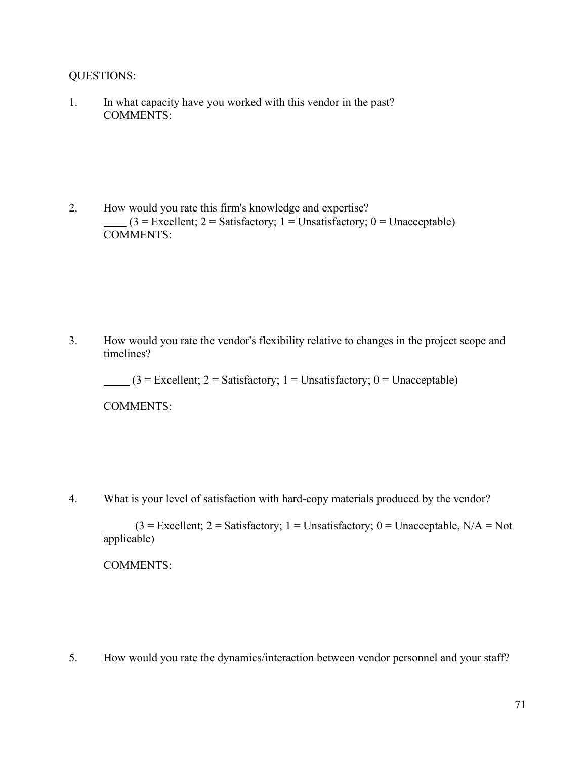QUESTIONS:

1. In what capacity have you worked with this vendor in the past?
   COMMENTS:

2. How would you rate this firm's knowledge and expertise?
   ____ (3 = Excellent; 2 = Satisfactory; 1 = Unsatisfactory; 0 = Unacceptable)
   COMMENTS:

3. How would you rate the vendor's flexibility relative to changes in the project scope and timelines?

   _____ (3 = Excellent; 2 = Satisfactory; 1 = Unsatisfactory; 0 = Unacceptable)

   COMMENTS:

4. What is your level of satisfaction with hard-copy materials produced by the vendor?

   _____ (3 = Excellent; 2 = Satisfactory; 1 = Unsatisfactory; 0 = Unacceptable, N/A = Not applicable)

   COMMENTS:

5. How would you rate the dynamics/interaction between vendor personnel and your staff?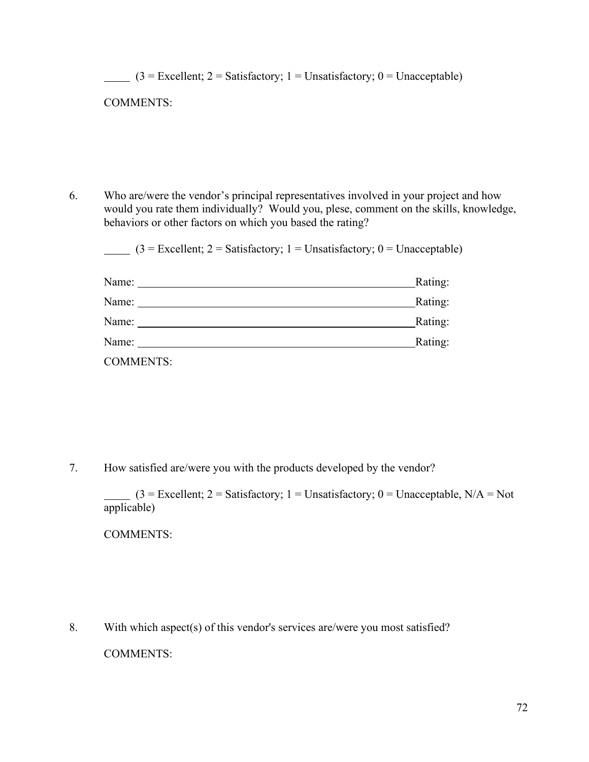_____ (3 = Excellent; 2 = Satisfactory; 1 = Unsatisfactory; 0 = Unacceptable)

COMMENTS:

6. Who are/were the vendor's principal representatives involved in your project and how would you rate them individually? Would you, plese, comment on the skills, knowledge, behaviors or other factors on which you based the rating?

   _____ (3 = Excellent; 2 = Satisfactory; 1 = Unsatisfactory; 0 = Unacceptable)

   Name: ______________________________________________ Rating:

   Name: ______________________________________________ Rating:

   Name: ______________________________________________ Rating:

   Name: ______________________________________________ Rating:

   COMMENTS:

7. How satisfied are/were you with the products developed by the vendor?

   _____ (3 = Excellent; 2 = Satisfactory; 1 = Unsatisfactory; 0 = Unacceptable, N/A = Not applicable)

   COMMENTS:

8. With which aspect(s) of this vendor's services are/were you most satisfied?

   COMMENTS: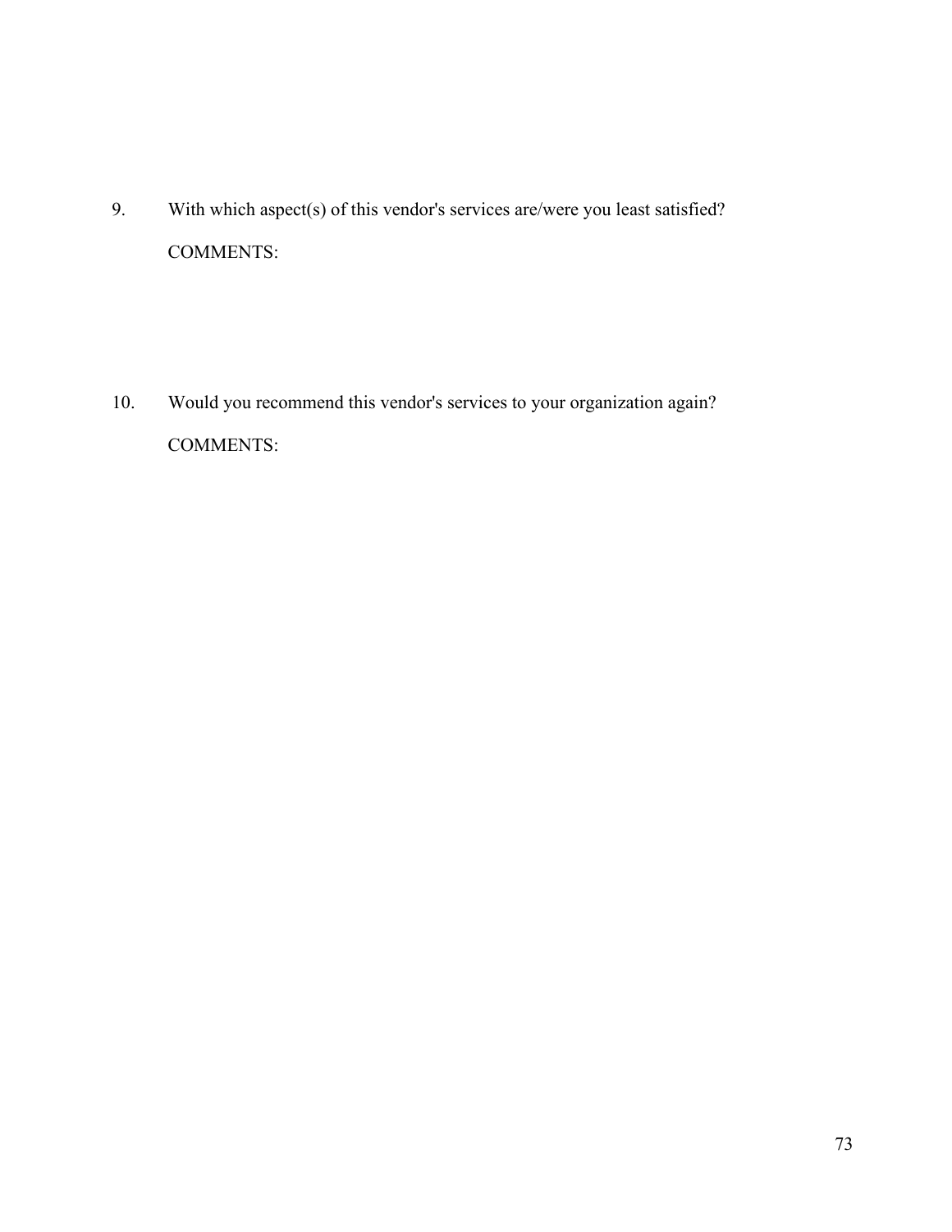9. With which aspect(s) of this vendor's services are/were you least satisfied?

   COMMENTS:

10. Would you recommend this vendor's services to your organization again?

    COMMENTS: